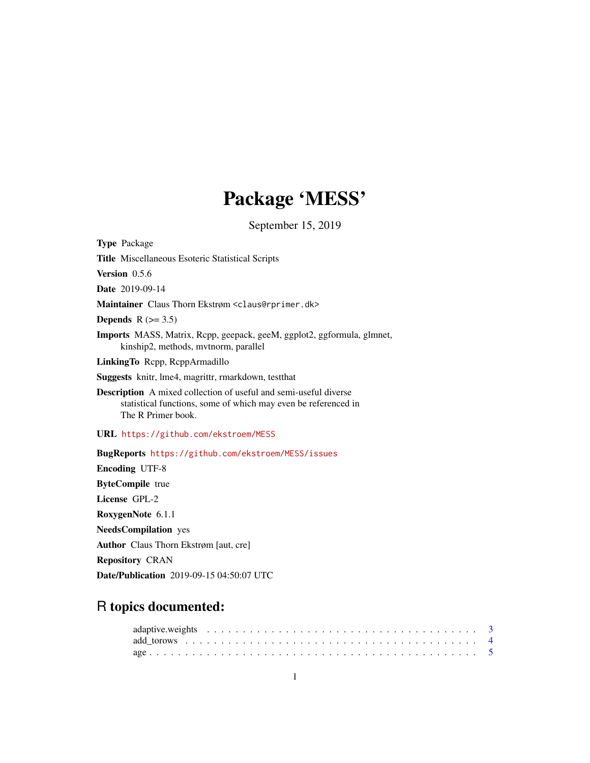# Package 'MESS'

September 15, 2019

**Type** Package

**Title** Miscellaneous Esoteric Statistical Scripts

**Version** 0.5.6

**Date** 2019-09-14

**Maintainer** Claus Thorn Ekstrøm <claus@rprimer.dk>

**Depends** R (>= 3.5)

**Imports** MASS, Matrix, Rcpp, geepack, geeM, ggplot2, ggformula, glmnet, kinship2, methods, mvtnorm, parallel

**LinkingTo** Rcpp, RcppArmadillo

**Suggests** knitr, lme4, magrittr, rmarkdown, testthat

**Description** A mixed collection of useful and semi-useful diverse statistical functions, some of which may even be referenced in The R Primer book.

**URL** https://github.com/ekstroem/MESS

**BugReports** https://github.com/ekstroem/MESS/issues

**Encoding** UTF-8

**ByteCompile** true

**License** GPL-2

**RoxygenNote** 6.1.1

**NeedsCompilation** yes

**Author** Claus Thorn Ekstrøm [aut, cre]

**Repository** CRAN

**Date/Publication** 2019-09-15 04:50:07 UTC

## R topics documented:

adaptive.weights . . . . . . . . . . . . . . . . . . . . . . . . . . . . . . . . . . . . . . 3
add_torows . . . . . . . . . . . . . . . . . . . . . . . . . . . . . . . . . . . . . . . . . . 4
age . . . . . . . . . . . . . . . . . . . . . . . . . . . . . . . . . . . . . . . . . . . . . . . 5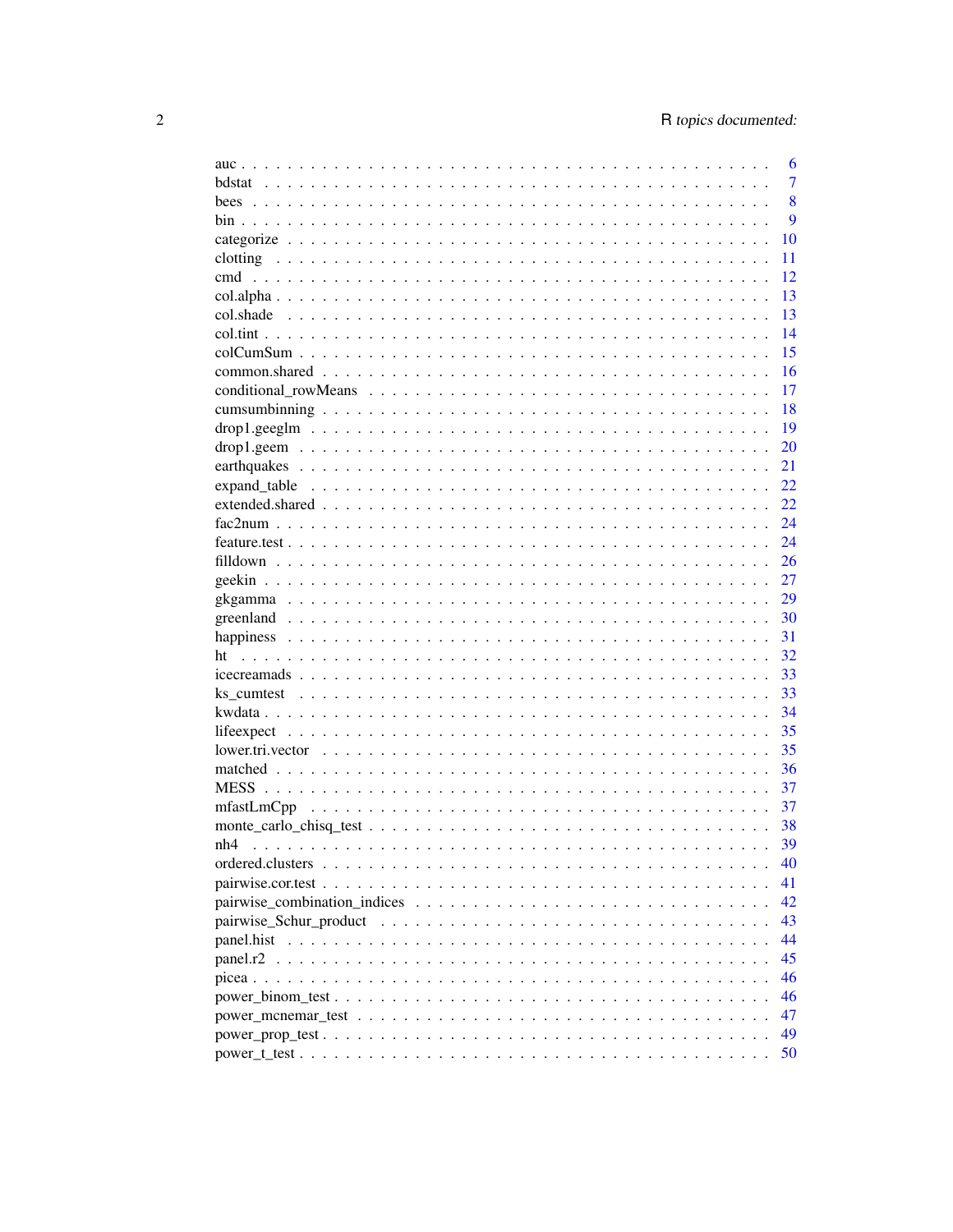auc . . . . . . . . . . . . . . . . . . . . . . . . . . . . . . . . . . . . . . . . . . . 6
bdstat . . . . . . . . . . . . . . . . . . . . . . . . . . . . . . . . . . . . . . . . . 7
bees . . . . . . . . . . . . . . . . . . . . . . . . . . . . . . . . . . . . . . . . . . 8
bin . . . . . . . . . . . . . . . . . . . . . . . . . . . . . . . . . . . . . . . . . . . 9
categorize . . . . . . . . . . . . . . . . . . . . . . . . . . . . . . . . . . . . . . . 10
clotting . . . . . . . . . . . . . . . . . . . . . . . . . . . . . . . . . . . . . . . . 11
cmd . . . . . . . . . . . . . . . . . . . . . . . . . . . . . . . . . . . . . . . . . . 12
col.alpha . . . . . . . . . . . . . . . . . . . . . . . . . . . . . . . . . . . . . . . 13
col.shade . . . . . . . . . . . . . . . . . . . . . . . . . . . . . . . . . . . . . . . 13
col.tint . . . . . . . . . . . . . . . . . . . . . . . . . . . . . . . . . . . . . . . . 14
colCumSum . . . . . . . . . . . . . . . . . . . . . . . . . . . . . . . . . . . . . . 15
common.shared . . . . . . . . . . . . . . . . . . . . . . . . . . . . . . . . . . . . 16
conditional_rowMeans . . . . . . . . . . . . . . . . . . . . . . . . . . . . . . . . 17
cumsumbinning . . . . . . . . . . . . . . . . . . . . . . . . . . . . . . . . . . . . 18
drop1.geeglm . . . . . . . . . . . . . . . . . . . . . . . . . . . . . . . . . . . . . 19
drop1.geem . . . . . . . . . . . . . . . . . . . . . . . . . . . . . . . . . . . . . . 20
earthquakes . . . . . . . . . . . . . . . . . . . . . . . . . . . . . . . . . . . . . 21
expand_table . . . . . . . . . . . . . . . . . . . . . . . . . . . . . . . . . . . . . 22
extended.shared . . . . . . . . . . . . . . . . . . . . . . . . . . . . . . . . . . . 22
fac2num . . . . . . . . . . . . . . . . . . . . . . . . . . . . . . . . . . . . . . . . 24
feature.test . . . . . . . . . . . . . . . . . . . . . . . . . . . . . . . . . . . . . 24
filldown . . . . . . . . . . . . . . . . . . . . . . . . . . . . . . . . . . . . . . . . 26
geekin . . . . . . . . . . . . . . . . . . . . . . . . . . . . . . . . . . . . . . . . . 27
gkgamma . . . . . . . . . . . . . . . . . . . . . . . . . . . . . . . . . . . . . . . . 29
greenland . . . . . . . . . . . . . . . . . . . . . . . . . . . . . . . . . . . . . . . 30
happiness . . . . . . . . . . . . . . . . . . . . . . . . . . . . . . . . . . . . . . . 31
ht . . . . . . . . . . . . . . . . . . . . . . . . . . . . . . . . . . . . . . . . . . . 32
icecreamads . . . . . . . . . . . . . . . . . . . . . . . . . . . . . . . . . . . . . . 33
ks_cumtest . . . . . . . . . . . . . . . . . . . . . . . . . . . . . . . . . . . . . . 33
kwdata . . . . . . . . . . . . . . . . . . . . . . . . . . . . . . . . . . . . . . . . . 34
lifeexpect . . . . . . . . . . . . . . . . . . . . . . . . . . . . . . . . . . . . . . . 35
lower.tri.vector . . . . . . . . . . . . . . . . . . . . . . . . . . . . . . . . . . . 35
matched . . . . . . . . . . . . . . . . . . . . . . . . . . . . . . . . . . . . . . . . 36
MESS . . . . . . . . . . . . . . . . . . . . . . . . . . . . . . . . . . . . . . . . . . 37
mfastLmCpp . . . . . . . . . . . . . . . . . . . . . . . . . . . . . . . . . . . . . . 37
monte_carlo_chisq_test . . . . . . . . . . . . . . . . . . . . . . . . . . . . . . . 38
nh4 . . . . . . . . . . . . . . . . . . . . . . . . . . . . . . . . . . . . . . . . . . . 39
ordered.clusters . . . . . . . . . . . . . . . . . . . . . . . . . . . . . . . . . . . 40
pairwise.cor.test . . . . . . . . . . . . . . . . . . . . . . . . . . . . . . . . . . 41
pairwise_combination_indices . . . . . . . . . . . . . . . . . . . . . . . . . . . 42
pairwise_Schur_product . . . . . . . . . . . . . . . . . . . . . . . . . . . . . . . 43
panel.hist . . . . . . . . . . . . . . . . . . . . . . . . . . . . . . . . . . . . . . . 44
panel.r2 . . . . . . . . . . . . . . . . . . . . . . . . . . . . . . . . . . . . . . . . 45
picea . . . . . . . . . . . . . . . . . . . . . . . . . . . . . . . . . . . . . . . . . . 46
power_binom_test . . . . . . . . . . . . . . . . . . . . . . . . . . . . . . . . . . . 46
power_mcnemar_test . . . . . . . . . . . . . . . . . . . . . . . . . . . . . . . . . 47
power_prop_test . . . . . . . . . . . . . . . . . . . . . . . . . . . . . . . . . . . . 49
power_t_test . . . . . . . . . . . . . . . . . . . . . . . . . . . . . . . . . . . . . . 50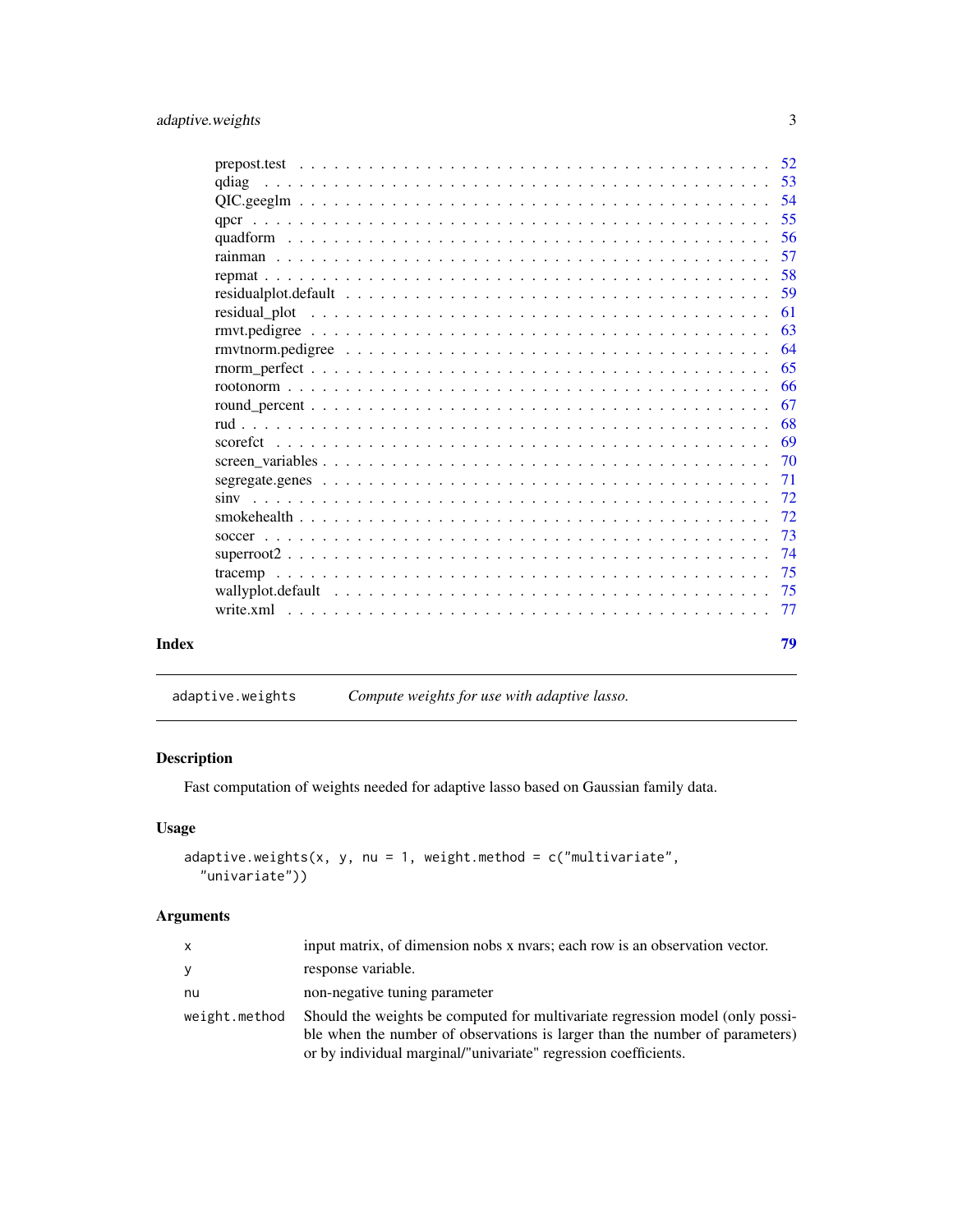| | |
|---|---|
| prepost.test | 52 |
| qdiag | 53 |
| QIC.geeglm | 54 |
| qpcr | 55 |
| quadform | 56 |
| rainman | 57 |
| repmat | 58 |
| residualplot.default | 59 |
| residual_plot | 61 |
| rmvt.pedigree | 63 |
| rmvtnorm.pedigree | 64 |
| rnorm_perfect | 65 |
| rootonorm | 66 |
| round_percent | 67 |
| rud | 68 |
| scorefct | 69 |
| screen_variables | 70 |
| segregate.genes | 71 |
| sinv | 72 |
| smokehealth | 72 |
| soccer | 73 |
| superroot2 | 74 |
| tracemp | 75 |
| wallyplot.default | 75 |
| write.xml | 77 |

**Index** 79

---

`adaptive.weights` *Compute weights for use with adaptive lasso.*

## Description

Fast computation of weights needed for adaptive lasso based on Gaussian family data.

## Usage

```
adaptive.weights(x, y, nu = 1, weight.method = c("multivariate",
  "univariate"))
```

## Arguments

| | |
|---|---|
| `x` | input matrix, of dimension nobs x nvars; each row is an observation vector. |
| `y` | response variable. |
| `nu` | non-negative tuning parameter |
| `weight.method` | Should the weights be computed for multivariate regression model (only possible when the number of observations is larger than the number of parameters) or by individual marginal/"univariate" regression coefficients. |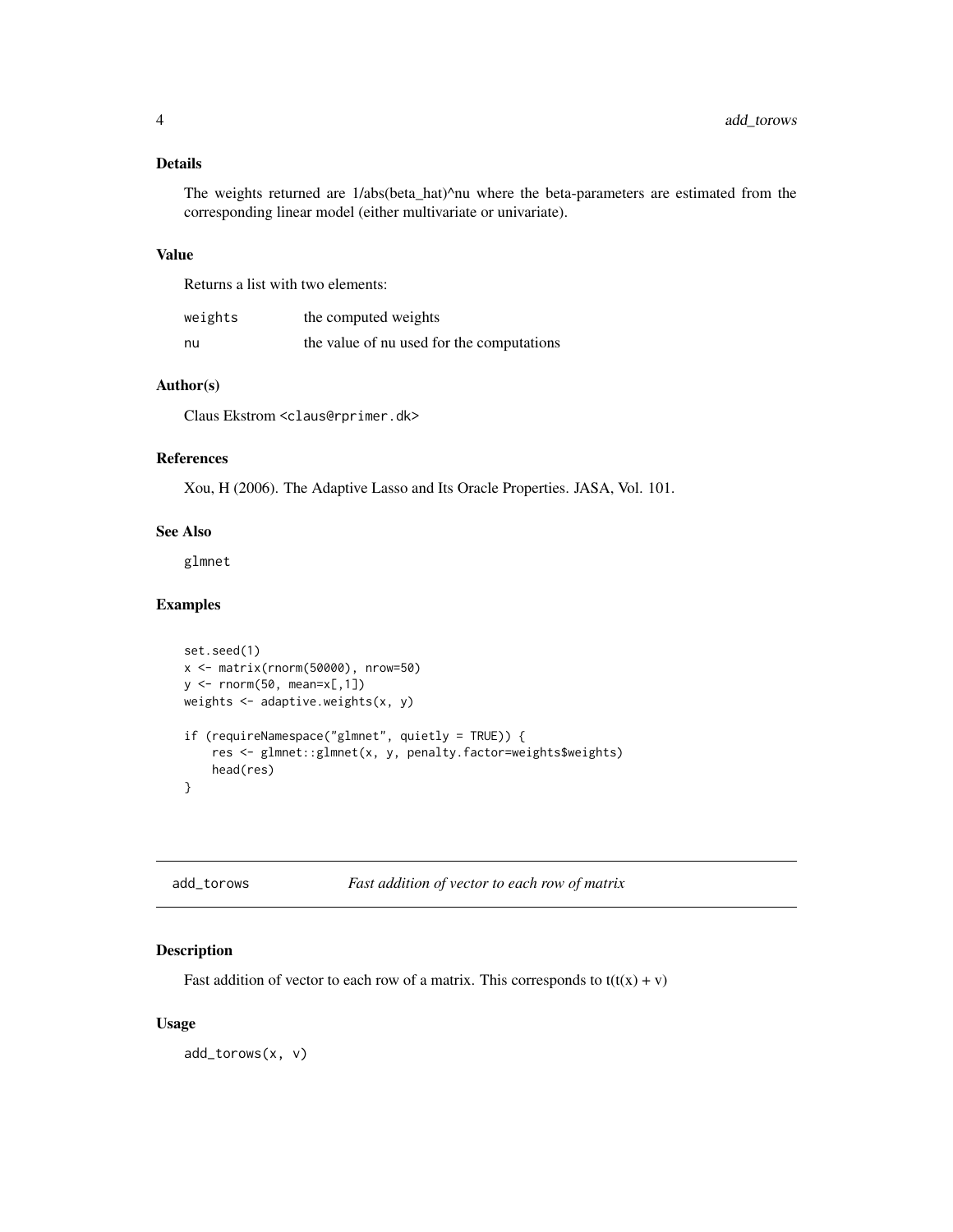### Details

The weights returned are 1/abs(beta_hat)^nu where the beta-parameters are estimated from the corresponding linear model (either multivariate or univariate).

### Value

Returns a list with two elements:

| | |
|---|---|
| weights | the computed weights |
| nu | the value of nu used for the computations |

### Author(s)

Claus Ekstrom <claus@rprimer.dk>

### References

Xou, H (2006). The Adaptive Lasso and Its Oracle Properties. JASA, Vol. 101.

### See Also

glmnet

### Examples

```
set.seed(1)
x <- matrix(rnorm(50000), nrow=50)
y <- rnorm(50, mean=x[,1])
weights <- adaptive.weights(x, y)

if (requireNamespace("glmnet", quietly = TRUE)) {
    res <- glmnet::glmnet(x, y, penalty.factor=weights$weights)
    head(res)
}
```

---

## add_torows — *Fast addition of vector to each row of matrix*

### Description

Fast addition of vector to each row of a matrix. This corresponds to t(t(x) + v)

### Usage

```
add_torows(x, v)
```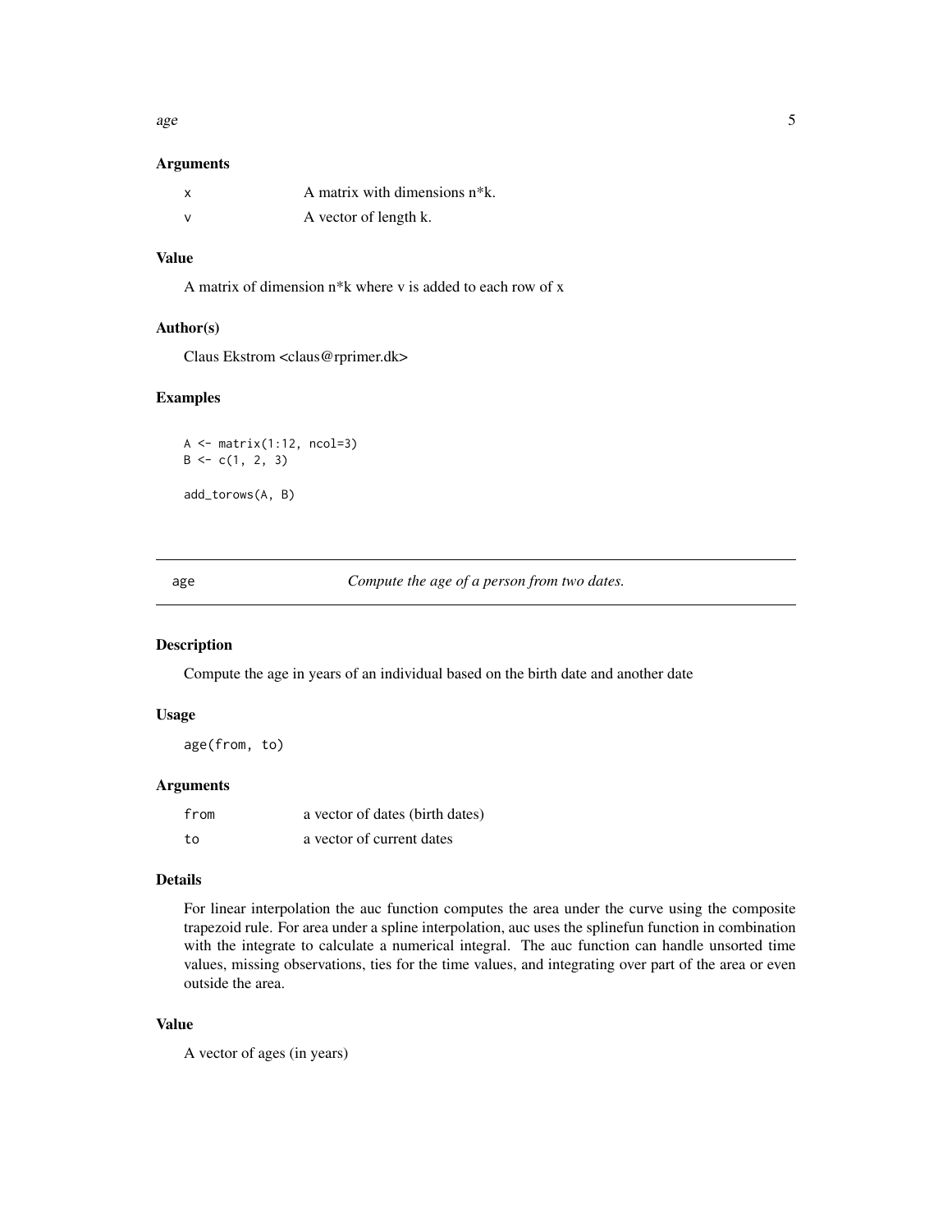### Arguments

| | |
|---|---|
| `x` | A matrix with dimensions n*k. |
| `v` | A vector of length k. |

### Value

A matrix of dimension n*k where v is added to each row of x

### Author(s)

Claus Ekstrom <claus@rprimer.dk>

### Examples

```
A <- matrix(1:12, ncol=3)
B <- c(1, 2, 3)

add_torows(A, B)
```

---

## `age` — *Compute the age of a person from two dates.*

---

### Description

Compute the age in years of an individual based on the birth date and another date

### Usage

```
age(from, to)
```

### Arguments

| | |
|---|---|
| `from` | a vector of dates (birth dates) |
| `to` | a vector of current dates |

### Details

For linear interpolation the auc function computes the area under the curve using the composite trapezoid rule. For area under a spline interpolation, auc uses the splinefun function in combination with the integrate to calculate a numerical integral. The auc function can handle unsorted time values, missing observations, ties for the time values, and integrating over part of the area or even outside the area.

### Value

A vector of ages (in years)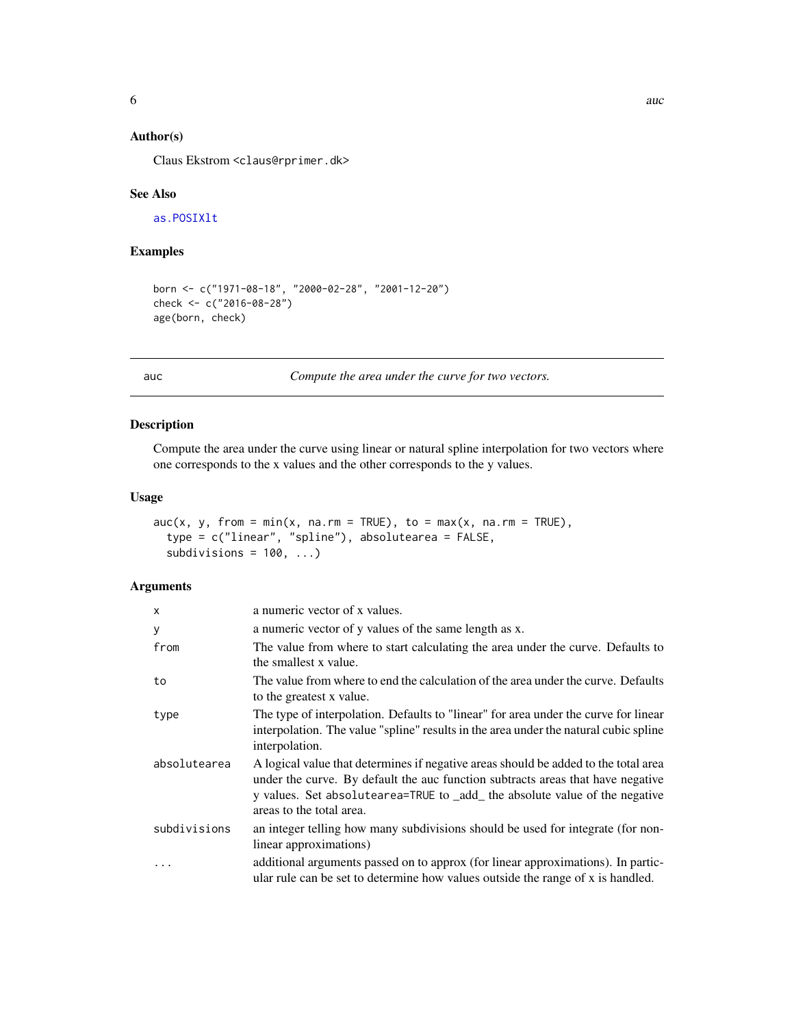### Author(s)

Claus Ekstrom <claus@rprimer.dk>

### See Also

as.POSIXlt

### Examples

```
born <- c("1971-08-18", "2000-02-28", "2001-12-20")
check <- c("2016-08-28")
age(born, check)
```

---

## auc — *Compute the area under the curve for two vectors.*

### Description

Compute the area under the curve using linear or natural spline interpolation for two vectors where one corresponds to the x values and the other corresponds to the y values.

### Usage

```
auc(x, y, from = min(x, na.rm = TRUE), to = max(x, na.rm = TRUE),
  type = c("linear", "spline"), absolutearea = FALSE,
  subdivisions = 100, ...)
```

### Arguments

| | |
|---|---|
| x | a numeric vector of x values. |
| y | a numeric vector of y values of the same length as x. |
| from | The value from where to start calculating the area under the curve. Defaults to the smallest x value. |
| to | The value from where to end the calculation of the area under the curve. Defaults to the greatest x value. |
| type | The type of interpolation. Defaults to "linear" for area under the curve for linear interpolation. The value "spline" results in the area under the natural cubic spline interpolation. |
| absolutearea | A logical value that determines if negative areas should be added to the total area under the curve. By default the auc function subtracts areas that have negative y values. Set absolutearea=TRUE to _add_ the absolute value of the negative areas to the total area. |
| subdivisions | an integer telling how many subdivisions should be used for integrate (for non-linear approximations) |
| ... | additional arguments passed on to approx (for linear approximations). In particular rule can be set to determine how values outside the range of x is handled. |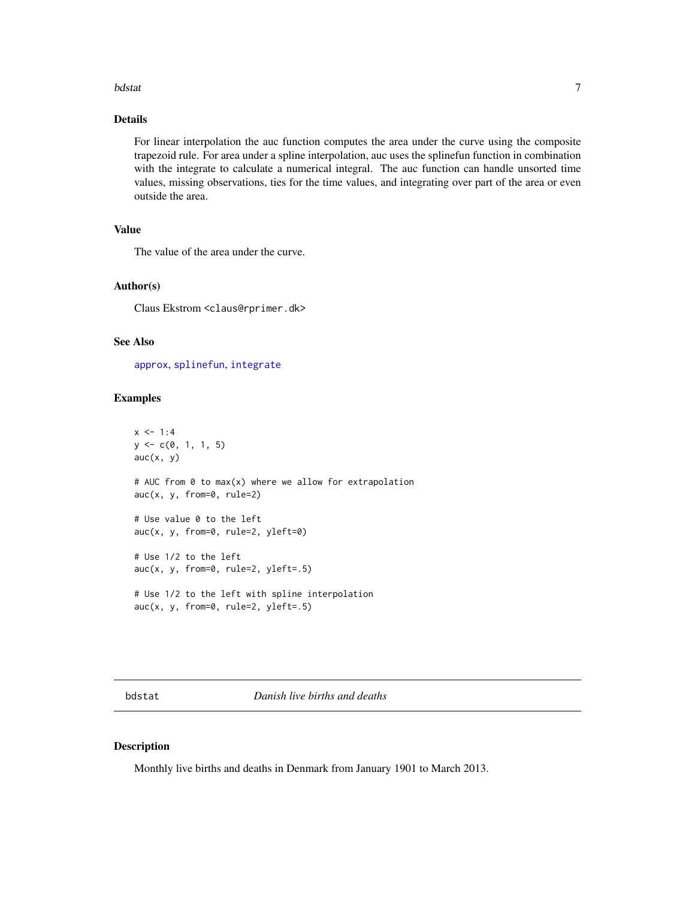### Details

For linear interpolation the auc function computes the area under the curve using the composite trapezoid rule. For area under a spline interpolation, auc uses the splinefun function in combination with the integrate to calculate a numerical integral. The auc function can handle unsorted time values, missing observations, ties for the time values, and integrating over part of the area or even outside the area.

### Value

The value of the area under the curve.

### Author(s)

Claus Ekstrom <claus@rprimer.dk>

### See Also

approx, splinefun, integrate

### Examples

```
x <- 1:4
y <- c(0, 1, 1, 5)
auc(x, y)

# AUC from 0 to max(x) where we allow for extrapolation
auc(x, y, from=0, rule=2)

# Use value 0 to the left
auc(x, y, from=0, rule=2, yleft=0)

# Use 1/2 to the left
auc(x, y, from=0, rule=2, yleft=.5)

# Use 1/2 to the left with spline interpolation
auc(x, y, from=0, rule=2, yleft=.5)
```

---

## bdstat *Danish live births and deaths*

### Description

Monthly live births and deaths in Denmark from January 1901 to March 2013.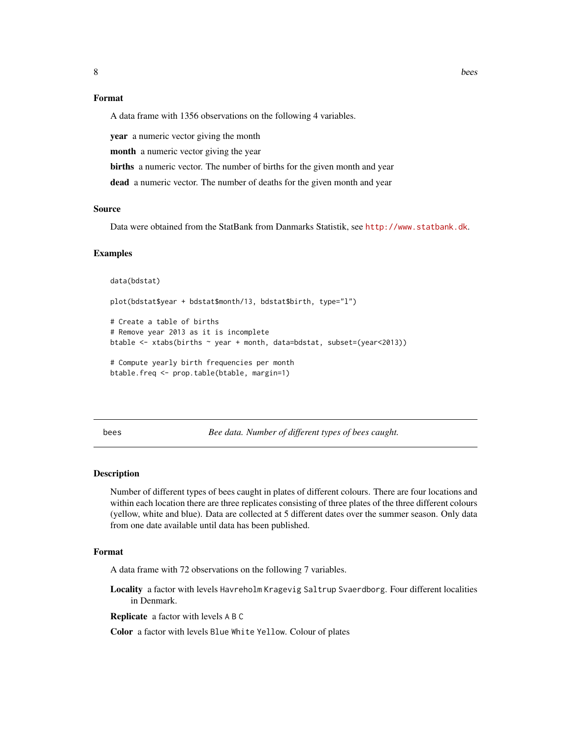## Format

A data frame with 1356 observations on the following 4 variables.

**year** a numeric vector giving the month

**month** a numeric vector giving the year

**births** a numeric vector. The number of births for the given month and year

**dead** a numeric vector. The number of deaths for the given month and year

## Source

Data were obtained from the StatBank from Danmarks Statistik, see http://www.statbank.dk.

## Examples

```
data(bdstat)

plot(bdstat$year + bdstat$month/13, bdstat$birth, type="l")

# Create a table of births
# Remove year 2013 as it is incomplete
btable <- xtabs(births ~ year + month, data=bdstat, subset=(year<2013))

# Compute yearly birth frequencies per month
btable.freq <- prop.table(btable, margin=1)
```

---

# bees — *Bee data. Number of different types of bees caught.*

## Description

Number of different types of bees caught in plates of different colours. There are four locations and within each location there are three replicates consisting of three plates of the three different colours (yellow, white and blue). Data are collected at 5 different dates over the summer season. Only data from one date available until data has been published.

## Format

A data frame with 72 observations on the following 7 variables.

**Locality** a factor with levels Havreholm Kragevig Saltrup Svaerdborg. Four different localities in Denmark.

**Replicate** a factor with levels A B C

**Color** a factor with levels Blue White Yellow. Colour of plates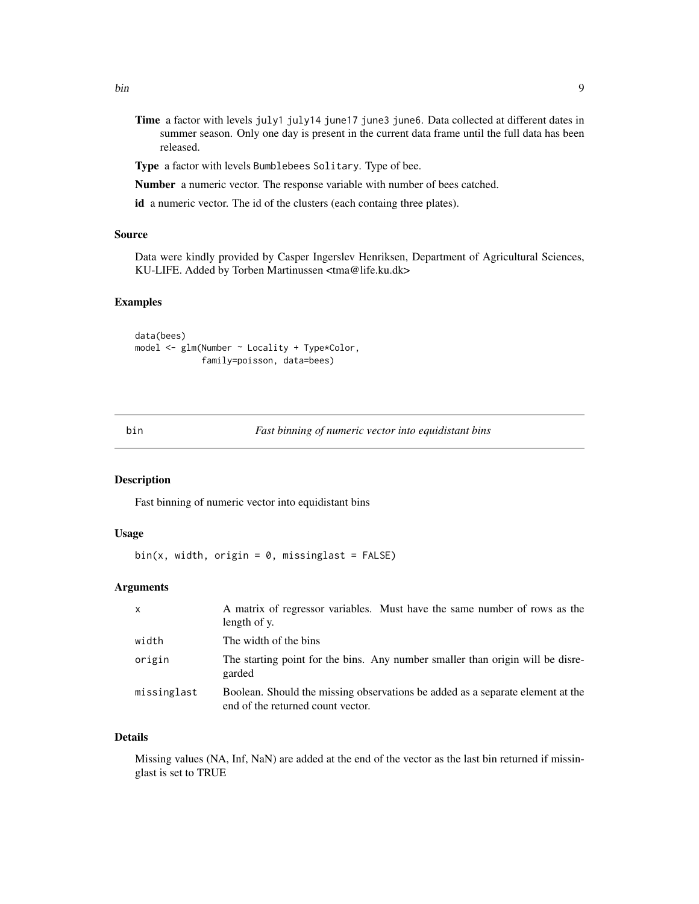**Time** a factor with levels `july1` `july14` `june17` `june3` `june6`. Data collected at different dates in summer season. Only one day is present in the current data frame until the full data has been released.

**Type** a factor with levels `Bumblebees` `Solitary`. Type of bee.

**Number** a numeric vector. The response variable with number of bees catched.

**id** a numeric vector. The id of the clusters (each containg three plates).

### Source

Data were kindly provided by Casper Ingerslev Henriksen, Department of Agricultural Sciences, KU-LIFE. Added by Torben Martinussen <tma@life.ku.dk>

### Examples

```
data(bees)
model <- glm(Number ~ Locality + Type*Color,
             family=poisson, data=bees)
```

---

## bin — *Fast binning of numeric vector into equidistant bins*

### Description

Fast binning of numeric vector into equidistant bins

### Usage

```
bin(x, width, origin = 0, missinglast = FALSE)
```

### Arguments

| | |
|---|---|
| `x` | A matrix of regressor variables. Must have the same number of rows as the length of y. |
| `width` | The width of the bins |
| `origin` | The starting point for the bins. Any number smaller than origin will be disregarded |
| `missinglast` | Boolean. Should the missing observations be added as a separate element at the end of the returned count vector. |

### Details

Missing values (NA, Inf, NaN) are added at the end of the vector as the last bin returned if missinglast is set to TRUE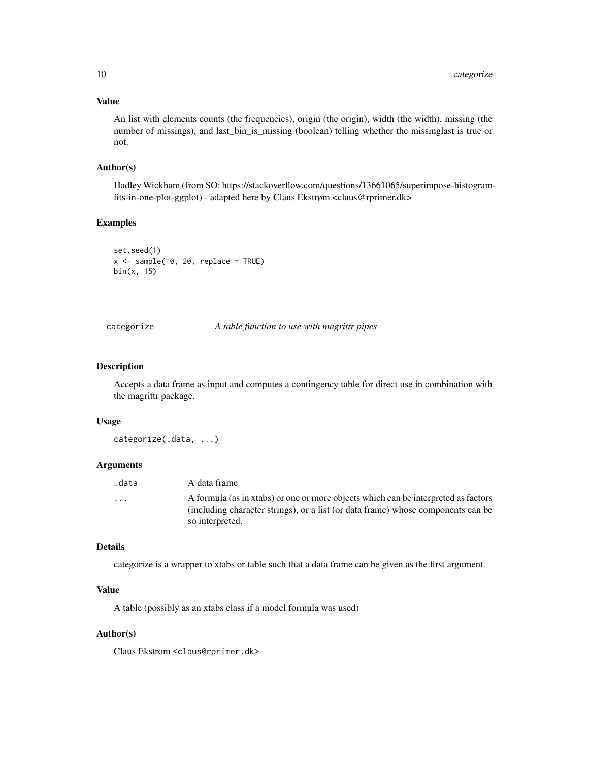### Value

An list with elements counts (the frequencies), origin (the origin), width (the width), missing (the number of missings), and last_bin_is_missing (boolean) telling whether the missinglast is true or not.

### Author(s)

Hadley Wickham (from SO: https://stackoverflow.com/questions/13661065/superimpose-histogram-fits-in-one-plot-ggplot) - adapted here by Claus Ekstrøm <claus@rprimer.dk>

### Examples

```
set.seed(1)
x <- sample(10, 20, replace = TRUE)
bin(x, 15)
```

---

## categorize — *A table function to use with magrittr pipes*

### Description

Accepts a data frame as input and computes a contingency table for direct use in combination with the magrittr package.

### Usage

```
categorize(.data, ...)
```

### Arguments

| | |
|---|---|
| `.data` | A data frame |
| `...` | A formula (as in xtabs) or one or more objects which can be interpreted as factors (including character strings), or a list (or data frame) whose components can be so interpreted. |

### Details

categorize is a wrapper to xtabs or table such that a data frame can be given as the first argument.

### Value

A table (possibly as an xtabs class if a model formula was used)

### Author(s)

Claus Ekstrom <claus@rprimer.dk>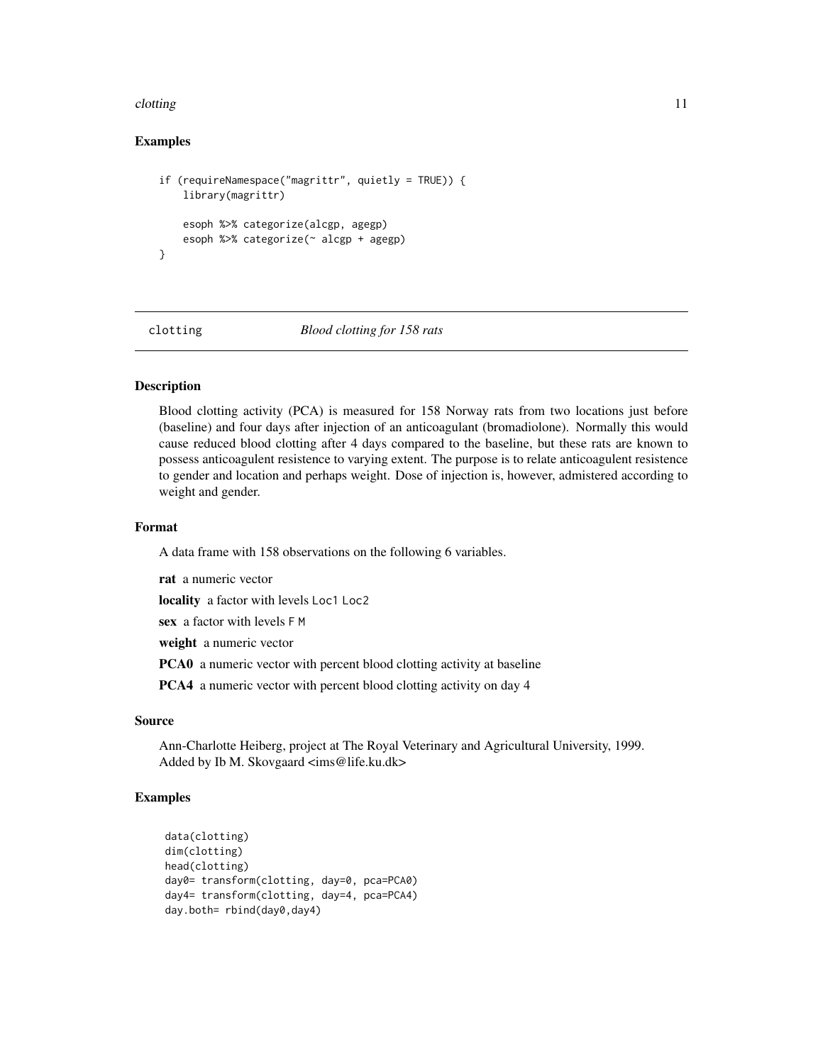### Examples

```
if (requireNamespace("magrittr", quietly = TRUE)) {
    library(magrittr)

    esoph %>% categorize(alcgp, agegp)
    esoph %>% categorize(~ alcgp + agegp)
}
```

---

## clotting *Blood clotting for 158 rats*

---

### Description

Blood clotting activity (PCA) is measured for 158 Norway rats from two locations just before (baseline) and four days after injection of an anticoagulant (bromadiolone). Normally this would cause reduced blood clotting after 4 days compared to the baseline, but these rats are known to possess anticoagulent resistence to varying extent. The purpose is to relate anticoagulent resistence to gender and location and perhaps weight. Dose of injection is, however, admistered according to weight and gender.

### Format

A data frame with 158 observations on the following 6 variables.

**rat** a numeric vector

**locality** a factor with levels Loc1 Loc2

**sex** a factor with levels F M

**weight** a numeric vector

**PCA0** a numeric vector with percent blood clotting activity at baseline

**PCA4** a numeric vector with percent blood clotting activity on day 4

### Source

Ann-Charlotte Heiberg, project at The Royal Veterinary and Agricultural University, 1999.
Added by Ib M. Skovgaard <ims@life.ku.dk>

### Examples

```
data(clotting)
dim(clotting)
head(clotting)
day0= transform(clotting, day=0, pca=PCA0)
day4= transform(clotting, day=4, pca=PCA4)
day.both= rbind(day0,day4)
```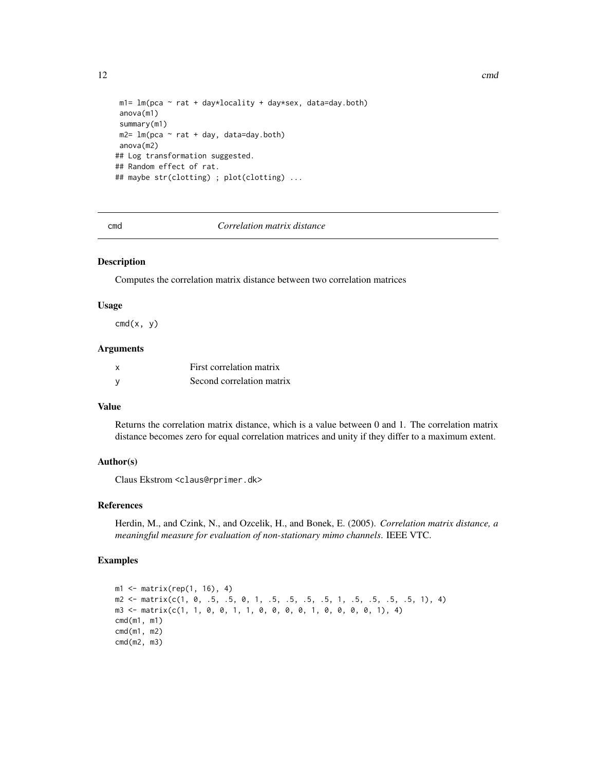```
 m1= lm(pca ~ rat + day*locality + day*sex, data=day.both)
 anova(m1)
 summary(m1)
 m2= lm(pca ~ rat + day, data=day.both)
 anova(m2)
## Log transformation suggested.
## Random effect of rat.
## maybe str(clotting) ; plot(clotting) ...
```

---

## cmd — *Correlation matrix distance*

### Description

Computes the correlation matrix distance between two correlation matrices

### Usage

```
cmd(x, y)
```

### Arguments

| | |
|---|---|
| x | First correlation matrix |
| y | Second correlation matrix |

### Value

Returns the correlation matrix distance, which is a value between 0 and 1. The correlation matrix distance becomes zero for equal correlation matrices and unity if they differ to a maximum extent.

### Author(s)

Claus Ekstrom <claus@rprimer.dk>

### References

Herdin, M., and Czink, N., and Ozcelik, H., and Bonek, E. (2005). *Correlation matrix distance, a meaningful measure for evaluation of non-stationary mimo channels*. IEEE VTC.

### Examples

```
m1 <- matrix(rep(1, 16), 4)
m2 <- matrix(c(1, 0, .5, .5, 0, 1, .5, .5, .5, .5, 1, .5, .5, .5, .5, 1), 4)
m3 <- matrix(c(1, 1, 0, 0, 1, 1, 0, 0, 0, 0, 1, 0, 0, 0, 0, 1), 4)
cmd(m1, m1)
cmd(m1, m2)
cmd(m2, m3)
```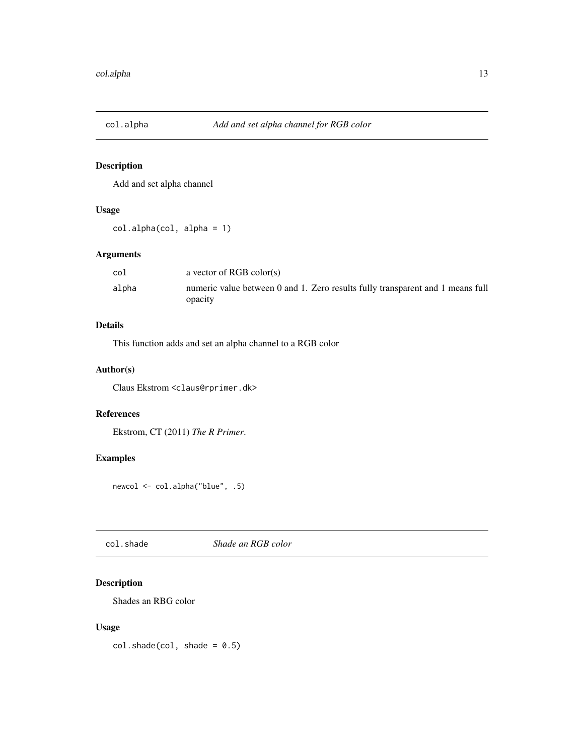## col.alpha — *Add and set alpha channel for RGB color*

### Description

Add and set alpha channel

### Usage

```
col.alpha(col, alpha = 1)
```

### Arguments

| | |
|---|---|
| col | a vector of RGB color(s) |
| alpha | numeric value between 0 and 1. Zero results fully transparent and 1 means full opacity |

### Details

This function adds and set an alpha channel to a RGB color

### Author(s)

Claus Ekstrom <claus@rprimer.dk>

### References

Ekstrom, CT (2011) *The R Primer*.

### Examples

```
newcol <- col.alpha("blue", .5)
```

## col.shade — *Shade an RGB color*

### Description

Shades an RBG color

### Usage

```
col.shade(col, shade = 0.5)
```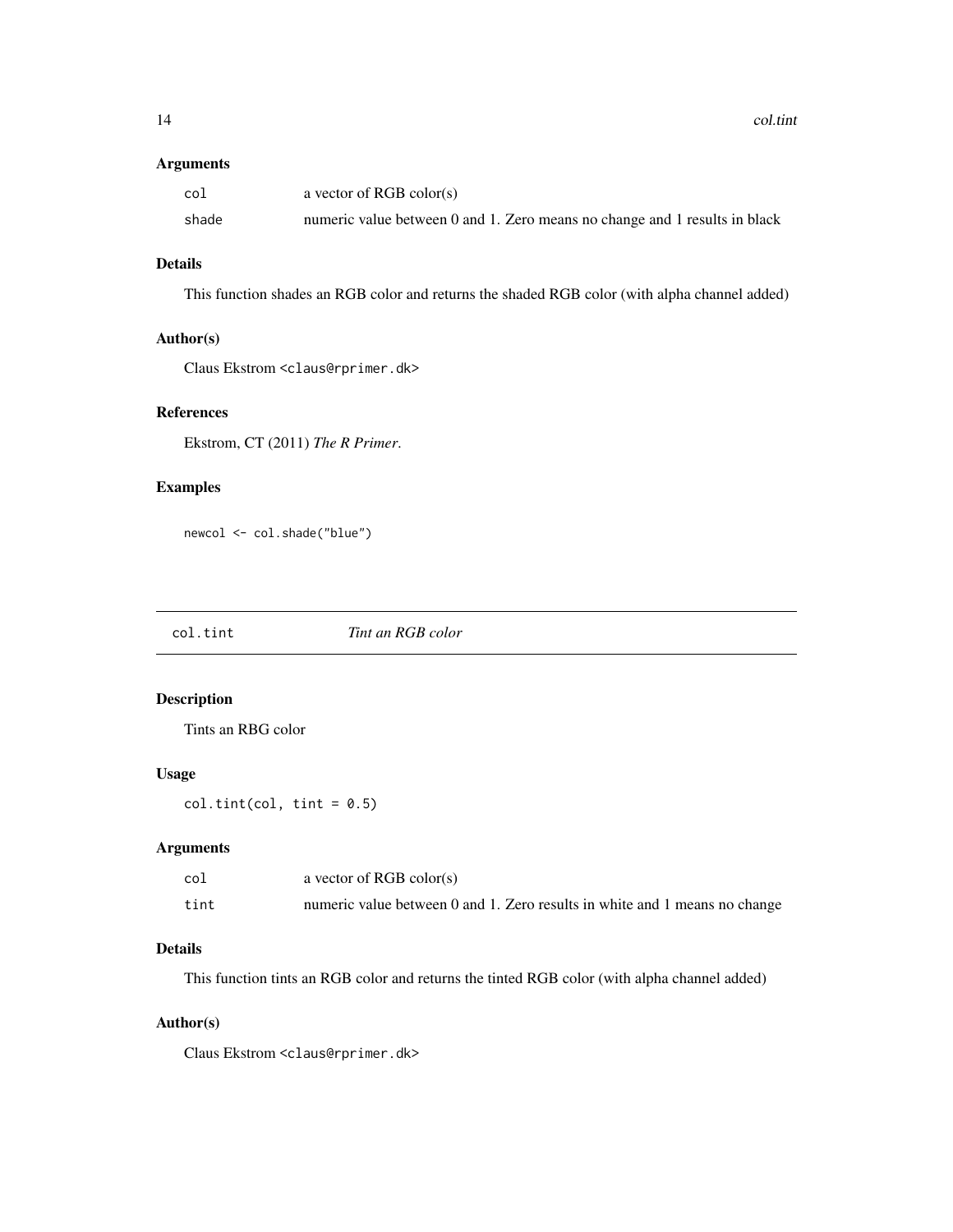### Arguments

| | |
|---|---|
| `col` | a vector of RGB color(s) |
| `shade` | numeric value between 0 and 1. Zero means no change and 1 results in black |

### Details

This function shades an RGB color and returns the shaded RGB color (with alpha channel added)

### Author(s)

Claus Ekstrom <claus@rprimer.dk>

### References

Ekstrom, CT (2011) *The R Primer*.

### Examples

```
newcol <- col.shade("blue")
```

---

## `col.tint` *Tint an RGB color*

---

### Description

Tints an RBG color

### Usage

```
col.tint(col, tint = 0.5)
```

### Arguments

| | |
|---|---|
| `col` | a vector of RGB color(s) |
| `tint` | numeric value between 0 and 1. Zero results in white and 1 means no change |

### Details

This function tints an RGB color and returns the tinted RGB color (with alpha channel added)

### Author(s)

Claus Ekstrom <claus@rprimer.dk>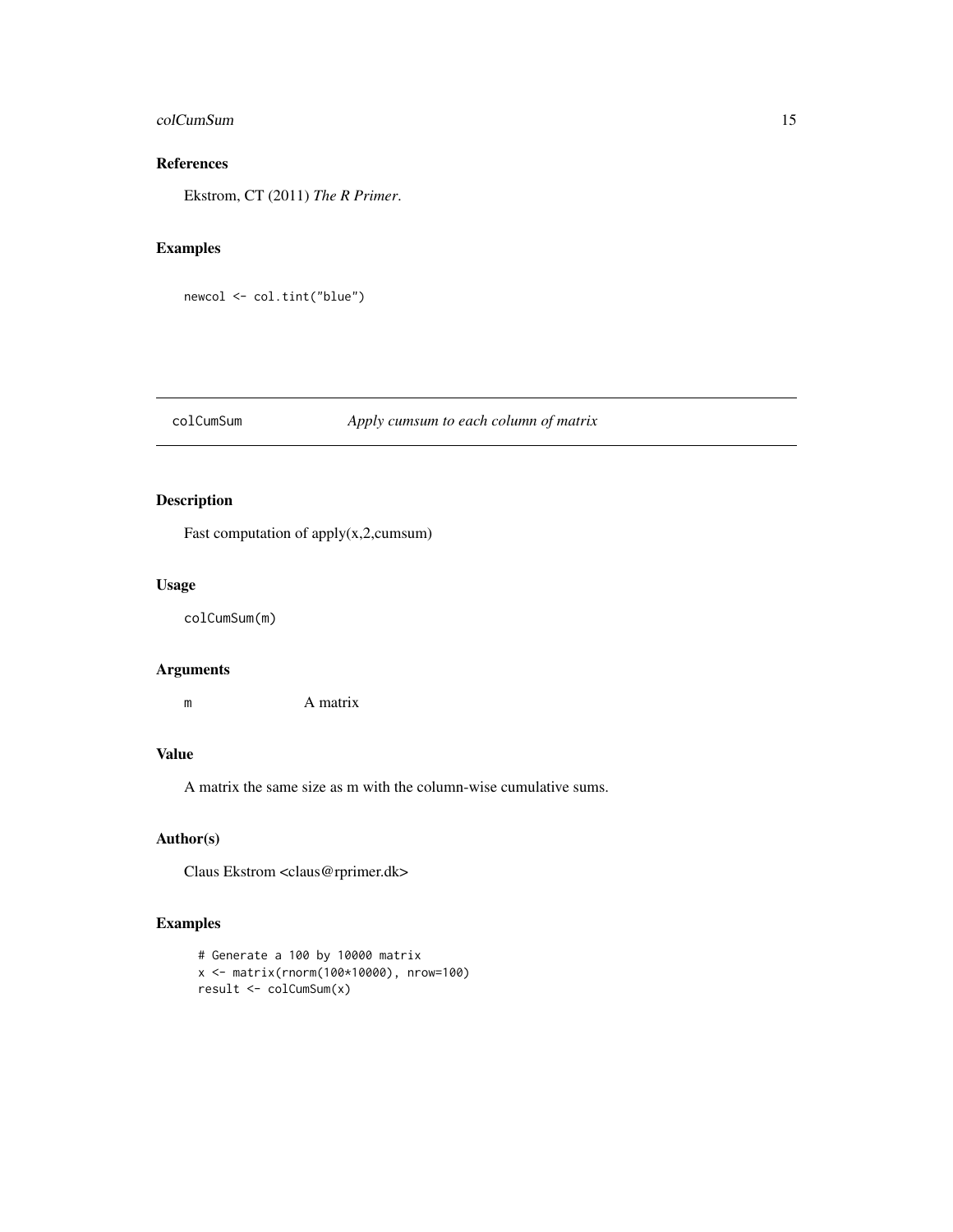## References

Ekstrom, CT (2011) *The R Primer*.

## Examples

```
newcol <- col.tint("blue")
```

---

# colCumSum — *Apply cumsum to each column of matrix*

---

## Description

Fast computation of apply(x,2,cumsum)

## Usage

```
colCumSum(m)
```

## Arguments

| | |
|---|---|
| m | A matrix |

## Value

A matrix the same size as m with the column-wise cumulative sums.

## Author(s)

Claus Ekstrom <claus@rprimer.dk>

## Examples

```
# Generate a 100 by 10000 matrix
x <- matrix(rnorm(100*10000), nrow=100)
result <- colCumSum(x)
```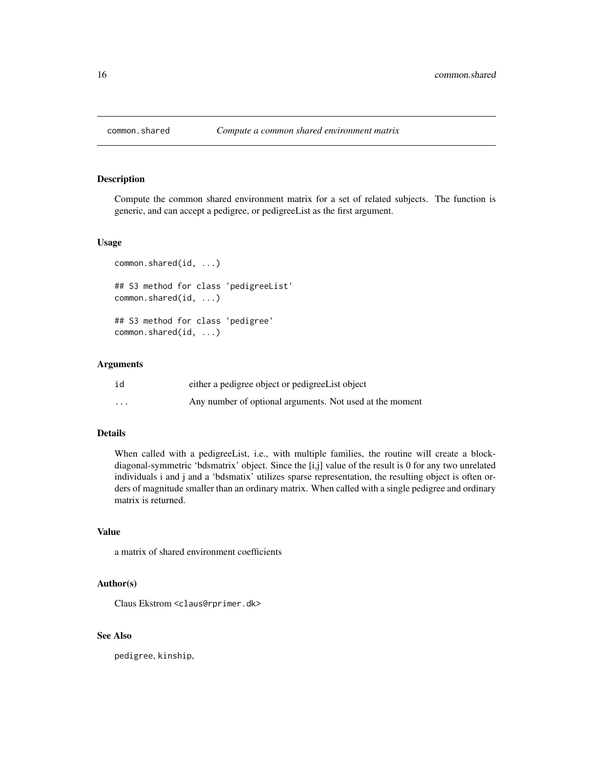# common.shared — *Compute a common shared environment matrix*

## Description

Compute the common shared environment matrix for a set of related subjects. The function is generic, and can accept a pedigree, or pedigreeList as the first argument.

## Usage

```
common.shared(id, ...)

## S3 method for class 'pedigreeList'
common.shared(id, ...)

## S3 method for class 'pedigree'
common.shared(id, ...)
```

## Arguments

| | |
|---|---|
| id | either a pedigree object or pedigreeList object |
| ... | Any number of optional arguments. Not used at the moment |

## Details

When called with a pedigreeList, i.e., with multiple families, the routine will create a block-diagonal-symmetric 'bdsmatrix' object. Since the [i,j] value of the result is 0 for any two unrelated individuals i and j and a 'bdsmatix' utilizes sparse representation, the resulting object is often orders of magnitude smaller than an ordinary matrix. When called with a single pedigree and ordinary matrix is returned.

## Value

a matrix of shared environment coefficients

## Author(s)

Claus Ekstrom <claus@rprimer.dk>

## See Also

pedigree, kinship,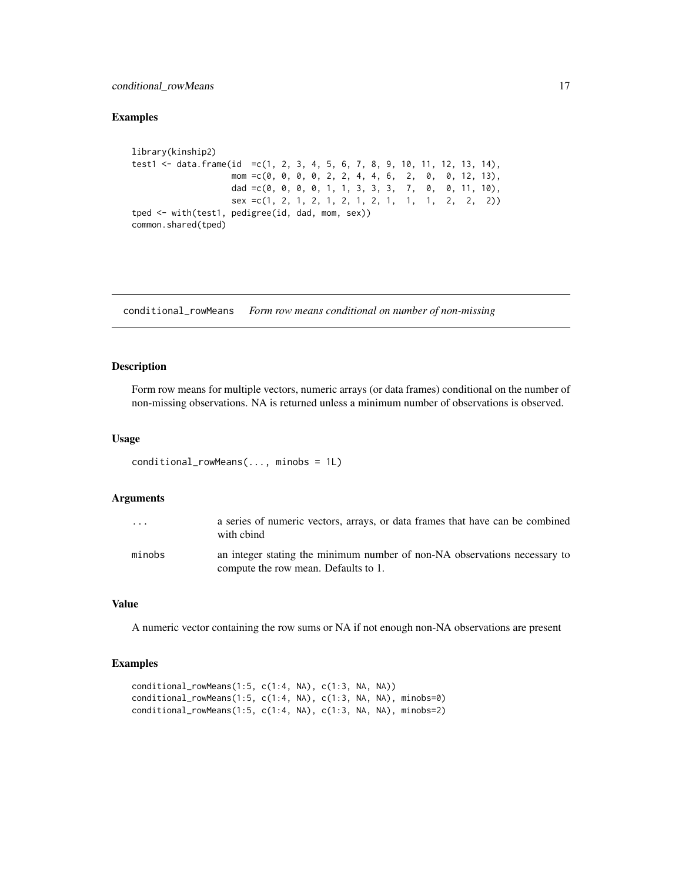## Examples

```
library(kinship2)
test1 <- data.frame(id  =c(1, 2, 3, 4, 5, 6, 7, 8, 9, 10, 11, 12, 13, 14),
                    mom =c(0, 0, 0, 0, 2, 2, 4, 4, 6,  2,  0,  0, 12, 13),
                    dad =c(0, 0, 0, 0, 1, 1, 3, 3, 3,  7,  0,  0, 11, 10),
                    sex =c(1, 2, 1, 2, 1, 2, 1, 2, 1,  1,  1,  2,  2,  2))
tped <- with(test1, pedigree(id, dad, mom, sex))
common.shared(tped)
```

---

# conditional_rowMeans *Form row means conditional on number of non-missing*

## Description

Form row means for multiple vectors, numeric arrays (or data frames) conditional on the number of non-missing observations. NA is returned unless a minimum number of observations is observed.

## Usage

```
conditional_rowMeans(..., minobs = 1L)
```

## Arguments

| | |
|---|---|
| `...` | a series of numeric vectors, arrays, or data frames that have can be combined with cbind |
| `minobs` | an integer stating the minimum number of non-NA observations necessary to compute the row mean. Defaults to 1. |

## Value

A numeric vector containing the row sums or NA if not enough non-NA observations are present

## Examples

```
conditional_rowMeans(1:5, c(1:4, NA), c(1:3, NA, NA))
conditional_rowMeans(1:5, c(1:4, NA), c(1:3, NA, NA), minobs=0)
conditional_rowMeans(1:5, c(1:4, NA), c(1:3, NA, NA), minobs=2)
```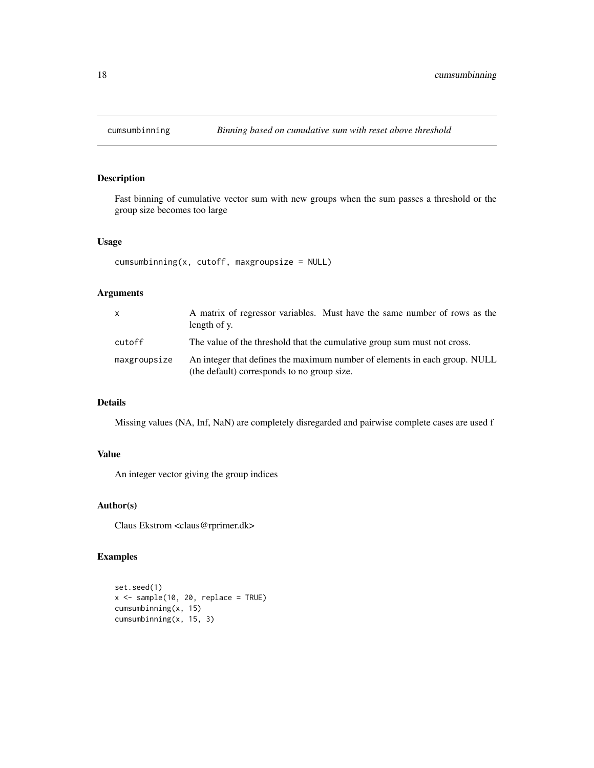## cumsumbinning — *Binning based on cumulative sum with reset above threshold*

### Description

Fast binning of cumulative vector sum with new groups when the sum passes a threshold or the group size becomes too large

### Usage

```
cumsumbinning(x, cutoff, maxgroupsize = NULL)
```

### Arguments

| | |
|---|---|
| x | A matrix of regressor variables. Must have the same number of rows as the length of y. |
| cutoff | The value of the threshold that the cumulative group sum must not cross. |
| maxgroupsize | An integer that defines the maximum number of elements in each group. NULL (the default) corresponds to no group size. |

### Details

Missing values (NA, Inf, NaN) are completely disregarded and pairwise complete cases are used f

### Value

An integer vector giving the group indices

### Author(s)

Claus Ekstrom <claus@rprimer.dk>

### Examples

```
set.seed(1)
x <- sample(10, 20, replace = TRUE)
cumsumbinning(x, 15)
cumsumbinning(x, 15, 3)
```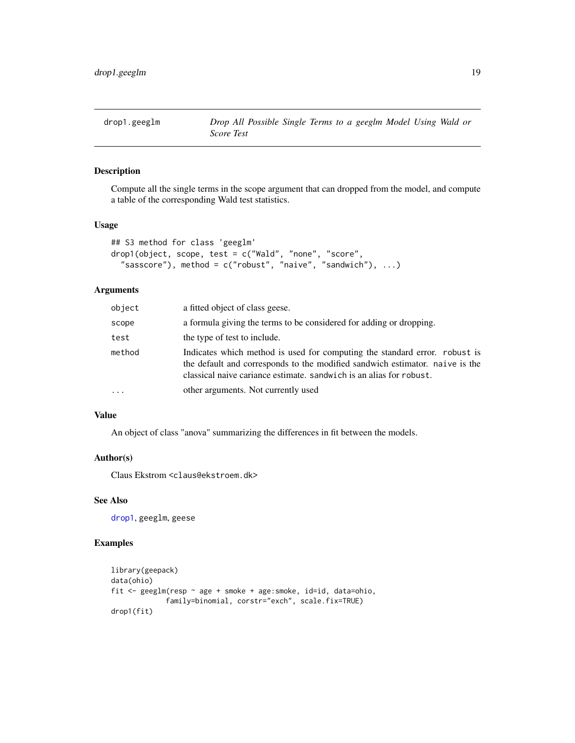# drop1.geeglm — *Drop All Possible Single Terms to a geeglm Model Using Wald or Score Test*

## Description

Compute all the single terms in the scope argument that can dropped from the model, and compute a table of the corresponding Wald test statistics.

## Usage

```
## S3 method for class 'geeglm'
drop1(object, scope, test = c("Wald", "none", "score",
  "sasscore"), method = c("robust", "naive", "sandwich"), ...)
```

## Arguments

| | |
|---|---|
| `object` | a fitted object of class geese. |
| `scope` | a formula giving the terms to be considered for adding or dropping. |
| `test` | the type of test to include. |
| `method` | Indicates which method is used for computing the standard error. `robust` is the default and corresponds to the modified sandwich estimator. `naive` is the classical naive cariance estimate. `sandwich` is an alias for `robust`. |
| `...` | other arguments. Not currently used |

## Value

An object of class "anova" summarizing the differences in fit between the models.

## Author(s)

Claus Ekstrom <claus@ekstroem.dk>

## See Also

drop1, geeglm, geese

## Examples

```
library(geepack)
data(ohio)
fit <- geeglm(resp ~ age + smoke + age:smoke, id=id, data=ohio,
             family=binomial, corstr="exch", scale.fix=TRUE)
drop1(fit)
```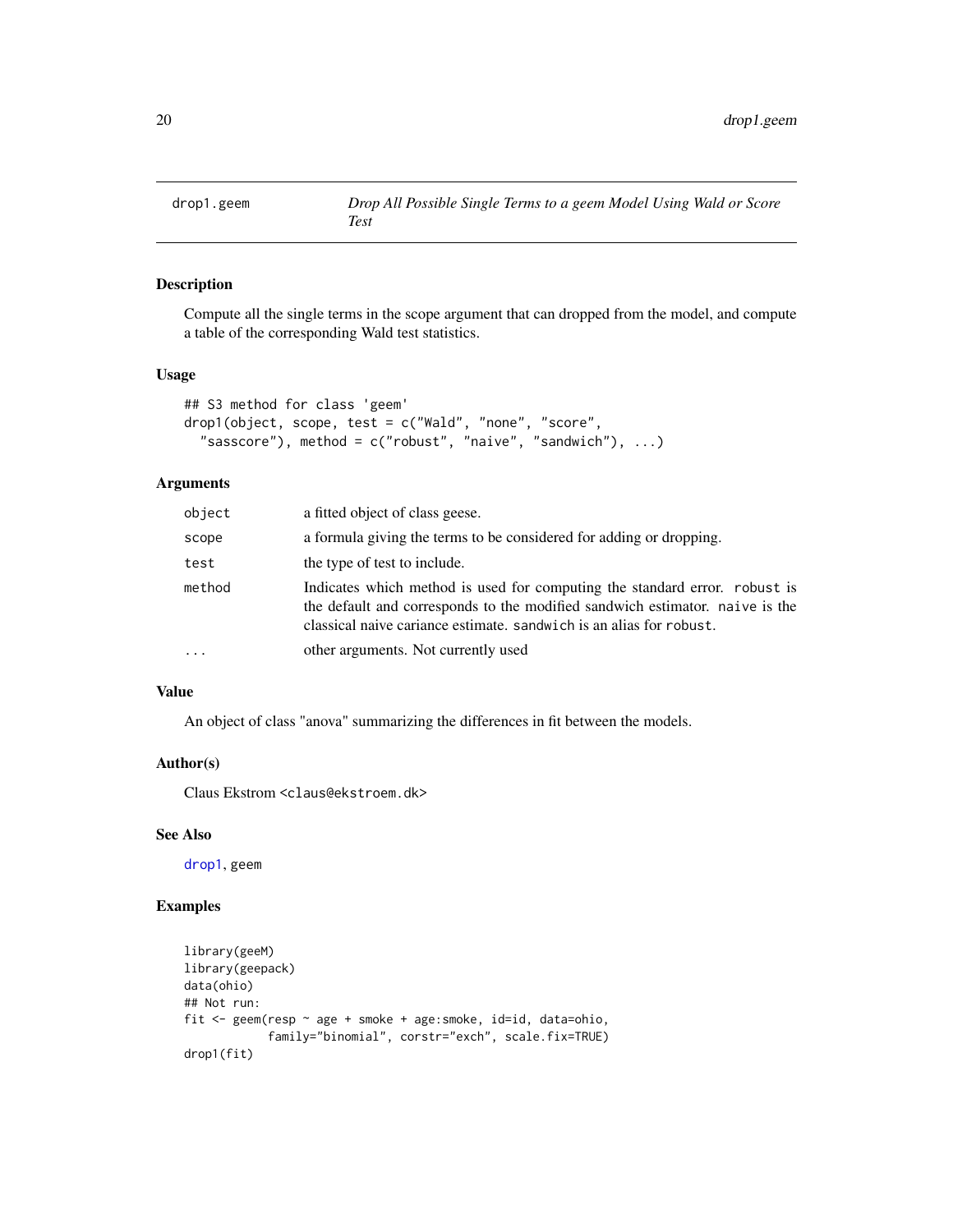# drop1.geem

*Drop All Possible Single Terms to a geem Model Using Wald or Score Test*

## Description

Compute all the single terms in the scope argument that can dropped from the model, and compute a table of the corresponding Wald test statistics.

## Usage

```
## S3 method for class 'geem'
drop1(object, scope, test = c("Wald", "none", "score",
  "sasscore"), method = c("robust", "naive", "sandwich"), ...)
```

## Arguments

| | |
|---|---|
| `object` | a fitted object of class geese. |
| `scope` | a formula giving the terms to be considered for adding or dropping. |
| `test` | the type of test to include. |
| `method` | Indicates which method is used for computing the standard error. `robust` is the default and corresponds to the modified sandwich estimator. `naive` is the classical naive cariance estimate. `sandwich` is an alias for `robust`. |
| `...` | other arguments. Not currently used |

## Value

An object of class "anova" summarizing the differences in fit between the models.

## Author(s)

Claus Ekstrom <claus@ekstroem.dk>

## See Also

drop1, geem

## Examples

```
library(geeM)
library(geepack)
data(ohio)
## Not run:
fit <- geem(resp ~ age + smoke + age:smoke, id=id, data=ohio,
            family="binomial", corstr="exch", scale.fix=TRUE)
drop1(fit)
```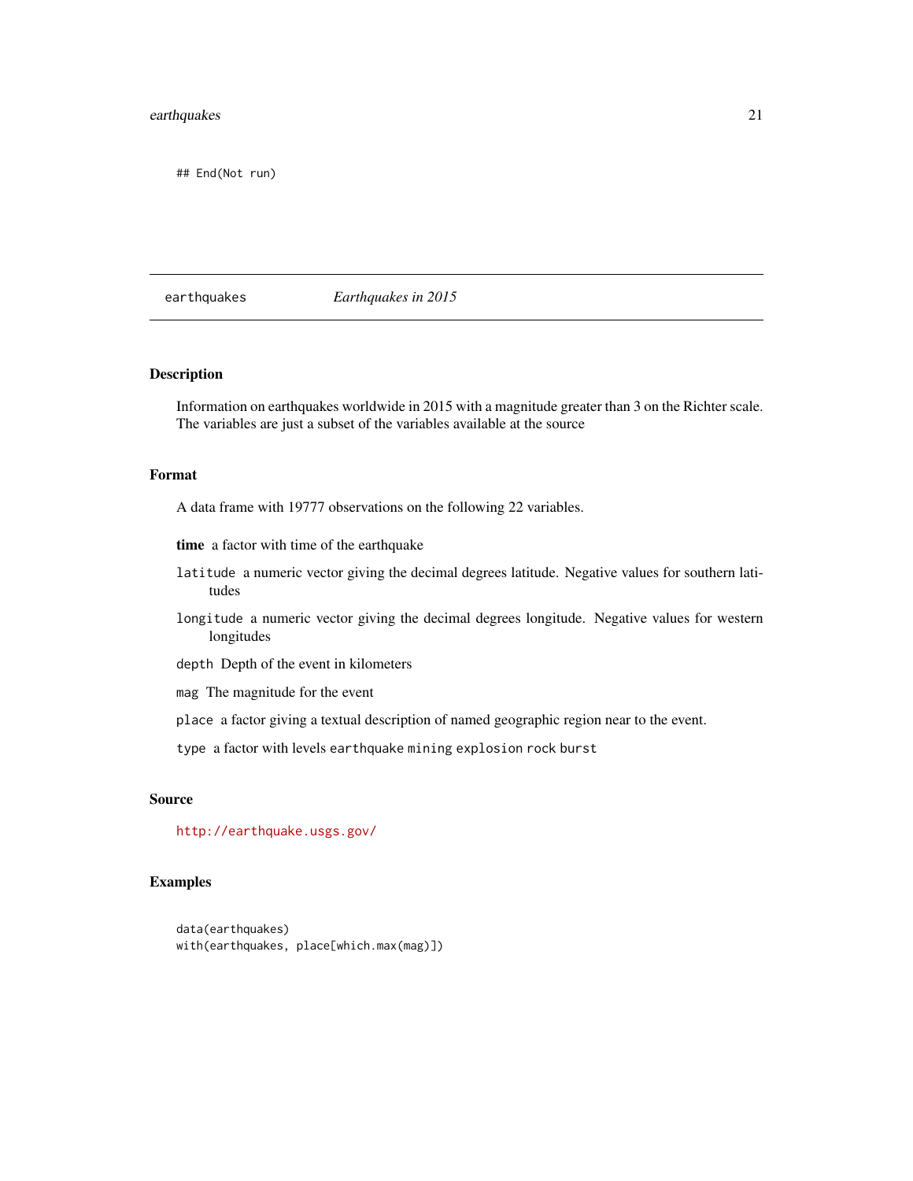```
## End(Not run)
```

---

`earthquakes` *Earthquakes in 2015*

---

## Description

Information on earthquakes worldwide in 2015 with a magnitude greater than 3 on the Richter scale. The variables are just a subset of the variables available at the source

## Format

A data frame with 19777 observations on the following 22 variables.

**time** a factor with time of the earthquake

`latitude` a numeric vector giving the decimal degrees latitude. Negative values for southern latitudes

`longitude` a numeric vector giving the decimal degrees longitude. Negative values for western longitudes

`depth` Depth of the event in kilometers

`mag` The magnitude for the event

`place` a factor giving a textual description of named geographic region near to the event.

`type` a factor with levels `earthquake` `mining` `explosion` `rock burst`

## Source

http://earthquake.usgs.gov/

## Examples

```
data(earthquakes)
with(earthquakes, place[which.max(mag)])
```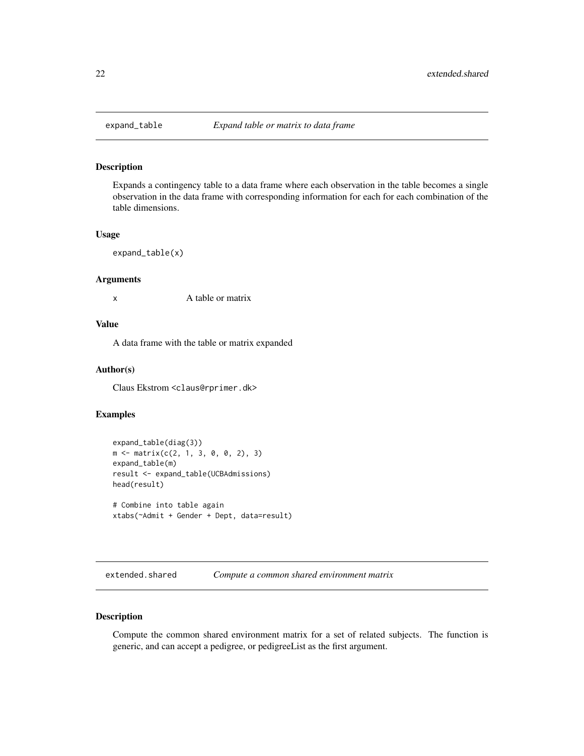## expand_table *Expand table or matrix to data frame*

### Description

Expands a contingency table to a data frame where each observation in the table becomes a single observation in the data frame with corresponding information for each for each combination of the table dimensions.

### Usage

```
expand_table(x)
```

### Arguments

x          A table or matrix

### Value

A data frame with the table or matrix expanded

### Author(s)

Claus Ekstrom <claus@rprimer.dk>

### Examples

```
expand_table(diag(3))
m <- matrix(c(2, 1, 3, 0, 0, 2), 3)
expand_table(m)
result <- expand_table(UCBAdmissions)
head(result)

# Combine into table again
xtabs(~Admit + Gender + Dept, data=result)
```

## extended.shared *Compute a common shared environment matrix*

### Description

Compute the common shared environment matrix for a set of related subjects. The function is generic, and can accept a pedigree, or pedigreeList as the first argument.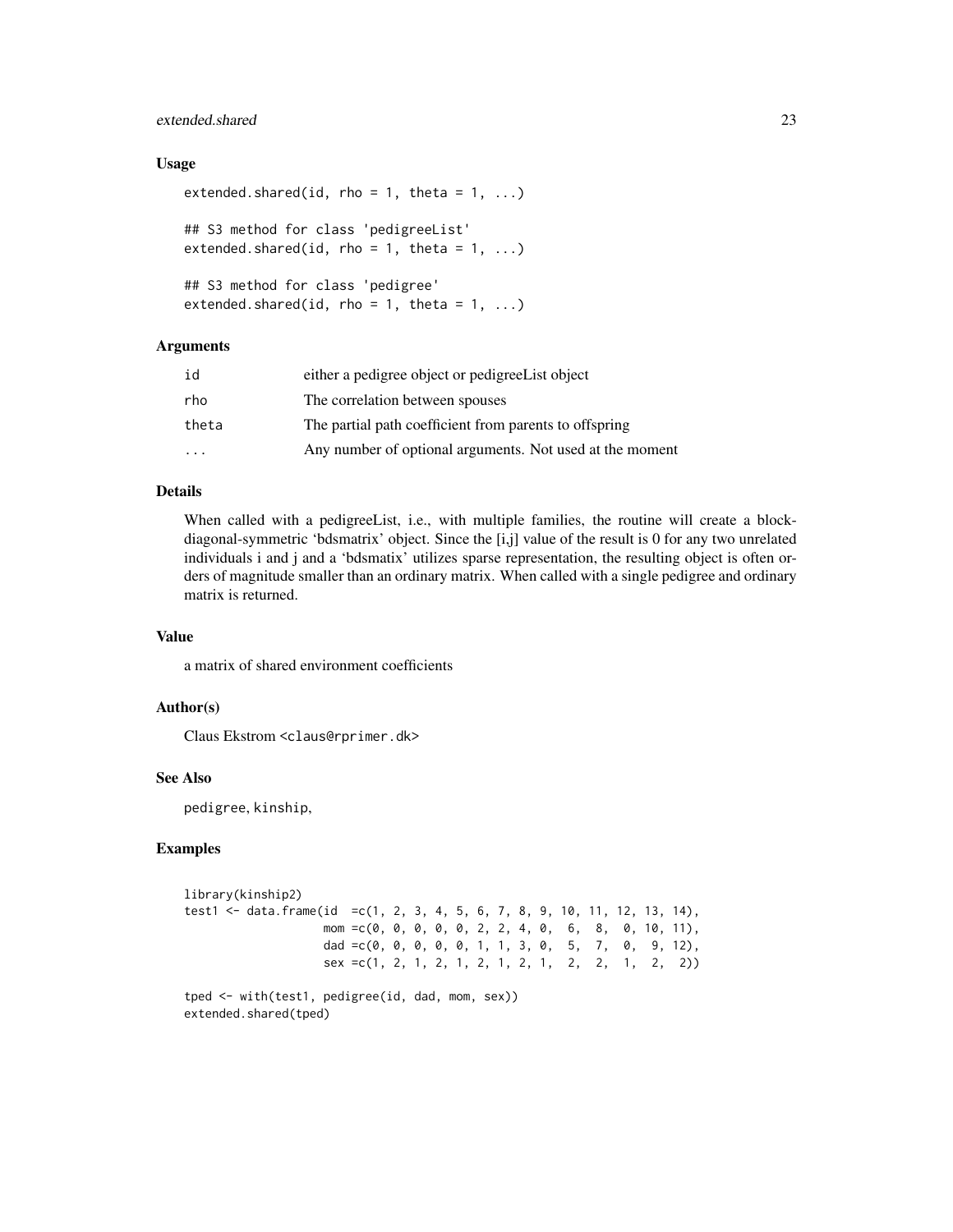### Usage

```
extended.shared(id, rho = 1, theta = 1, ...)

## S3 method for class 'pedigreeList'
extended.shared(id, rho = 1, theta = 1, ...)

## S3 method for class 'pedigree'
extended.shared(id, rho = 1, theta = 1, ...)
```

### Arguments

| | |
|---|---|
| id | either a pedigree object or pedigreeList object |
| rho | The correlation between spouses |
| theta | The partial path coefficient from parents to offspring |
| ... | Any number of optional arguments. Not used at the moment |

### Details

When called with a pedigreeList, i.e., with multiple families, the routine will create a block-diagonal-symmetric 'bdsmatrix' object. Since the [i,j] value of the result is 0 for any two unrelated individuals i and j and a 'bdsmatix' utilizes sparse representation, the resulting object is often orders of magnitude smaller than an ordinary matrix. When called with a single pedigree and ordinary matrix is returned.

### Value

a matrix of shared environment coefficients

### Author(s)

Claus Ekstrom <claus@rprimer.dk>

### See Also

pedigree, kinship,

### Examples

```
library(kinship2)
test1 <- data.frame(id  =c(1, 2, 3, 4, 5, 6, 7, 8, 9, 10, 11, 12, 13, 14),
                    mom =c(0, 0, 0, 0, 0, 2, 2, 4, 0,  6,  8,  0, 10, 11),
                    dad =c(0, 0, 0, 0, 0, 1, 1, 3, 0,  5,  7,  0,  9, 12),
                    sex =c(1, 2, 1, 2, 1, 2, 1, 2, 1,  2,  2,  1,  2,  2))

tped <- with(test1, pedigree(id, dad, mom, sex))
extended.shared(tped)
```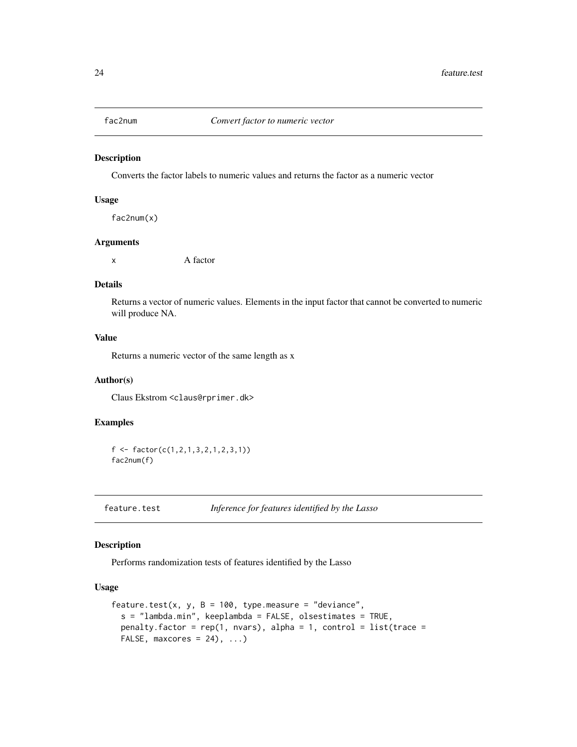## fac2num *Convert factor to numeric vector*

### Description

Converts the factor labels to numeric values and returns the factor as a numeric vector

### Usage

```
fac2num(x)
```

### Arguments

x A factor

### Details

Returns a vector of numeric values. Elements in the input factor that cannot be converted to numeric will produce NA.

### Value

Returns a numeric vector of the same length as x

### Author(s)

Claus Ekstrom <claus@rprimer.dk>

### Examples

```
f <- factor(c(1,2,1,3,2,1,2,3,1))
fac2num(f)
```

## feature.test *Inference for features identified by the Lasso*

### Description

Performs randomization tests of features identified by the Lasso

### Usage

```
feature.test(x, y, B = 100, type.measure = "deviance",
  s = "lambda.min", keeplambda = FALSE, olsestimates = TRUE,
  penalty.factor = rep(1, nvars), alpha = 1, control = list(trace =
  FALSE, maxcores = 24), ...)
```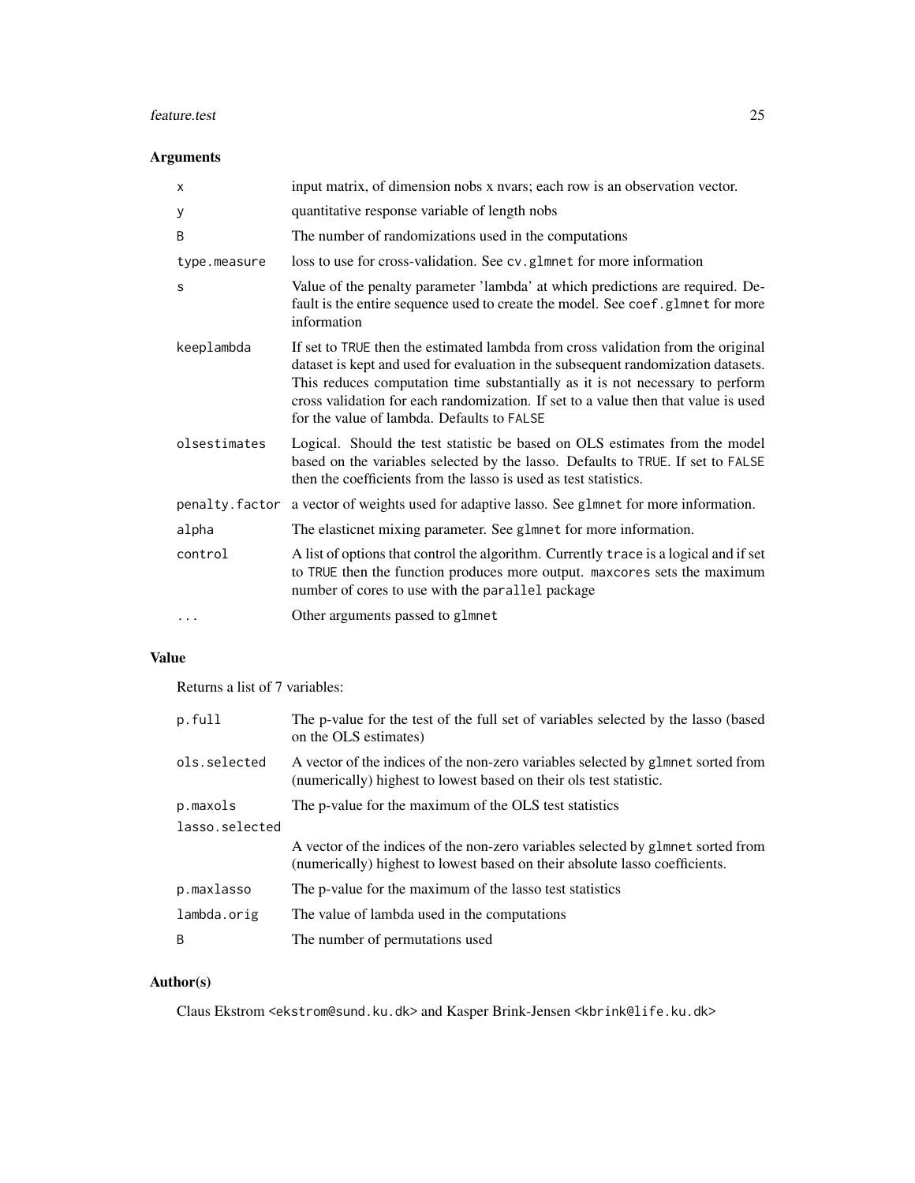## Arguments

| | |
|---|---|
| `x` | input matrix, of dimension nobs x nvars; each row is an observation vector. |
| `y` | quantitative response variable of length nobs |
| `B` | The number of randomizations used in the computations |
| `type.measure` | loss to use for cross-validation. See `cv.glmnet` for more information |
| `s` | Value of the penalty parameter 'lambda' at which predictions are required. Default is the entire sequence used to create the model. See `coef.glmnet` for more information |
| `keeplambda` | If set to `TRUE` then the estimated lambda from cross validation from the original dataset is kept and used for evaluation in the subsequent randomization datasets. This reduces computation time substantially as it is not necessary to perform cross validation for each randomization. If set to a value then that value is used for the value of lambda. Defaults to `FALSE` |
| `olsestimates` | Logical. Should the test statistic be based on OLS estimates from the model based on the variables selected by the lasso. Defaults to `TRUE`. If set to `FALSE` then the coefficients from the lasso is used as test statistics. |
| `penalty.factor` | a vector of weights used for adaptive lasso. See `glmnet` for more information. |
| `alpha` | The elasticnet mixing parameter. See `glmnet` for more information. |
| `control` | A list of options that control the algorithm. Currently `trace` is a logical and if set to `TRUE` then the function produces more output. `maxcores` sets the maximum number of cores to use with the `parallel` package |
| `...` | Other arguments passed to `glmnet` |

## Value

Returns a list of 7 variables:

| | |
|---|---|
| `p.full` | The p-value for the test of the full set of variables selected by the lasso (based on the OLS estimates) |
| `ols.selected` | A vector of the indices of the non-zero variables selected by `glmnet` sorted from (numerically) highest to lowest based on their ols test statistic. |
| `p.maxols` | The p-value for the maximum of the OLS test statistics |
| `lasso.selected` | A vector of the indices of the non-zero variables selected by `glmnet` sorted from (numerically) highest to lowest based on their absolute lasso coefficients. |
| `p.maxlasso` | The p-value for the maximum of the lasso test statistics |
| `lambda.orig` | The value of lambda used in the computations |
| `B` | The number of permutations used |

## Author(s)

Claus Ekstrom <`ekstrom@sund.ku.dk`> and Kasper Brink-Jensen <`kbrink@life.ku.dk`>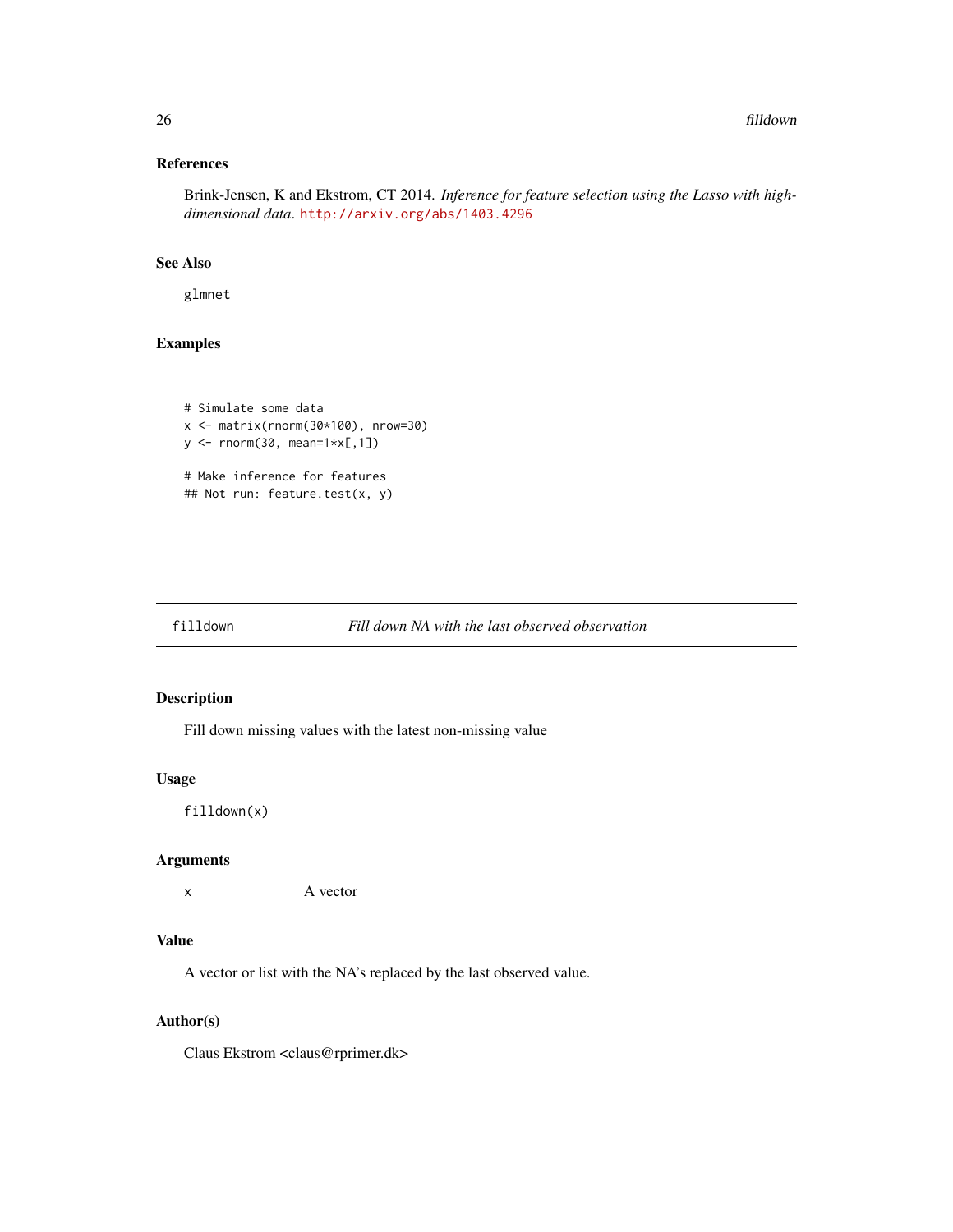### References

Brink-Jensen, K and Ekstrom, CT 2014. *Inference for feature selection using the Lasso with high-dimensional data*. http://arxiv.org/abs/1403.4296

### See Also

glmnet

### Examples

```
# Simulate some data
x <- matrix(rnorm(30*100), nrow=30)
y <- rnorm(30, mean=1*x[,1])

# Make inference for features
## Not run: feature.test(x, y)
```

---

## filldown — *Fill down NA with the last observed observation*

### Description

Fill down missing values with the latest non-missing value

### Usage

```
filldown(x)
```

### Arguments

| | |
|---|---|
| x | A vector |

### Value

A vector or list with the NA's replaced by the last observed value.

### Author(s)

Claus Ekstrom <claus@rprimer.dk>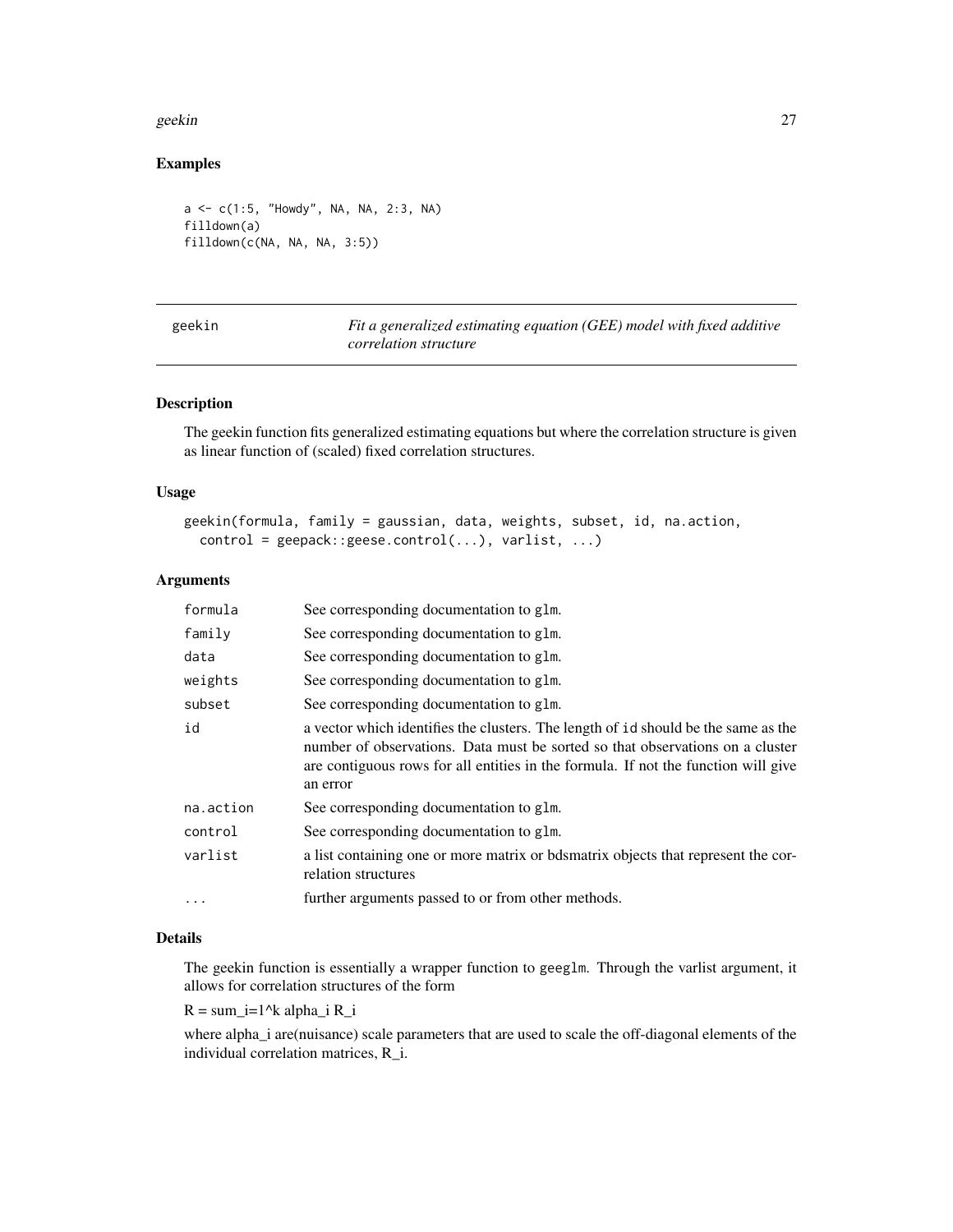## Examples

```
a <- c(1:5, "Howdy", NA, NA, 2:3, NA)
filldown(a)
filldown(c(NA, NA, NA, 3:5))
```

---

geekin — *Fit a generalized estimating equation (GEE) model with fixed additive correlation structure*

---

### Description

The geekin function fits generalized estimating equations but where the correlation structure is given as linear function of (scaled) fixed correlation structures.

### Usage

```
geekin(formula, family = gaussian, data, weights, subset, id, na.action,
  control = geepack::geese.control(...), varlist, ...)
```

### Arguments

| | |
|---|---|
| `formula` | See corresponding documentation to `glm`. |
| `family` | See corresponding documentation to `glm`. |
| `data` | See corresponding documentation to `glm`. |
| `weights` | See corresponding documentation to `glm`. |
| `subset` | See corresponding documentation to `glm`. |
| `id` | a vector which identifies the clusters. The length of `id` should be the same as the number of observations. Data must be sorted so that observations on a cluster are contiguous rows for all entities in the formula. If not the function will give an error |
| `na.action` | See corresponding documentation to `glm`. |
| `control` | See corresponding documentation to `glm`. |
| `varlist` | a list containing one or more matrix or bdsmatrix objects that represent the correlation structures |
| `...` | further arguments passed to or from other methods. |

### Details

The geekin function is essentially a wrapper function to `geeglm`. Through the varlist argument, it allows for correlation structures of the form

R = sum_i=1^k alpha_i R_i

where alpha_i are(nuisance) scale parameters that are used to scale the off-diagonal elements of the individual correlation matrices, R_i.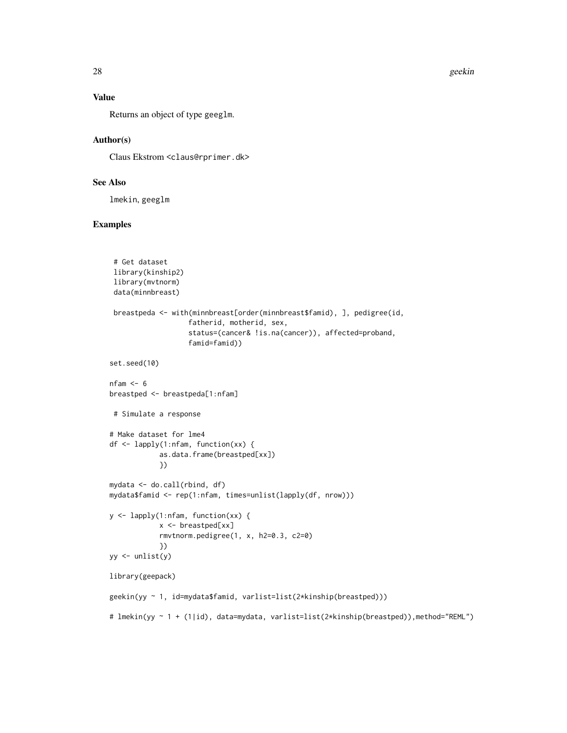## Value

Returns an object of type geeglm.

## Author(s)

Claus Ekstrom <claus@rprimer.dk>

## See Also

lmekin, geeglm

## Examples

```
 # Get dataset
 library(kinship2)
 library(mvtnorm)
 data(minnbreast)

 breastpeda <- with(minnbreast[order(minnbreast$famid), ], pedigree(id,
                  fatherid, motherid, sex,
                  status=(cancer& !is.na(cancer)), affected=proband,
                  famid=famid))

set.seed(10)

nfam <- 6
breastped <- breastpeda[1:nfam]

 # Simulate a response

# Make dataset for lme4
df <- lapply(1:nfam, function(xx) {
            as.data.frame(breastped[xx])
            })

mydata <- do.call(rbind, df)
mydata$famid <- rep(1:nfam, times=unlist(lapply(df, nrow)))

y <- lapply(1:nfam, function(xx) {
            x <- breastped[xx]
            rmvtnorm.pedigree(1, x, h2=0.3, c2=0)
            })
yy <- unlist(y)

library(geepack)

geekin(yy ~ 1, id=mydata$famid, varlist=list(2*kinship(breastped)))

# lmekin(yy ~ 1 + (1|id), data=mydata, varlist=list(2*kinship(breastped)),method="REML")
```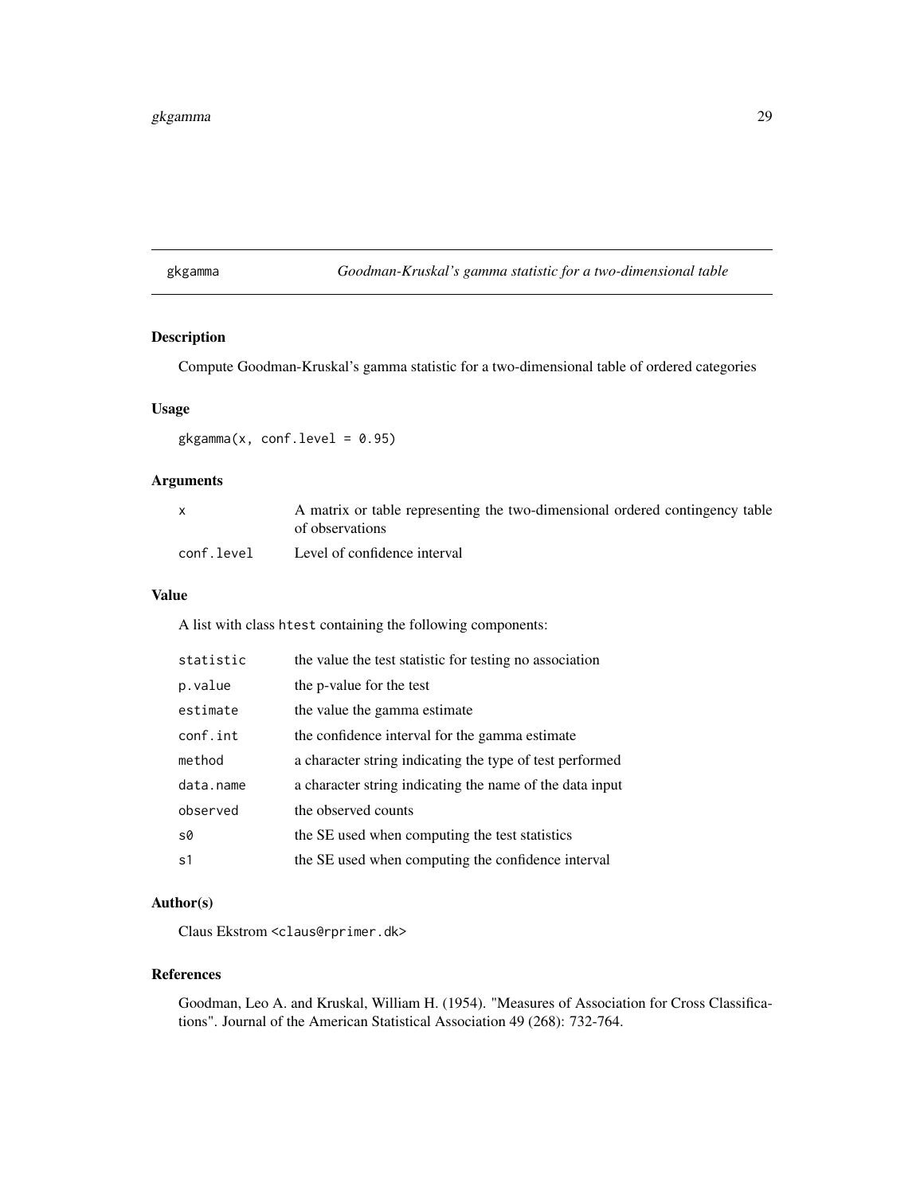gkgamma | *Goodman-Kruskal's gamma statistic for a two-dimensional table*

### Description

Compute Goodman-Kruskal's gamma statistic for a two-dimensional table of ordered categories

### Usage

```
gkgamma(x, conf.level = 0.95)
```

### Arguments

| | |
|---|---|
| `x` | A matrix or table representing the two-dimensional ordered contingency table of observations |
| `conf.level` | Level of confidence interval |

### Value

A list with class `htest` containing the following components:

| | |
|---|---|
| `statistic` | the value the test statistic for testing no association |
| `p.value` | the p-value for the test |
| `estimate` | the value the gamma estimate |
| `conf.int` | the confidence interval for the gamma estimate |
| `method` | a character string indicating the type of test performed |
| `data.name` | a character string indicating the name of the data input |
| `observed` | the observed counts |
| `s0` | the SE used when computing the test statistics |
| `s1` | the SE used when computing the confidence interval |

### Author(s)

Claus Ekstrom <claus@rprimer.dk>

### References

Goodman, Leo A. and Kruskal, William H. (1954). "Measures of Association for Cross Classifications". Journal of the American Statistical Association 49 (268): 732-764.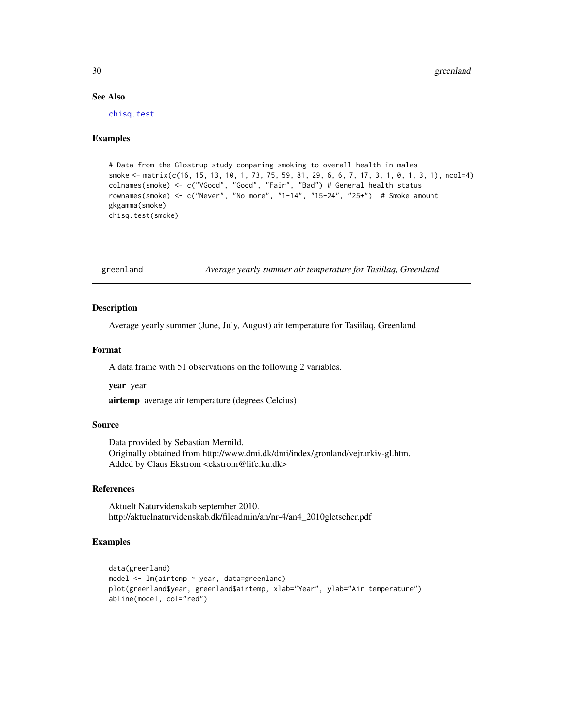### See Also

chisq.test

### Examples

```
# Data from the Glostrup study comparing smoking to overall health in males
smoke <- matrix(c(16, 15, 13, 10, 1, 73, 75, 59, 81, 29, 6, 6, 7, 17, 3, 1, 0, 1, 3, 1), ncol=4)
colnames(smoke) <- c("VGood", "Good", "Fair", "Bad") # General health status
rownames(smoke) <- c("Never", "No more", "1-14", "15-24", "25+")  # Smoke amount
gkgamma(smoke)
chisq.test(smoke)
```

---

## greenland — *Average yearly summer air temperature for Tasiilaq, Greenland*

### Description

Average yearly summer (June, July, August) air temperature for Tasiilaq, Greenland

### Format

A data frame with 51 observations on the following 2 variables.

**year** year

**airtemp** average air temperature (degrees Celcius)

### Source

Data provided by Sebastian Mernild.
Originally obtained from http://www.dmi.dk/dmi/index/gronland/vejrarkiv-gl.htm.
Added by Claus Ekstrom <ekstrom@life.ku.dk>

### References

Aktuelt Naturvidenskab september 2010.
http://aktuelnaturvidenskab.dk/fileadmin/an/nr-4/an4_2010gletscher.pdf

### Examples

```
data(greenland)
model <- lm(airtemp ~ year, data=greenland)
plot(greenland$year, greenland$airtemp, xlab="Year", ylab="Air temperature")
abline(model, col="red")
```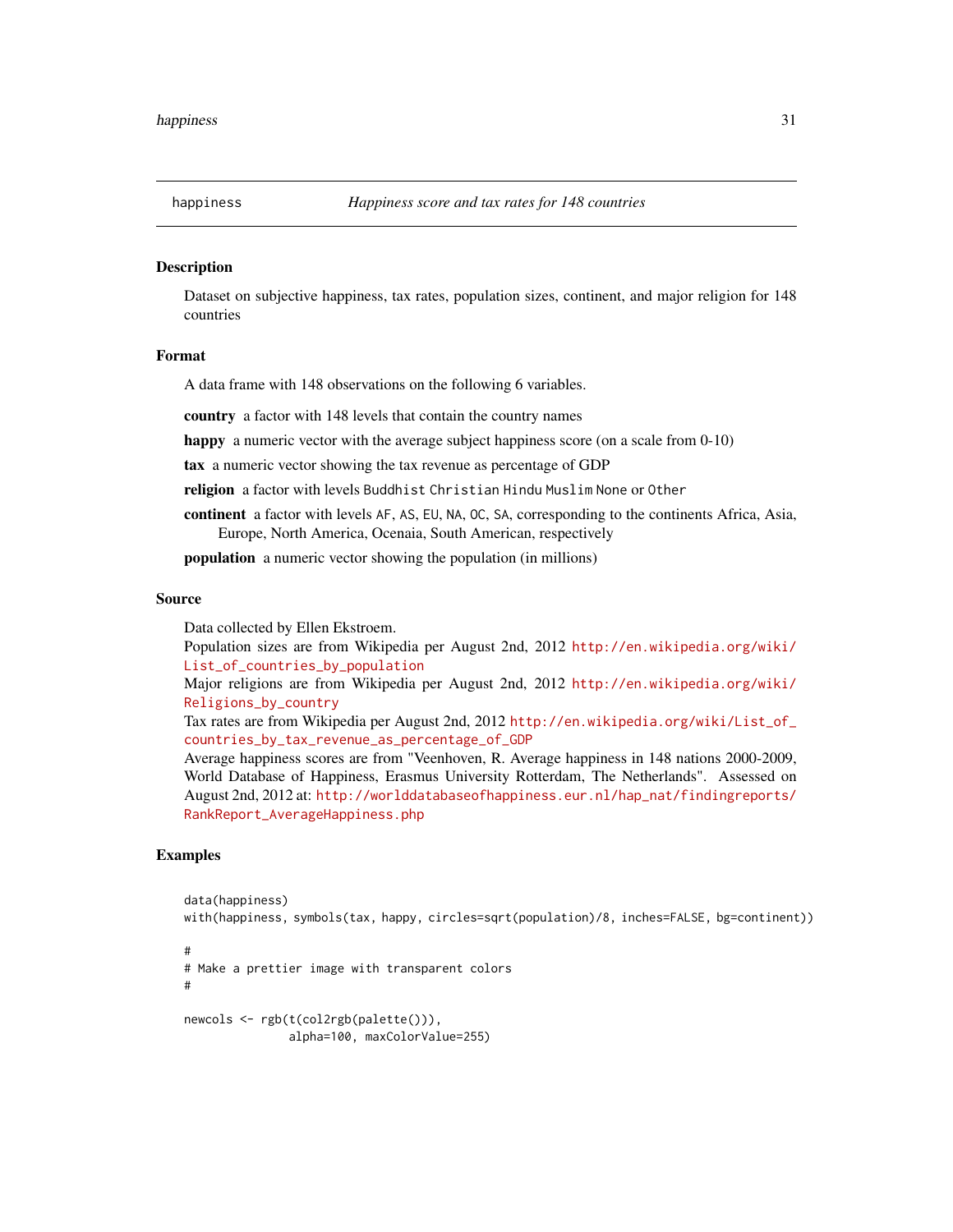happiness *Happiness score and tax rates for 148 countries*

## Description

Dataset on subjective happiness, tax rates, population sizes, continent, and major religion for 148 countries

## Format

A data frame with 148 observations on the following 6 variables.

**country** a factor with 148 levels that contain the country names

**happy** a numeric vector with the average subject happiness score (on a scale from 0-10)

**tax** a numeric vector showing the tax revenue as percentage of GDP

**religion** a factor with levels `Buddhist` `Christian` `Hindu` `Muslim` `None` or `Other`

**continent** a factor with levels `AF`, `AS`, `EU`, `NA`, `OC`, `SA`, corresponding to the continents Africa, Asia, Europe, North America, Ocenaia, South American, respectively

**population** a numeric vector showing the population (in millions)

## Source

Data collected by Ellen Ekstroem.
Population sizes are from Wikipedia per August 2nd, 2012 http://en.wikipedia.org/wiki/List_of_countries_by_population
Major religions are from Wikipedia per August 2nd, 2012 http://en.wikipedia.org/wiki/Religions_by_country
Tax rates are from Wikipedia per August 2nd, 2012 http://en.wikipedia.org/wiki/List_of_countries_by_tax_revenue_as_percentage_of_GDP
Average happiness scores are from "Veenhoven, R. Average happiness in 148 nations 2000-2009, World Database of Happiness, Erasmus University Rotterdam, The Netherlands". Assessed on August 2nd, 2012 at: http://worlddatabaseofhappiness.eur.nl/hap_nat/findingreports/RankReport_AverageHappiness.php

## Examples

```
data(happiness)
with(happiness, symbols(tax, happy, circles=sqrt(population)/8, inches=FALSE, bg=continent))

#
# Make a prettier image with transparent colors
#

newcols <- rgb(t(col2rgb(palette())),
               alpha=100, maxColorValue=255)
```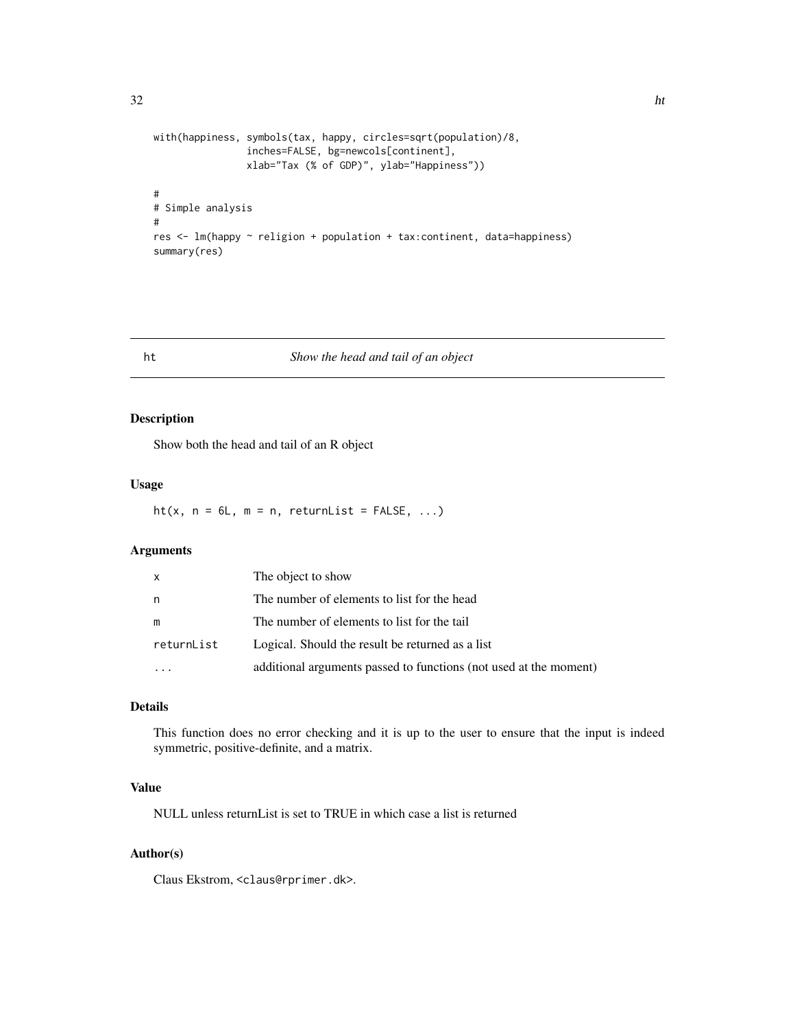```
with(happiness, symbols(tax, happy, circles=sqrt(population)/8,
                inches=FALSE, bg=newcols[continent],
                xlab="Tax (% of GDP)", ylab="Happiness"))

#
# Simple analysis
#
res <- lm(happy ~ religion + population + tax:continent, data=happiness)
summary(res)
```

## ht — *Show the head and tail of an object*

### Description

Show both the head and tail of an R object

### Usage

```
ht(x, n = 6L, m = n, returnList = FALSE, ...)
```

### Arguments

| | |
|---|---|
| x | The object to show |
| n | The number of elements to list for the head |
| m | The number of elements to list for the tail |
| returnList | Logical. Should the result be returned as a list |
| ... | additional arguments passed to functions (not used at the moment) |

### Details

This function does no error checking and it is up to the user to ensure that the input is indeed symmetric, positive-definite, and a matrix.

### Value

NULL unless returnList is set to TRUE in which case a list is returned

### Author(s)

Claus Ekstrom, <claus@rprimer.dk>.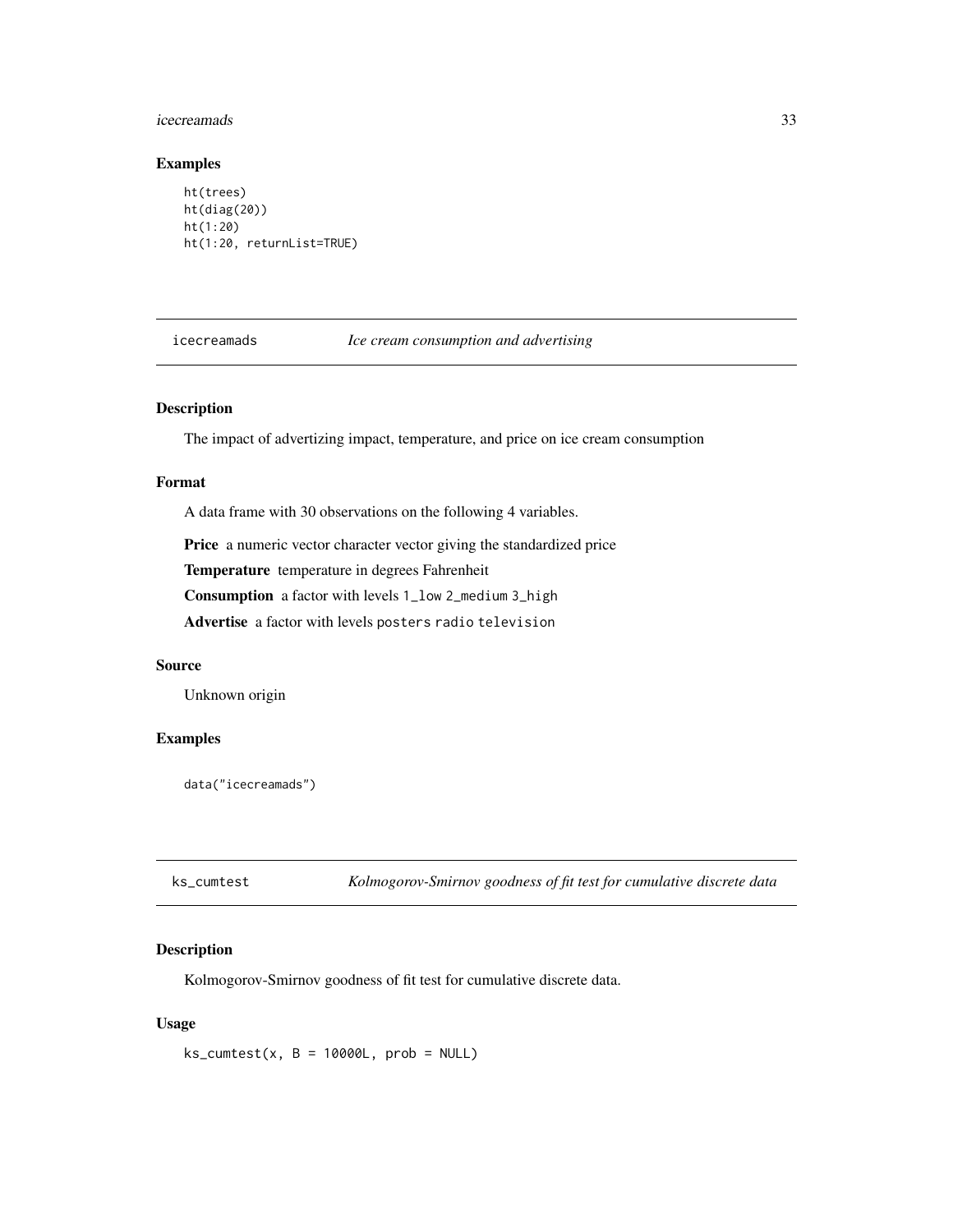## Examples

```
ht(trees)
ht(diag(20))
ht(1:20)
ht(1:20, returnList=TRUE)
```

---

# icecreamads *Ice cream consumption and advertising*

### Description

The impact of advertizing impact, temperature, and price on ice cream consumption

### Format

A data frame with 30 observations on the following 4 variables.

**Price** a numeric vector character vector giving the standardized price

**Temperature** temperature in degrees Fahrenheit

**Consumption** a factor with levels `1_low` `2_medium` `3_high`

**Advertise** a factor with levels `posters` `radio` `television`

### Source

Unknown origin

### Examples

```
data("icecreamads")
```

---

# ks_cumtest *Kolmogorov-Smirnov goodness of fit test for cumulative discrete data*

### Description

Kolmogorov-Smirnov goodness of fit test for cumulative discrete data.

### Usage

```
ks_cumtest(x, B = 10000L, prob = NULL)
```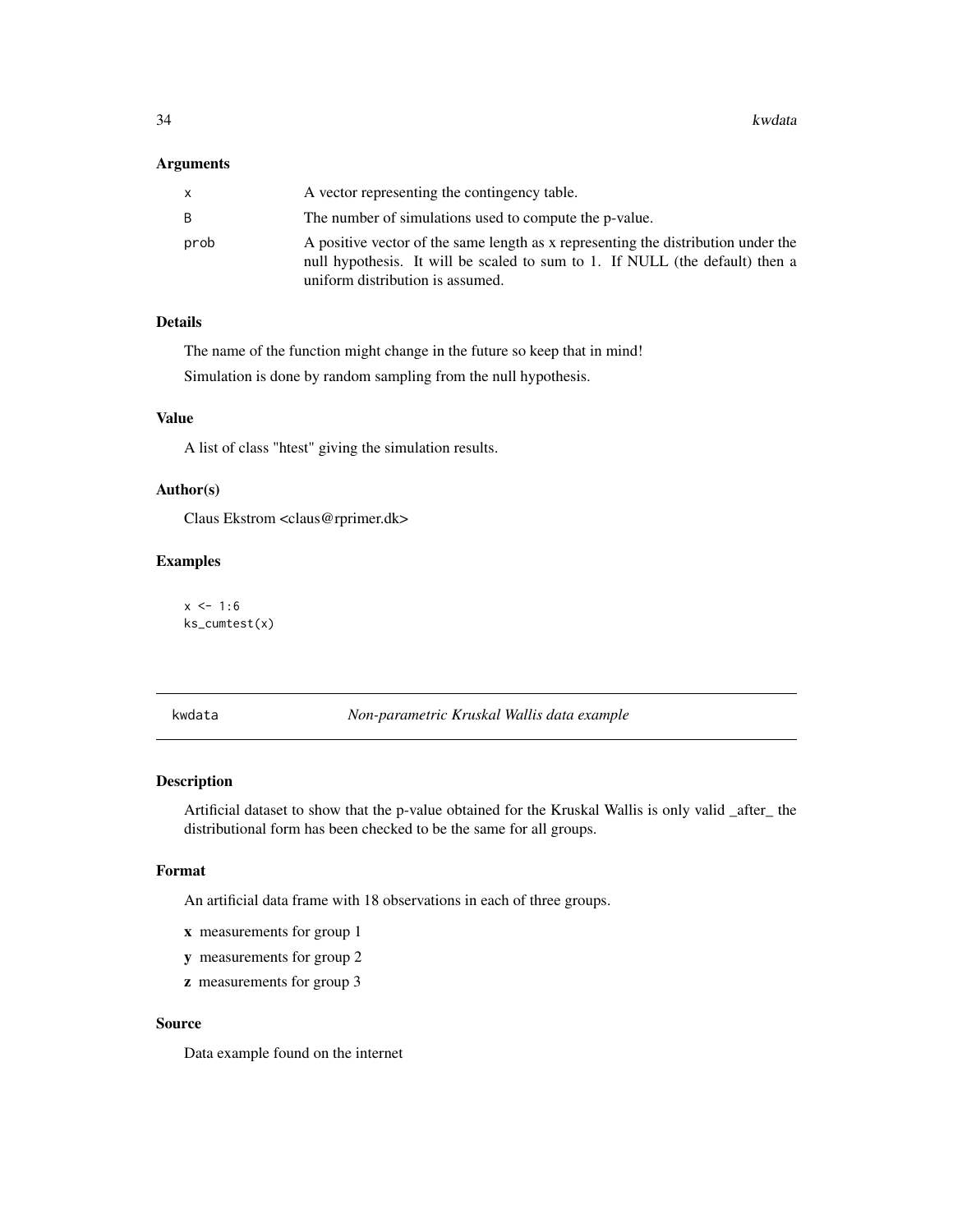### Arguments

| | |
|---|---|
| x | A vector representing the contingency table. |
| B | The number of simulations used to compute the p-value. |
| prob | A positive vector of the same length as x representing the distribution under the null hypothesis. It will be scaled to sum to 1. If NULL (the default) then a uniform distribution is assumed. |

### Details

The name of the function might change in the future so keep that in mind!

Simulation is done by random sampling from the null hypothesis.

### Value

A list of class "htest" giving the simulation results.

### Author(s)

Claus Ekstrom <claus@rprimer.dk>

### Examples

```
x <- 1:6
ks_cumtest(x)
```

---

## kwdata — *Non-parametric Kruskal Wallis data example*

---

### Description

Artificial dataset to show that the p-value obtained for the Kruskal Wallis is only valid _after_ the distributional form has been checked to be the same for all groups.

### Format

An artificial data frame with 18 observations in each of three groups.

- **x** measurements for group 1
- **y** measurements for group 2
- **z** measurements for group 3

### Source

Data example found on the internet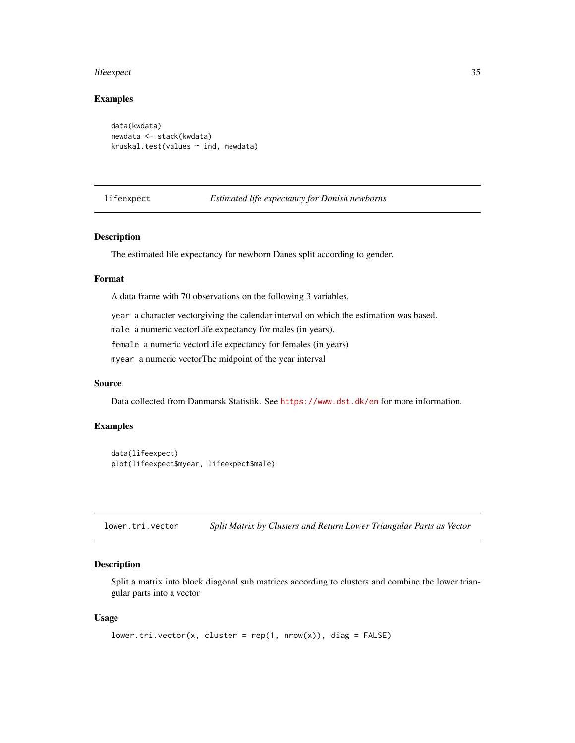### Examples

```
data(kwdata)
newdata <- stack(kwdata)
kruskal.test(values ~ ind, newdata)
```

## lifeexpect *Estimated life expectancy for Danish newborns*

### Description

The estimated life expectancy for newborn Danes split according to gender.

### Format

A data frame with 70 observations on the following 3 variables.

`year` a character vectorgiving the calendar interval on which the estimation was based.

`male` a numeric vectorLife expectancy for males (in years).

`female` a numeric vectorLife expectancy for females (in years)

`myear` a numeric vectorThe midpoint of the year interval

### Source

Data collected from Danmarsk Statistik. See https://www.dst.dk/en for more information.

### Examples

```
data(lifeexpect)
plot(lifeexpect$myear, lifeexpect$male)
```

## lower.tri.vector *Split Matrix by Clusters and Return Lower Triangular Parts as Vector*

### Description

Split a matrix into block diagonal sub matrices according to clusters and combine the lower triangular parts into a vector

### Usage

```
lower.tri.vector(x, cluster = rep(1, nrow(x)), diag = FALSE)
```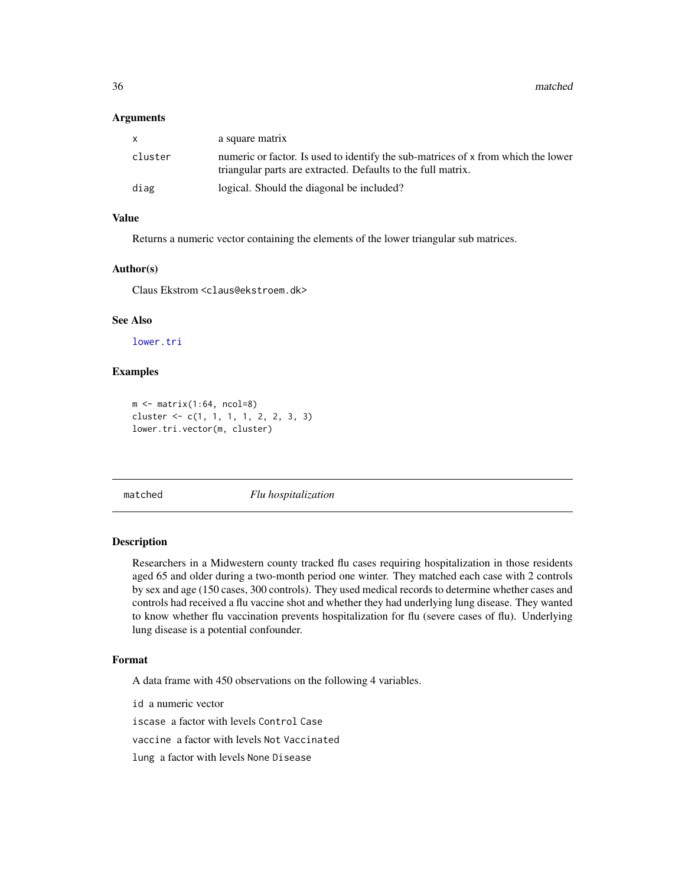### Arguments

| | |
|---|---|
| x | a square matrix |
| cluster | numeric or factor. Is used to identify the sub-matrices of x from which the lower triangular parts are extracted. Defaults to the full matrix. |
| diag | logical. Should the diagonal be included? |

### Value

Returns a numeric vector containing the elements of the lower triangular sub matrices.

### Author(s)

Claus Ekstrom <claus@ekstroem.dk>

### See Also

lower.tri

### Examples

```
m <- matrix(1:64, ncol=8)
cluster <- c(1, 1, 1, 1, 2, 2, 3, 3)
lower.tri.vector(m, cluster)
```

---

## matched *Flu hospitalization*

### Description

Researchers in a Midwestern county tracked flu cases requiring hospitalization in those residents aged 65 and older during a two-month period one winter. They matched each case with 2 controls by sex and age (150 cases, 300 controls). They used medical records to determine whether cases and controls had received a flu vaccine shot and whether they had underlying lung disease. They wanted to know whether flu vaccination prevents hospitalization for flu (severe cases of flu). Underlying lung disease is a potential confounder.

### Format

A data frame with 450 observations on the following 4 variables.

id a numeric vector

iscase a factor with levels Control Case

vaccine a factor with levels Not Vaccinated

lung a factor with levels None Disease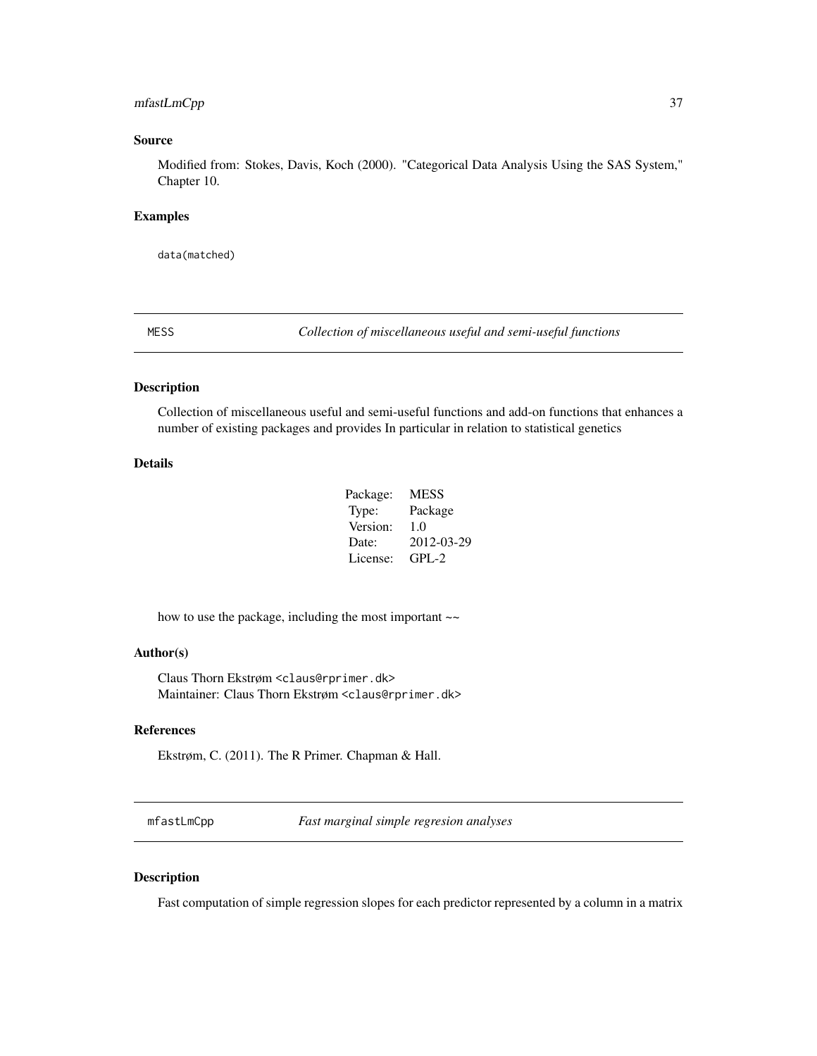### Source

Modified from: Stokes, Davis, Koch (2000). "Categorical Data Analysis Using the SAS System," Chapter 10.

### Examples

```
data(matched)
```

---

## MESS — *Collection of miscellaneous useful and semi-useful functions*

---

### Description

Collection of miscellaneous useful and semi-useful functions and add-on functions that enhances a number of existing packages and provides In particular in relation to statistical genetics

### Details

| | |
|---|---|
| Package: | MESS |
| Type: | Package |
| Version: | 1.0 |
| Date: | 2012-03-29 |
| License: | GPL-2 |

how to use the package, including the most important ~~

### Author(s)

Claus Thorn Ekstrøm <claus@rprimer.dk>
Maintainer: Claus Thorn Ekstrøm <claus@rprimer.dk>

### References

Ekstrøm, C. (2011). The R Primer. Chapman & Hall.

---

## mfastLmCpp — *Fast marginal simple regresion analyses*

---

### Description

Fast computation of simple regression slopes for each predictor represented by a column in a matrix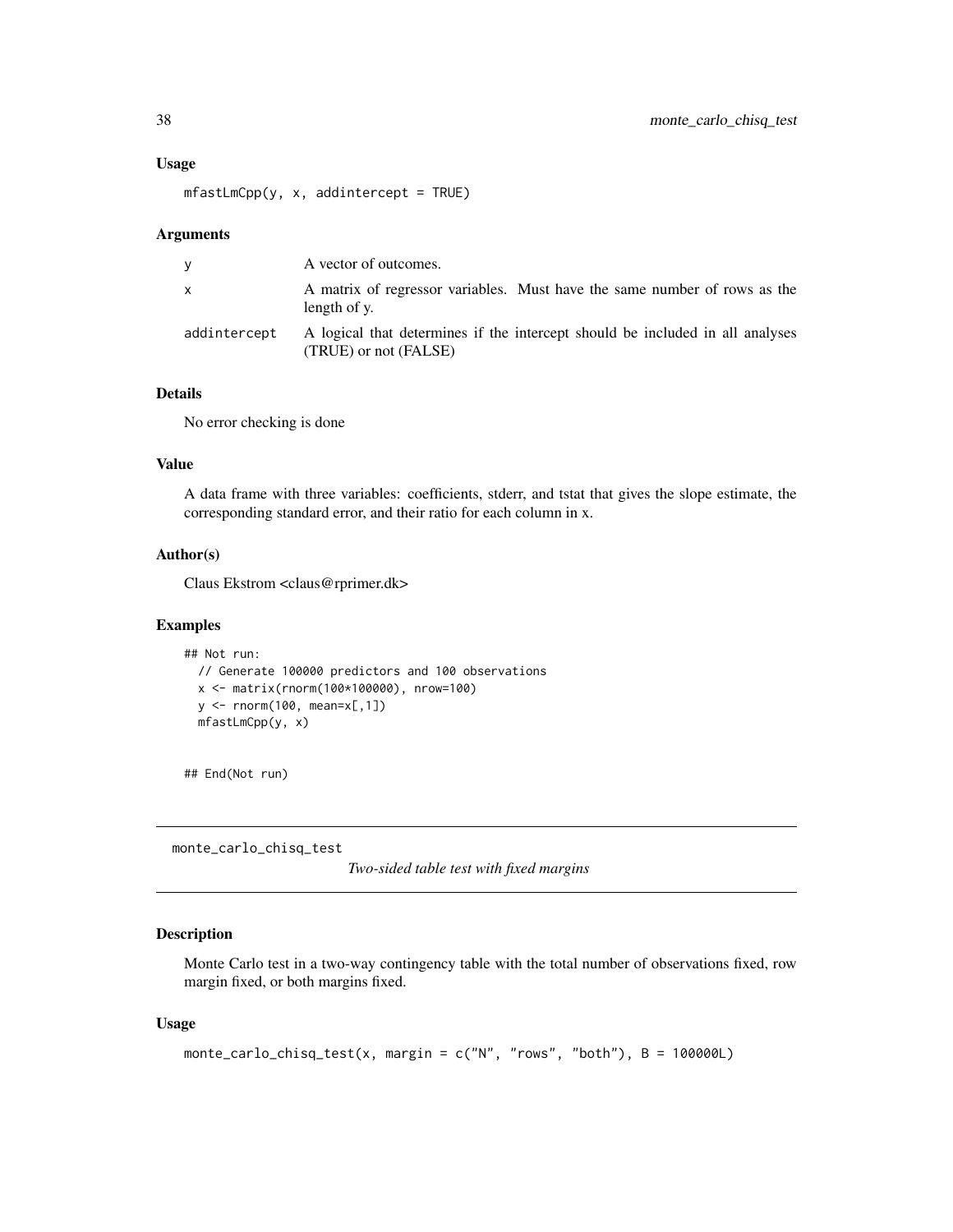### Usage

```
mfastLmCpp(y, x, addintercept = TRUE)
```

### Arguments

| | |
|---|---|
| y | A vector of outcomes. |
| x | A matrix of regressor variables. Must have the same number of rows as the length of y. |
| addintercept | A logical that determines if the intercept should be included in all analyses (TRUE) or not (FALSE) |

### Details

No error checking is done

### Value

A data frame with three variables: coefficients, stderr, and tstat that gives the slope estimate, the corresponding standard error, and their ratio for each column in x.

### Author(s)

Claus Ekstrom <claus@rprimer.dk>

### Examples

```
## Not run:
  // Generate 100000 predictors and 100 observations
  x <- matrix(rnorm(100*100000), nrow=100)
  y <- rnorm(100, mean=x[,1])
  mfastLmCpp(y, x)


## End(Not run)
```

---

## monte_carlo_chisq_test

*Two-sided table test with fixed margins*

---

### Description

Monte Carlo test in a two-way contingency table with the total number of observations fixed, row margin fixed, or both margins fixed.

### Usage

```
monte_carlo_chisq_test(x, margin = c("N", "rows", "both"), B = 100000L)
```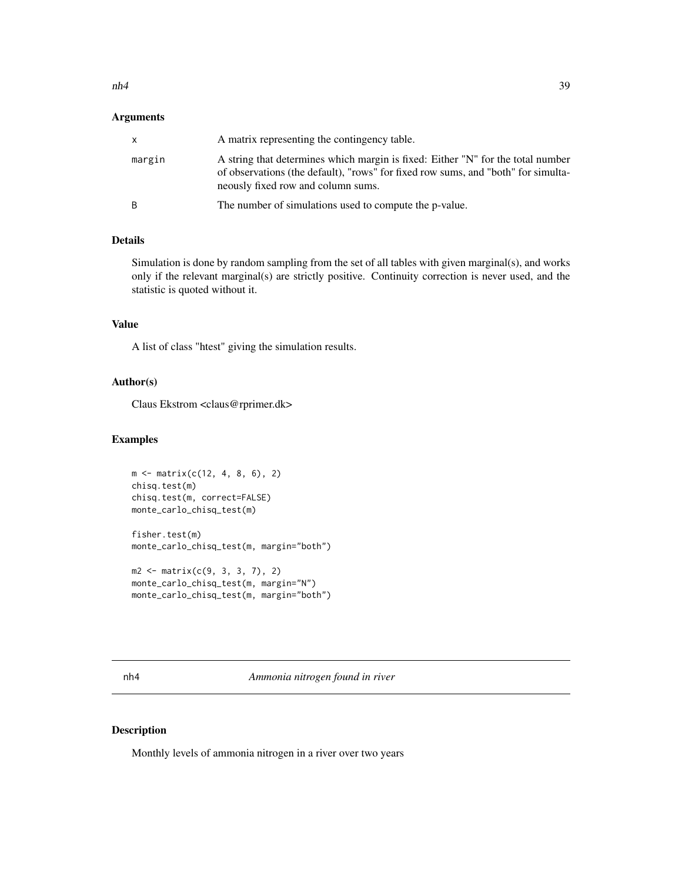### Arguments

| | |
|---|---|
| x | A matrix representing the contingency table. |
| margin | A string that determines which margin is fixed: Either "N" for the total number of observations (the default), "rows" for fixed row sums, and "both" for simultaneously fixed row and column sums. |
| B | The number of simulations used to compute the p-value. |

### Details

Simulation is done by random sampling from the set of all tables with given marginal(s), and works only if the relevant marginal(s) are strictly positive. Continuity correction is never used, and the statistic is quoted without it.

### Value

A list of class "htest" giving the simulation results.

### Author(s)

Claus Ekstrom <claus@rprimer.dk>

### Examples

```
m <- matrix(c(12, 4, 8, 6), 2)
chisq.test(m)
chisq.test(m, correct=FALSE)
monte_carlo_chisq_test(m)

fisher.test(m)
monte_carlo_chisq_test(m, margin="both")

m2 <- matrix(c(9, 3, 3, 7), 2)
monte_carlo_chisq_test(m, margin="N")
monte_carlo_chisq_test(m, margin="both")
```

---

## nh4 — *Ammonia nitrogen found in river*

### Description

Monthly levels of ammonia nitrogen in a river over two years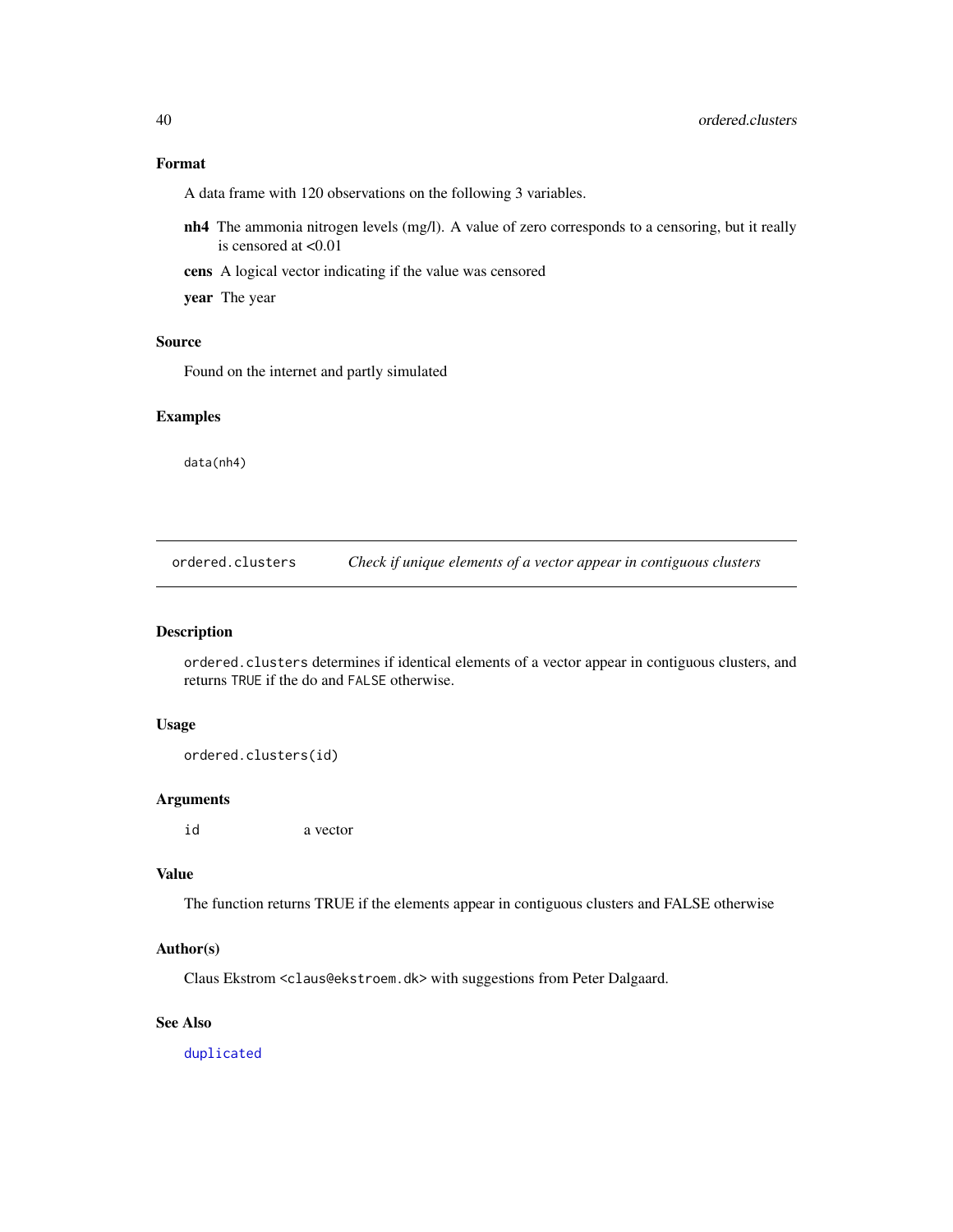## Format

A data frame with 120 observations on the following 3 variables.

**nh4** The ammonia nitrogen levels (mg/l). A value of zero corresponds to a censoring, but it really is censored at <0.01

**cens** A logical vector indicating if the value was censored

**year** The year

## Source

Found on the internet and partly simulated

## Examples

```
data(nh4)
```

---

# ordered.clusters *Check if unique elements of a vector appear in contiguous clusters*

---

## Description

`ordered.clusters` determines if identical elements of a vector appear in contiguous clusters, and returns `TRUE` if the do and `FALSE` otherwise.

## Usage

```
ordered.clusters(id)
```

## Arguments

| | |
|---|---|
| `id` | a vector |

## Value

The function returns TRUE if the elements appear in contiguous clusters and FALSE otherwise

## Author(s)

Claus Ekstrom <`claus@ekstroem.dk`> with suggestions from Peter Dalgaard.

## See Also

`duplicated`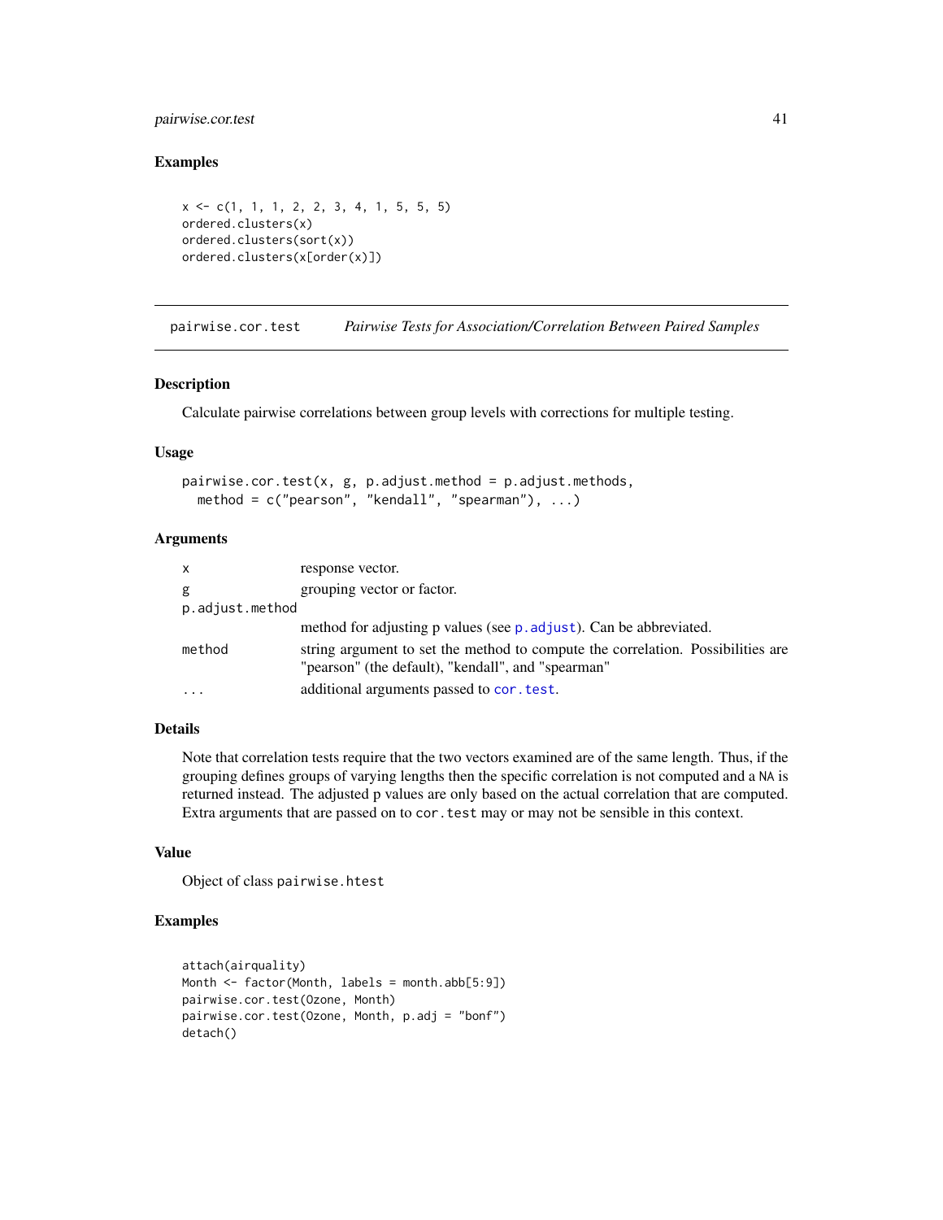## Examples

```
x <- c(1, 1, 1, 2, 2, 3, 4, 1, 5, 5, 5)
ordered.clusters(x)
ordered.clusters(sort(x))
ordered.clusters(x[order(x)])
```

---

# pairwise.cor.test *Pairwise Tests for Association/Correlation Between Paired Samples*

---

## Description

Calculate pairwise correlations between group levels with corrections for multiple testing.

## Usage

```
pairwise.cor.test(x, g, p.adjust.method = p.adjust.methods,
  method = c("pearson", "kendall", "spearman"), ...)
```

## Arguments

| | |
|---|---|
| `x` | response vector. |
| `g` | grouping vector or factor. |
| `p.adjust.method` | method for adjusting p values (see `p.adjust`). Can be abbreviated. |
| `method` | string argument to set the method to compute the correlation. Possibilities are "pearson" (the default), "kendall", and "spearman" |
| `...` | additional arguments passed to `cor.test`. |

## Details

Note that correlation tests require that the two vectors examined are of the same length. Thus, if the grouping defines groups of varying lengths then the specific correlation is not computed and a `NA` is returned instead. The adjusted p values are only based on the actual correlation that are computed. Extra arguments that are passed on to `cor.test` may or may not be sensible in this context.

## Value

Object of class `pairwise.htest`

## Examples

```
attach(airquality)
Month <- factor(Month, labels = month.abb[5:9])
pairwise.cor.test(Ozone, Month)
pairwise.cor.test(Ozone, Month, p.adj = "bonf")
detach()
```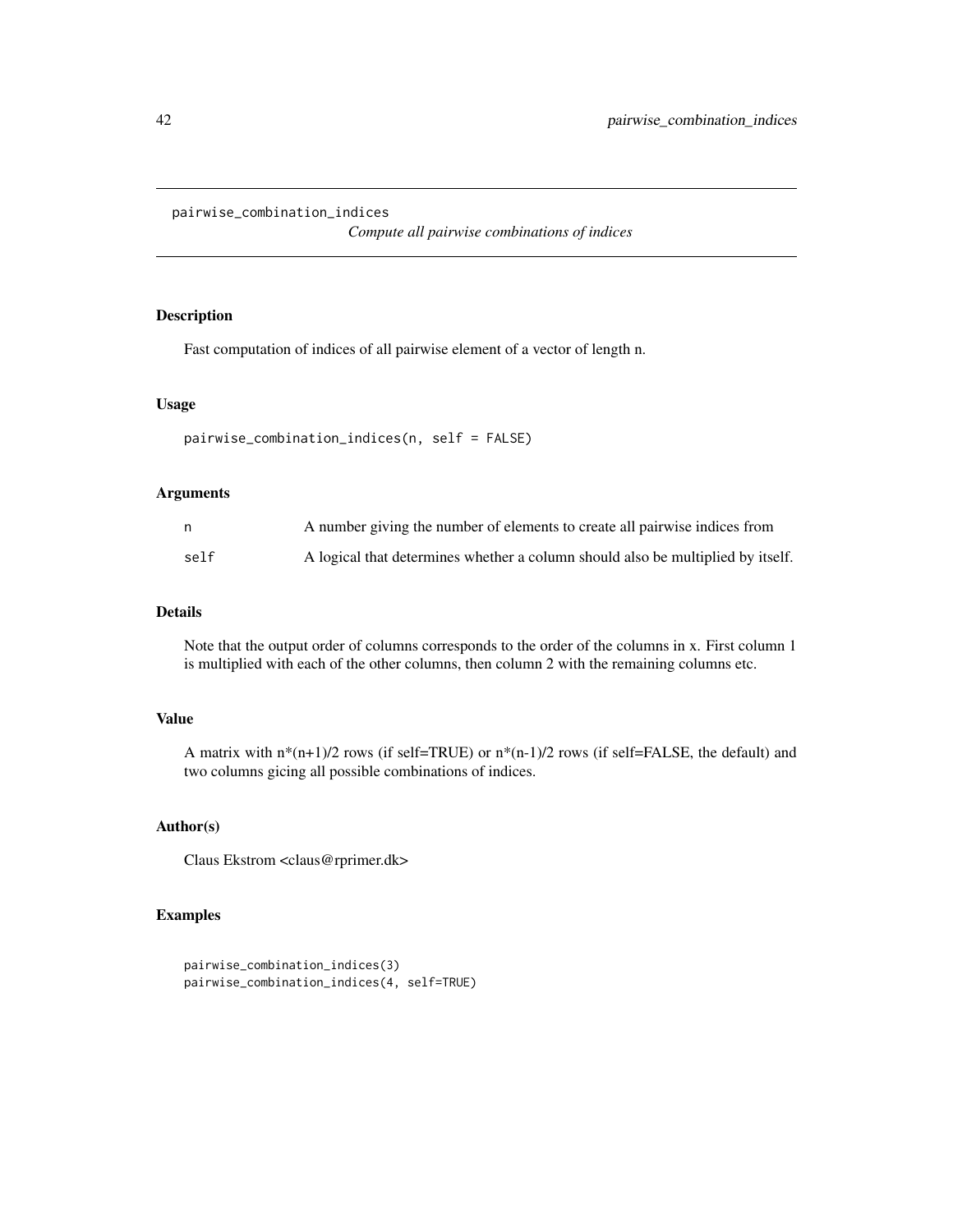# pairwise_combination_indices

*Compute all pairwise combinations of indices*

## Description

Fast computation of indices of all pairwise element of a vector of length n.

## Usage

```
pairwise_combination_indices(n, self = FALSE)
```

## Arguments

| | |
|---|---|
| n | A number giving the number of elements to create all pairwise indices from |
| self | A logical that determines whether a column should also be multiplied by itself. |

## Details

Note that the output order of columns corresponds to the order of the columns in x. First column 1 is multiplied with each of the other columns, then column 2 with the remaining columns etc.

## Value

A matrix with n*(n+1)/2 rows (if self=TRUE) or n*(n-1)/2 rows (if self=FALSE, the default) and two columns gicing all possible combinations of indices.

## Author(s)

Claus Ekstrom <claus@rprimer.dk>

## Examples

```
pairwise_combination_indices(3)
pairwise_combination_indices(4, self=TRUE)
```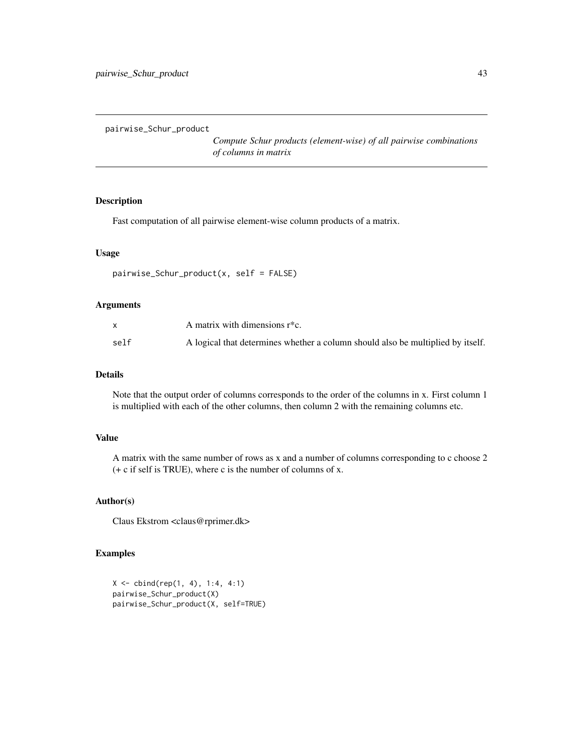pairwise_Schur_product

*Compute Schur products (element-wise) of all pairwise combinations of columns in matrix*

## Description

Fast computation of all pairwise element-wise column products of a matrix.

## Usage

```
pairwise_Schur_product(x, self = FALSE)
```

## Arguments

| | |
|---|---|
| x | A matrix with dimensions r*c. |
| self | A logical that determines whether a column should also be multiplied by itself. |

## Details

Note that the output order of columns corresponds to the order of the columns in x. First column 1 is multiplied with each of the other columns, then column 2 with the remaining columns etc.

## Value

A matrix with the same number of rows as x and a number of columns corresponding to c choose 2 (+ c if self is TRUE), where c is the number of columns of x.

## Author(s)

Claus Ekstrom <claus@rprimer.dk>

## Examples

```
X <- cbind(rep(1, 4), 1:4, 4:1)
pairwise_Schur_product(X)
pairwise_Schur_product(X, self=TRUE)
```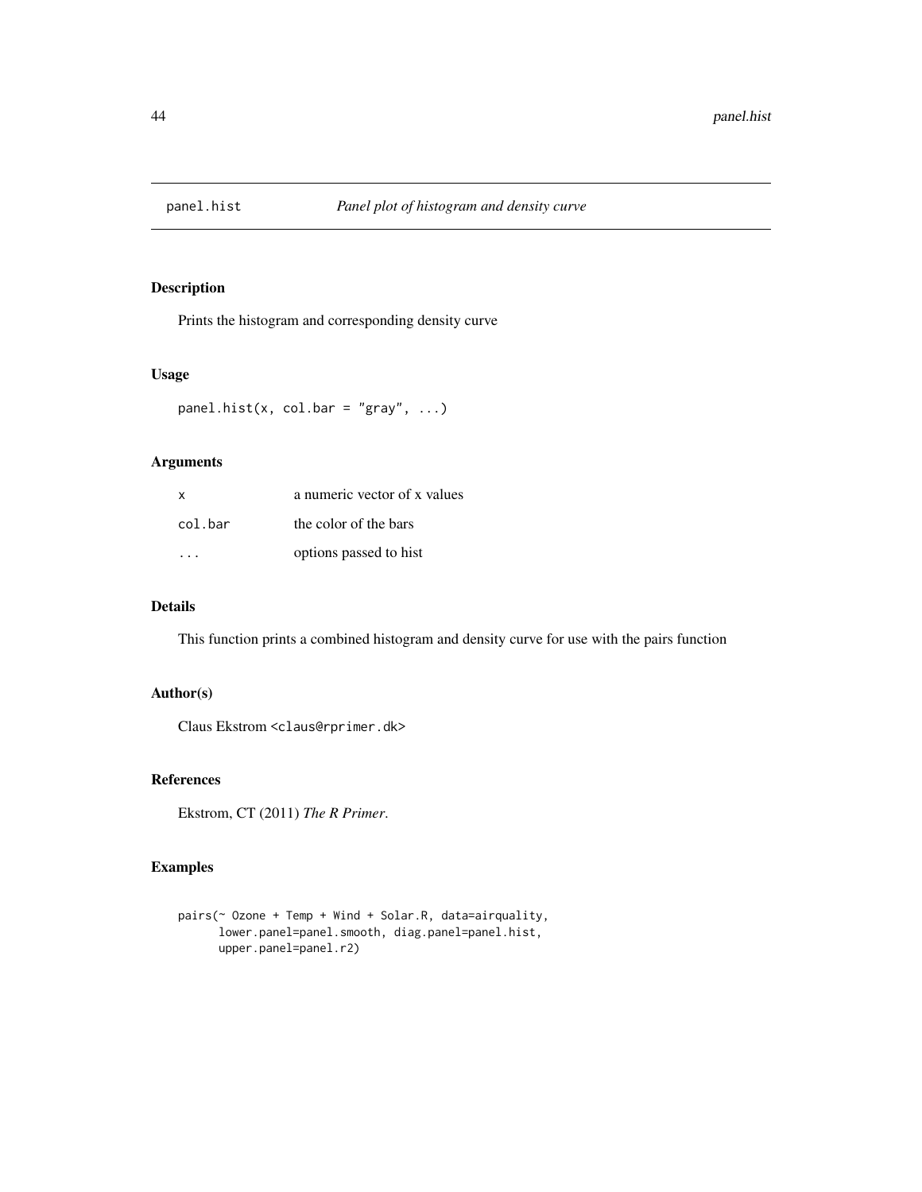# panel.hist — *Panel plot of histogram and density curve*

## Description

Prints the histogram and corresponding density curve

## Usage

```
panel.hist(x, col.bar = "gray", ...)
```

## Arguments

| | |
|---|---|
| `x` | a numeric vector of x values |
| `col.bar` | the color of the bars |
| `...` | options passed to hist |

## Details

This function prints a combined histogram and density curve for use with the pairs function

## Author(s)

Claus Ekstrom <claus@rprimer.dk>

## References

Ekstrom, CT (2011) *The R Primer*.

## Examples

```
pairs(~ Ozone + Temp + Wind + Solar.R, data=airquality,
      lower.panel=panel.smooth, diag.panel=panel.hist,
      upper.panel=panel.r2)
```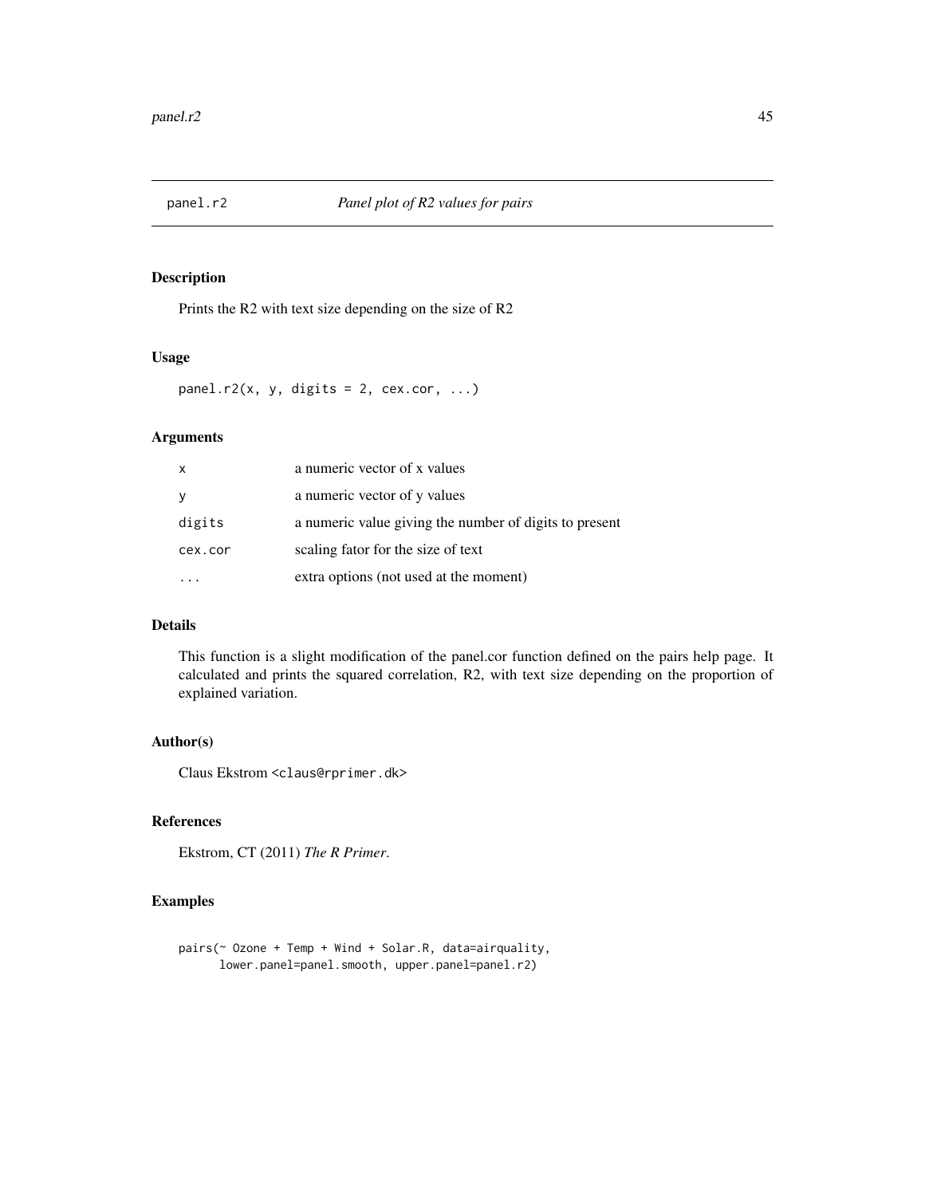panel.r2 — *Panel plot of R2 values for pairs*

## Description

Prints the R2 with text size depending on the size of R2

## Usage

```
panel.r2(x, y, digits = 2, cex.cor, ...)
```

## Arguments

| | |
|---|---|
| `x` | a numeric vector of x values |
| `y` | a numeric vector of y values |
| `digits` | a numeric value giving the number of digits to present |
| `cex.cor` | scaling fator for the size of text |
| `...` | extra options (not used at the moment) |

## Details

This function is a slight modification of the panel.cor function defined on the pairs help page. It calculated and prints the squared correlation, R2, with text size depending on the proportion of explained variation.

## Author(s)

Claus Ekstrom <claus@rprimer.dk>

## References

Ekstrom, CT (2011) *The R Primer*.

## Examples

```
pairs(~ Ozone + Temp + Wind + Solar.R, data=airquality,
      lower.panel=panel.smooth, upper.panel=panel.r2)
```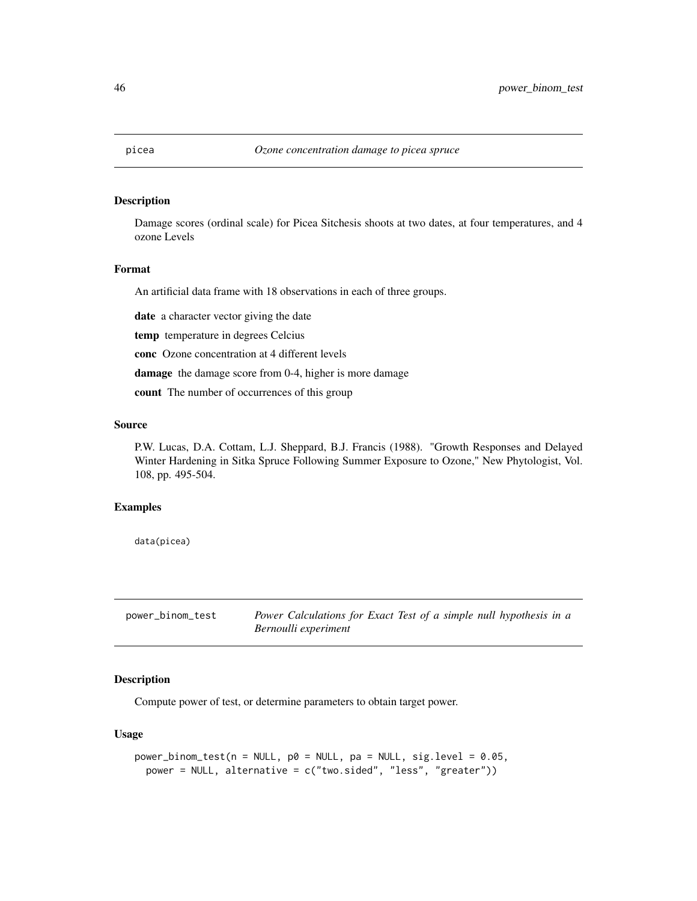## picea *Ozone concentration damage to picea spruce*

### Description

Damage scores (ordinal scale) for Picea Sitchesis shoots at two dates, at four temperatures, and 4 ozone Levels

### Format

An artificial data frame with 18 observations in each of three groups.

**date** a character vector giving the date

**temp** temperature in degrees Celcius

**conc** Ozone concentration at 4 different levels

**damage** the damage score from 0-4, higher is more damage

**count** The number of occurrences of this group

### Source

P.W. Lucas, D.A. Cottam, L.J. Sheppard, B.J. Francis (1988). "Growth Responses and Delayed Winter Hardening in Sitka Spruce Following Summer Exposure to Ozone," New Phytologist, Vol. 108, pp. 495-504.

### Examples

```
data(picea)
```

## power_binom_test *Power Calculations for Exact Test of a simple null hypothesis in a Bernoulli experiment*

### Description

Compute power of test, or determine parameters to obtain target power.

### Usage

```
power_binom_test(n = NULL, p0 = NULL, pa = NULL, sig.level = 0.05,
  power = NULL, alternative = c("two.sided", "less", "greater"))
```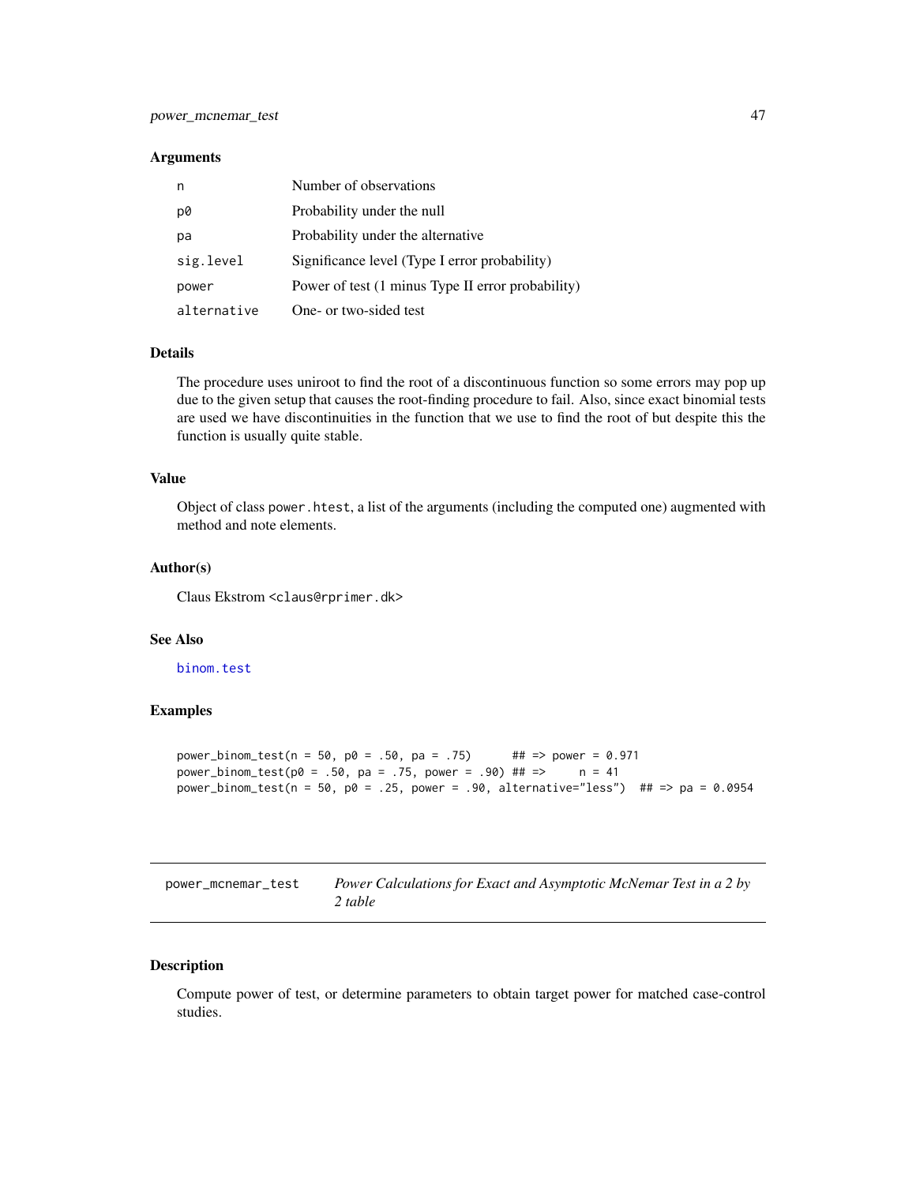### Arguments

| | |
|---|---|
| `n` | Number of observations |
| `p0` | Probability under the null |
| `pa` | Probability under the alternative |
| `sig.level` | Significance level (Type I error probability) |
| `power` | Power of test (1 minus Type II error probability) |
| `alternative` | One- or two-sided test |

### Details

The procedure uses uniroot to find the root of a discontinuous function so some errors may pop up due to the given setup that causes the root-finding procedure to fail. Also, since exact binomial tests are used we have discontinuities in the function that we use to find the root of but despite this the function is usually quite stable.

### Value

Object of class `power.htest`, a list of the arguments (including the computed one) augmented with method and note elements.

### Author(s)

Claus Ekstrom `<claus@rprimer.dk>`

### See Also

`binom.test`

### Examples

```
power_binom_test(n = 50, p0 = .50, pa = .75)      ## => power = 0.971
power_binom_test(p0 = .50, pa = .75, power = .90) ## =>     n = 41
power_binom_test(n = 50, p0 = .25, power = .90, alternative="less")  ## => pa = 0.0954
```

---

## `power_mcnemar_test` — *Power Calculations for Exact and Asymptotic McNemar Test in a 2 by 2 table*

---

### Description

Compute power of test, or determine parameters to obtain target power for matched case-control studies.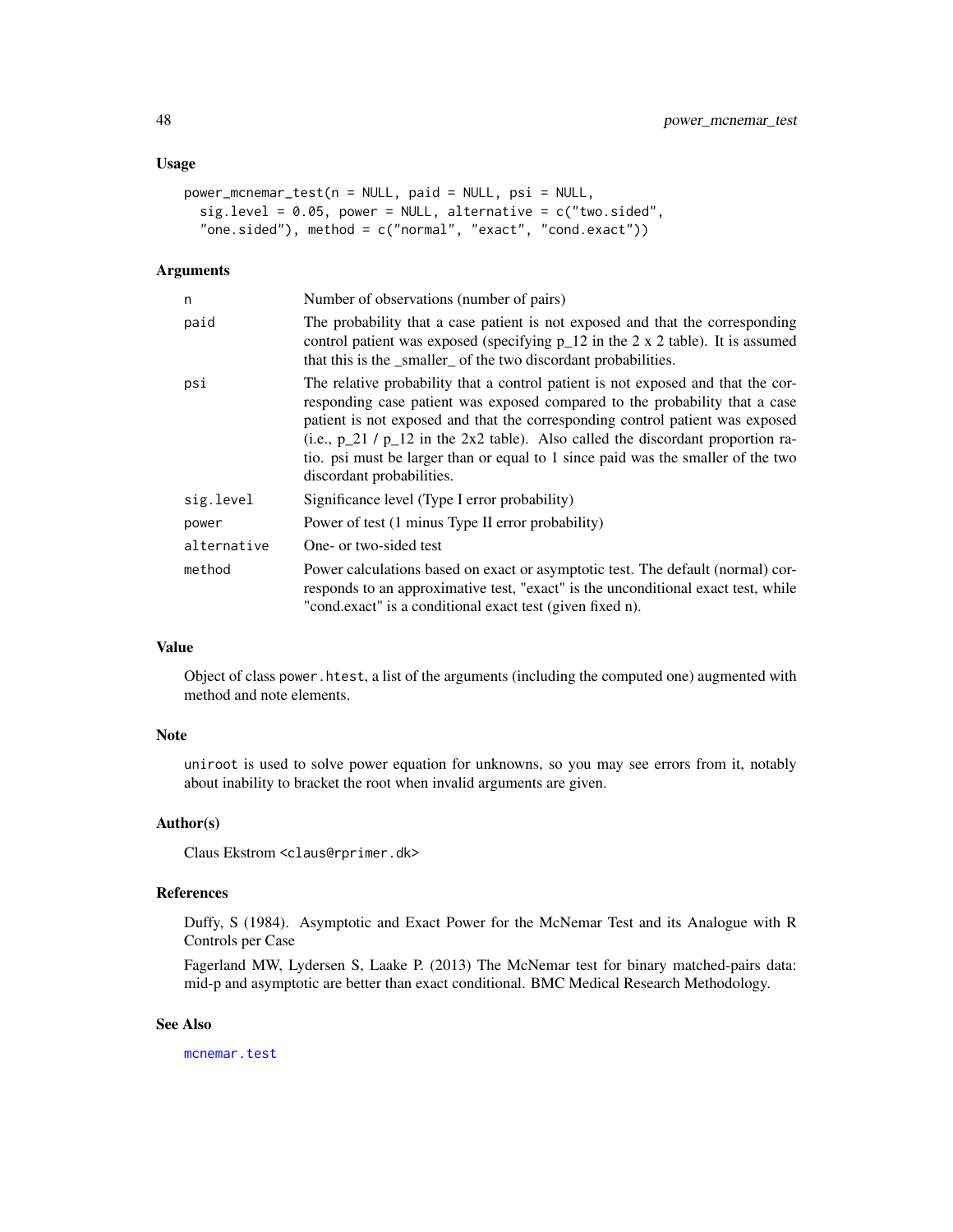### Usage

```
power_mcnemar_test(n = NULL, paid = NULL, psi = NULL,
  sig.level = 0.05, power = NULL, alternative = c("two.sided",
  "one.sided"), method = c("normal", "exact", "cond.exact"))
```

### Arguments

| | |
|---|---|
| n | Number of observations (number of pairs) |
| paid | The probability that a case patient is not exposed and that the corresponding control patient was exposed (specifying p_12 in the 2 x 2 table). It is assumed that this is the _smaller_ of the two discordant probabilities. |
| psi | The relative probability that a control patient is not exposed and that the corresponding case patient was exposed compared to the probability that a case patient is not exposed and that the corresponding control patient was exposed (i.e., p_21 / p_12 in the 2x2 table). Also called the discordant proportion ratio. psi must be larger than or equal to 1 since paid was the smaller of the two discordant probabilities. |
| sig.level | Significance level (Type I error probability) |
| power | Power of test (1 minus Type II error probability) |
| alternative | One- or two-sided test |
| method | Power calculations based on exact or asymptotic test. The default (normal) corresponds to an approximative test, "exact" is the unconditional exact test, while "cond.exact" is a conditional exact test (given fixed n). |

### Value

Object of class `power.htest`, a list of the arguments (including the computed one) augmented with method and note elements.

### Note

`uniroot` is used to solve power equation for unknowns, so you may see errors from it, notably about inability to bracket the root when invalid arguments are given.

### Author(s)

Claus Ekstrom <claus@rprimer.dk>

### References

Duffy, S (1984). Asymptotic and Exact Power for the McNemar Test and its Analogue with R Controls per Case

Fagerland MW, Lydersen S, Laake P. (2013) The McNemar test for binary matched-pairs data: mid-p and asymptotic are better than exact conditional. BMC Medical Research Methodology.

### See Also

`mcnemar.test`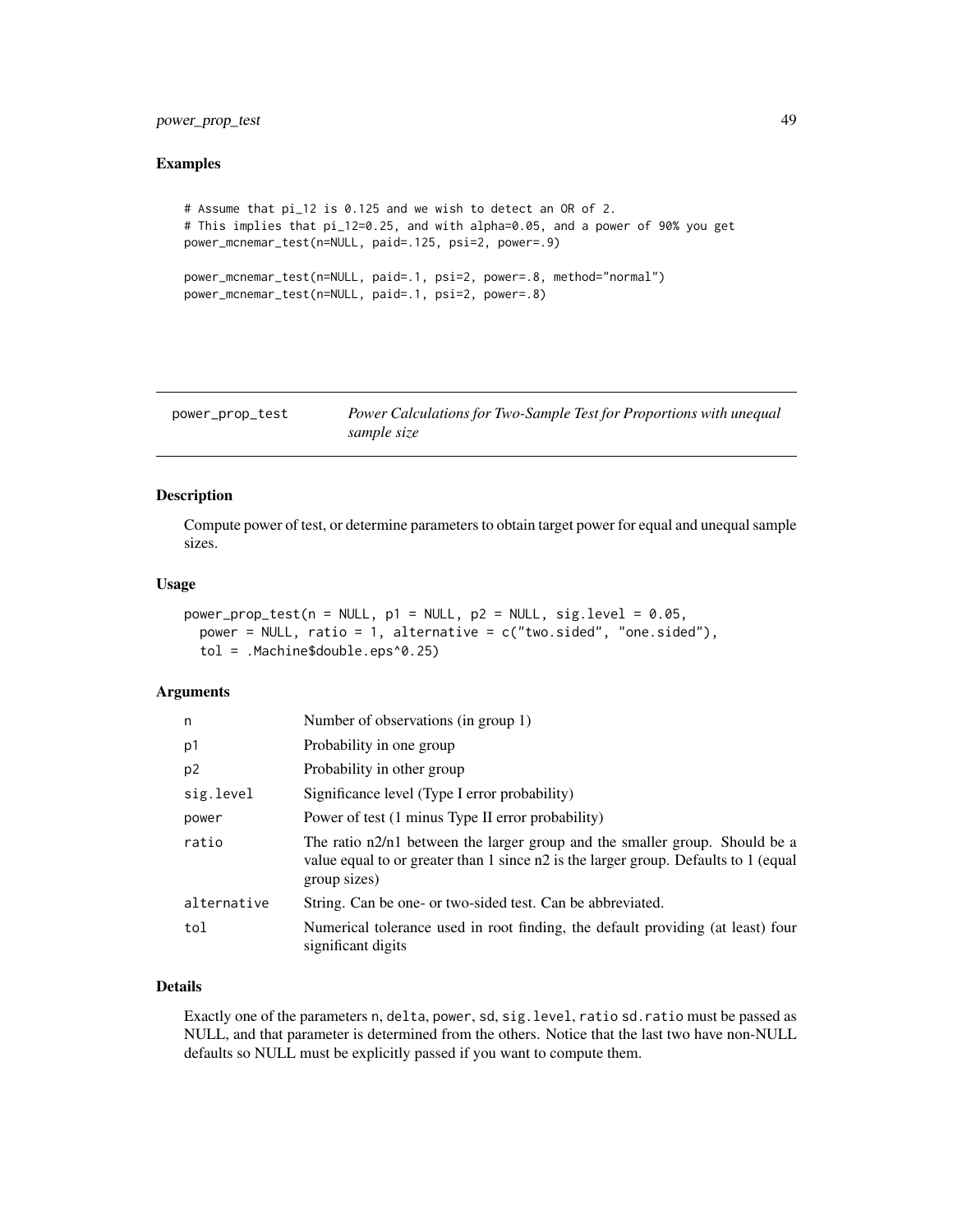## Examples

```
# Assume that pi_12 is 0.125 and we wish to detect an OR of 2.
# This implies that pi_12=0.25, and with alpha=0.05, and a power of 90% you get
power_mcnemar_test(n=NULL, paid=.125, psi=2, power=.9)

power_mcnemar_test(n=NULL, paid=.1, psi=2, power=.8, method="normal")
power_mcnemar_test(n=NULL, paid=.1, psi=2, power=.8)
```

---

# power_prop_test — *Power Calculations for Two-Sample Test for Proportions with unequal sample size*

## Description

Compute power of test, or determine parameters to obtain target power for equal and unequal sample sizes.

## Usage

```
power_prop_test(n = NULL, p1 = NULL, p2 = NULL, sig.level = 0.05,
  power = NULL, ratio = 1, alternative = c("two.sided", "one.sided"),
  tol = .Machine$double.eps^0.25)
```

## Arguments

| | |
|---|---|
| n | Number of observations (in group 1) |
| p1 | Probability in one group |
| p2 | Probability in other group |
| sig.level | Significance level (Type I error probability) |
| power | Power of test (1 minus Type II error probability) |
| ratio | The ratio n2/n1 between the larger group and the smaller group. Should be a value equal to or greater than 1 since n2 is the larger group. Defaults to 1 (equal group sizes) |
| alternative | String. Can be one- or two-sided test. Can be abbreviated. |
| tol | Numerical tolerance used in root finding, the default providing (at least) four significant digits |

## Details

Exactly one of the parameters n, delta, power, sd, sig.level, ratio sd.ratio must be passed as NULL, and that parameter is determined from the others. Notice that the last two have non-NULL defaults so NULL must be explicitly passed if you want to compute them.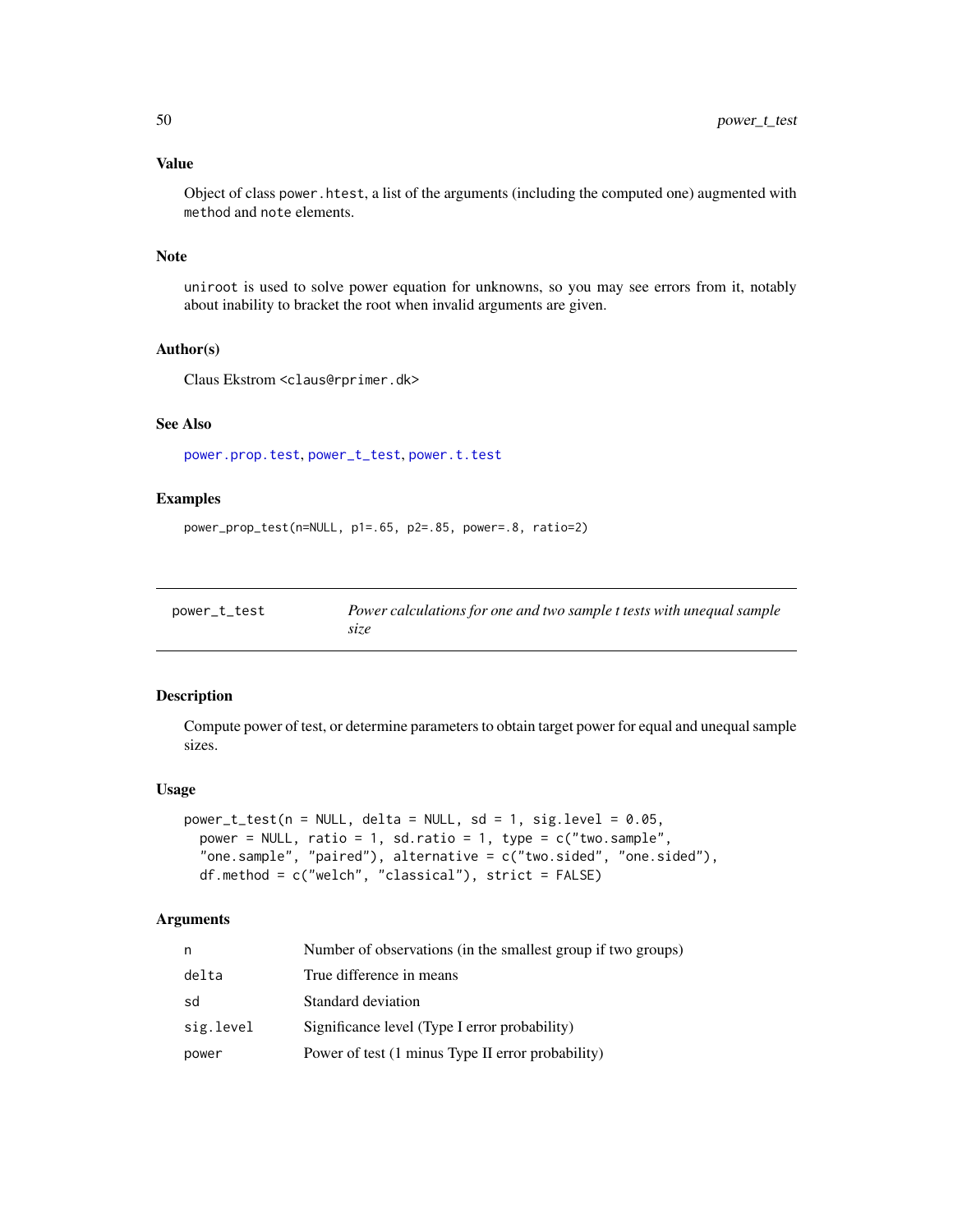### Value

Object of class power.htest, a list of the arguments (including the computed one) augmented with method and note elements.

### Note

uniroot is used to solve power equation for unknowns, so you may see errors from it, notably about inability to bracket the root when invalid arguments are given.

### Author(s)

Claus Ekstrom <claus@rprimer.dk>

### See Also

power.prop.test, power_t_test, power.t.test

### Examples

```
power_prop_test(n=NULL, p1=.65, p2=.85, power=.8, ratio=2)
```

---

## power_t_test — *Power calculations for one and two sample t tests with unequal sample size*

---

### Description

Compute power of test, or determine parameters to obtain target power for equal and unequal sample sizes.

### Usage

```
power_t_test(n = NULL, delta = NULL, sd = 1, sig.level = 0.05,
  power = NULL, ratio = 1, sd.ratio = 1, type = c("two.sample",
  "one.sample", "paired"), alternative = c("two.sided", "one.sided"),
  df.method = c("welch", "classical"), strict = FALSE)
```

### Arguments

| | |
|---|---|
| n | Number of observations (in the smallest group if two groups) |
| delta | True difference in means |
| sd | Standard deviation |
| sig.level | Significance level (Type I error probability) |
| power | Power of test (1 minus Type II error probability) |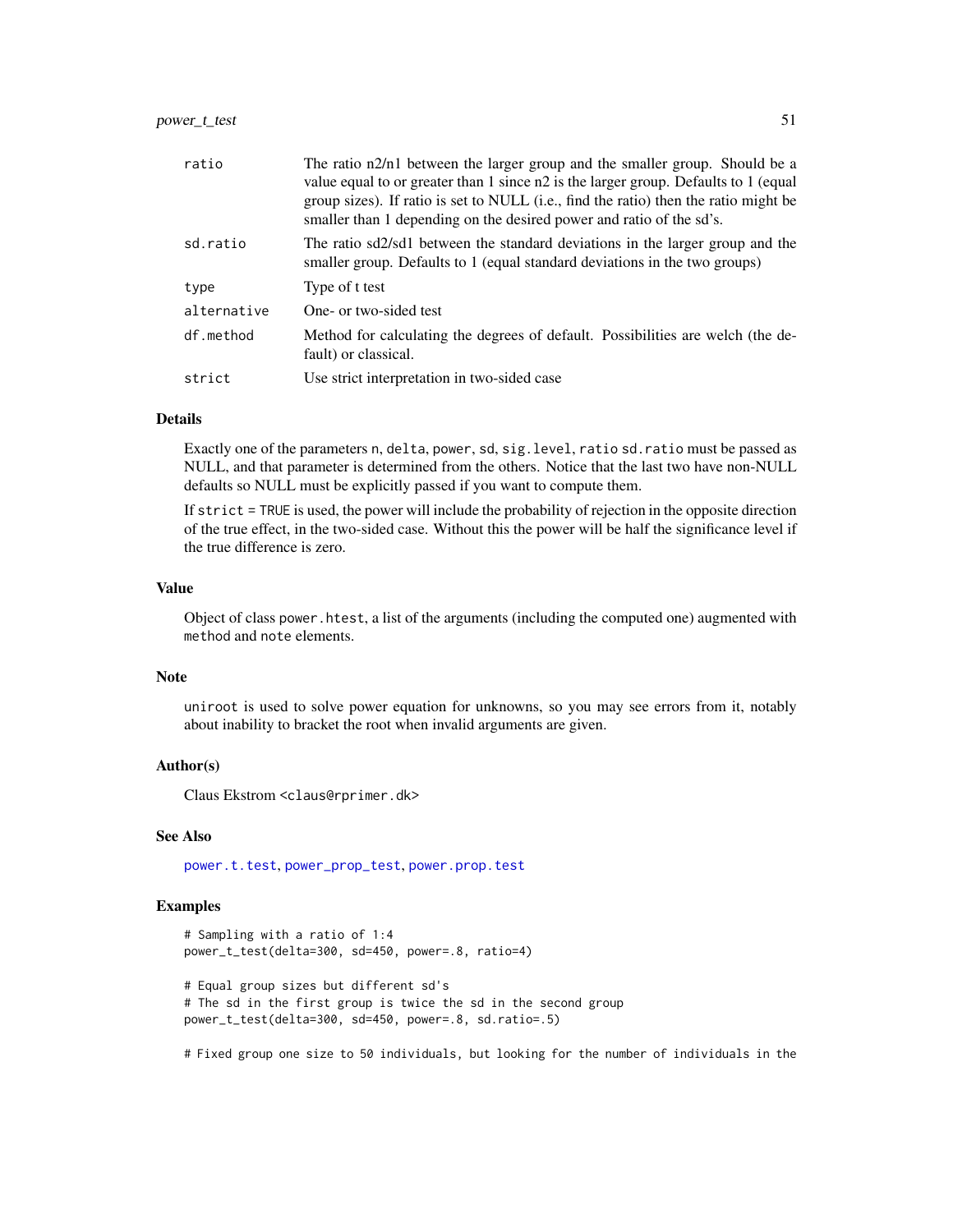| | |
|---|---|
| ratio | The ratio n2/n1 between the larger group and the smaller group. Should be a value equal to or greater than 1 since n2 is the larger group. Defaults to 1 (equal group sizes). If ratio is set to NULL (i.e., find the ratio) then the ratio might be smaller than 1 depending on the desired power and ratio of the sd's. |
| sd.ratio | The ratio sd2/sd1 between the standard deviations in the larger group and the smaller group. Defaults to 1 (equal standard deviations in the two groups) |
| type | Type of t test |
| alternative | One- or two-sided test |
| df.method | Method for calculating the degrees of default. Possibilities are welch (the default) or classical. |
| strict | Use strict interpretation in two-sided case |

## Details

Exactly one of the parameters `n`, `delta`, `power`, `sd`, `sig.level`, `ratio` `sd.ratio` must be passed as NULL, and that parameter is determined from the others. Notice that the last two have non-NULL defaults so NULL must be explicitly passed if you want to compute them.

If `strict = TRUE` is used, the power will include the probability of rejection in the opposite direction of the true effect, in the two-sided case. Without this the power will be half the significance level if the true difference is zero.

## Value

Object of class `power.htest`, a list of the arguments (including the computed one) augmented with `method` and `note` elements.

## Note

`uniroot` is used to solve power equation for unknowns, so you may see errors from it, notably about inability to bracket the root when invalid arguments are given.

## Author(s)

Claus Ekstrom <claus@rprimer.dk>

## See Also

`power.t.test`, `power_prop_test`, `power.prop.test`

## Examples

```
# Sampling with a ratio of 1:4
power_t_test(delta=300, sd=450, power=.8, ratio=4)

# Equal group sizes but different sd's
# The sd in the first group is twice the sd in the second group
power_t_test(delta=300, sd=450, power=.8, sd.ratio=.5)

# Fixed group one size to 50 individuals, but looking for the number of individuals in the
```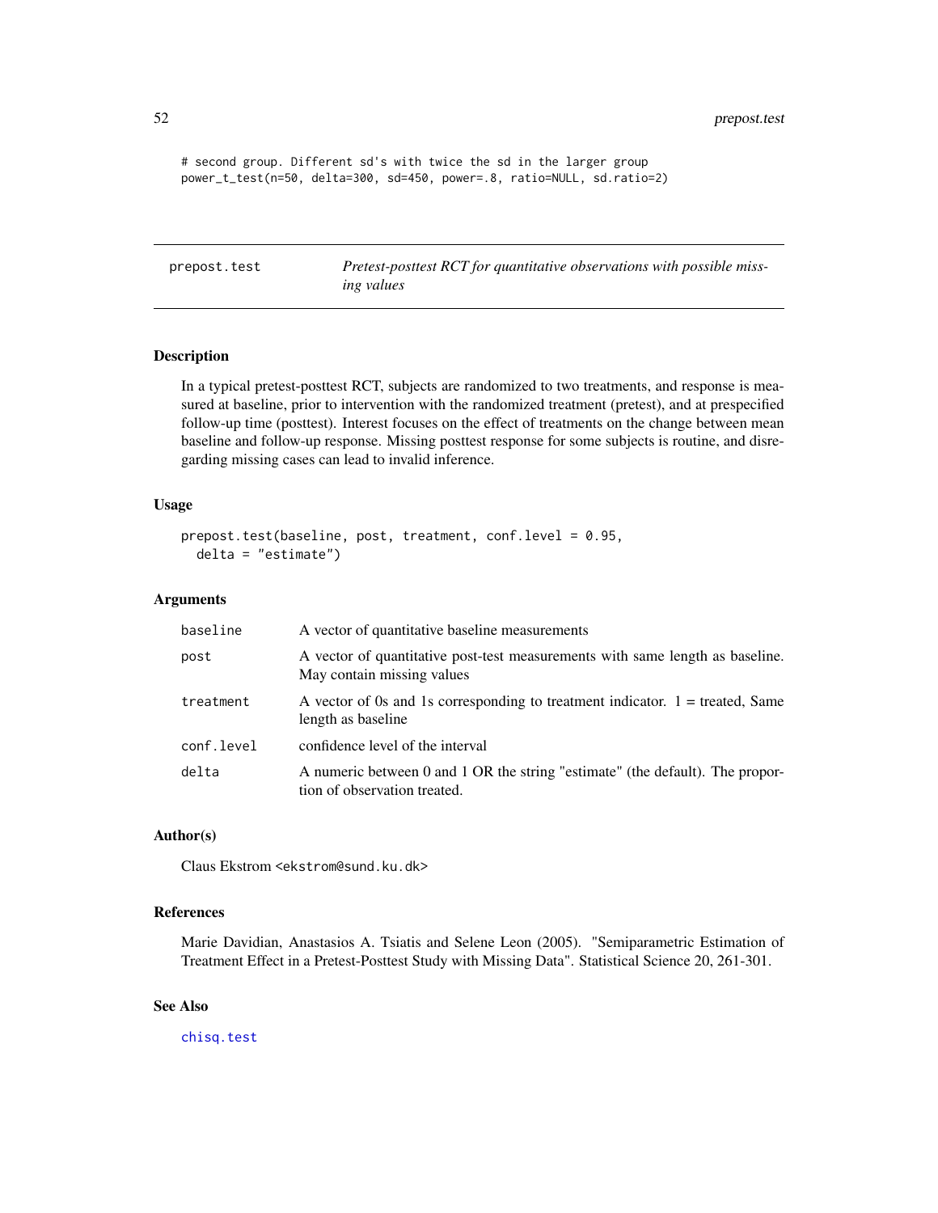```
# second group. Different sd's with twice the sd in the larger group
power_t_test(n=50, delta=300, sd=450, power=.8, ratio=NULL, sd.ratio=2)
```

---

## prepost.test — *Pretest-posttest RCT for quantitative observations with possible missing values*

---

### Description

In a typical pretest-posttest RCT, subjects are randomized to two treatments, and response is measured at baseline, prior to intervention with the randomized treatment (pretest), and at prespecified follow-up time (posttest). Interest focuses on the effect of treatments on the change between mean baseline and follow-up response. Missing posttest response for some subjects is routine, and disregarding missing cases can lead to invalid inference.

### Usage

```
prepost.test(baseline, post, treatment, conf.level = 0.95,
  delta = "estimate")
```

### Arguments

| | |
|---|---|
| `baseline` | A vector of quantitative baseline measurements |
| `post` | A vector of quantitative post-test measurements with same length as baseline. May contain missing values |
| `treatment` | A vector of 0s and 1s corresponding to treatment indicator. 1 = treated, Same length as baseline |
| `conf.level` | confidence level of the interval |
| `delta` | A numeric between 0 and 1 OR the string "estimate" (the default). The proportion of observation treated. |

### Author(s)

Claus Ekstrom <ekstrom@sund.ku.dk>

### References

Marie Davidian, Anastasios A. Tsiatis and Selene Leon (2005). "Semiparametric Estimation of Treatment Effect in a Pretest-Posttest Study with Missing Data". Statistical Science 20, 261-301.

### See Also

`chisq.test`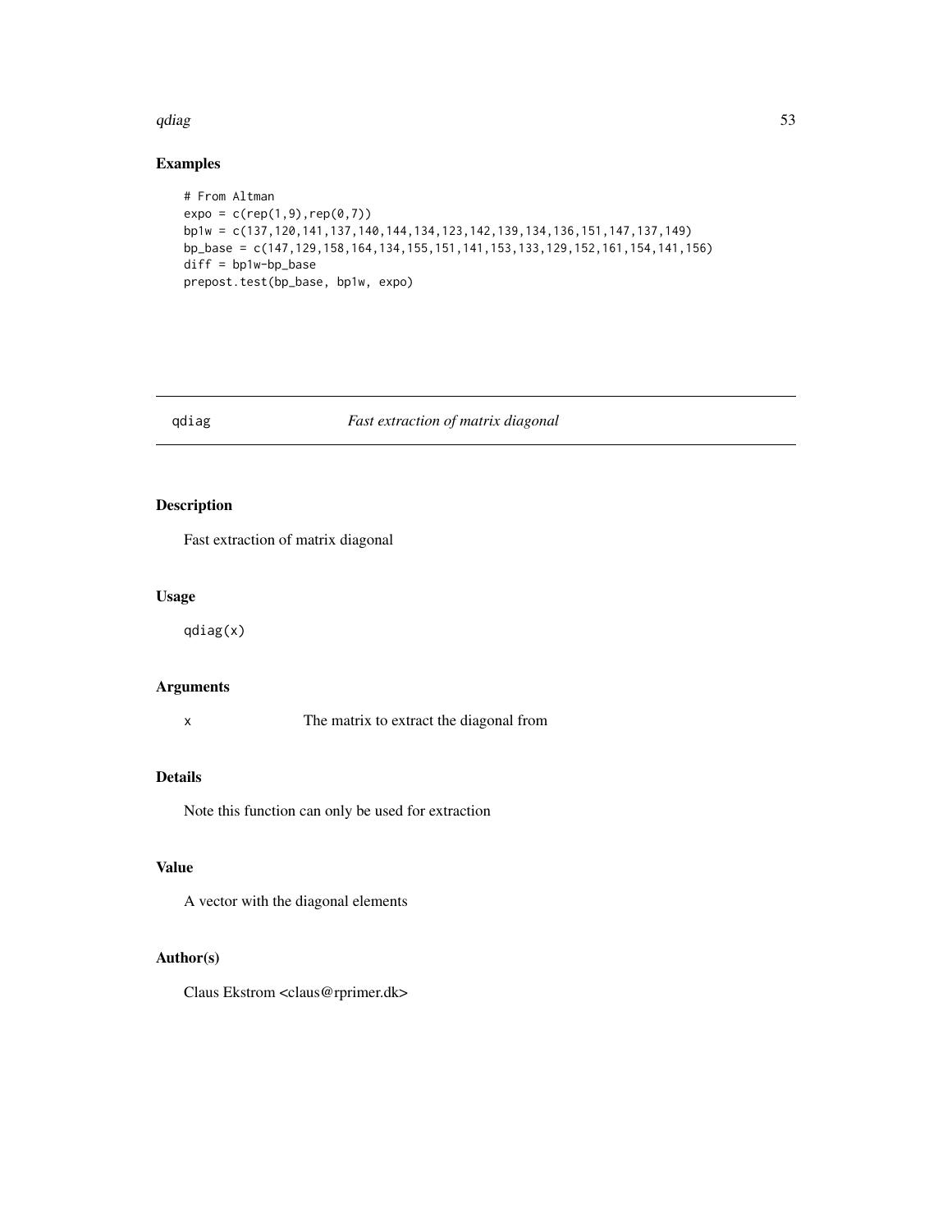## Examples

```
# From Altman
expo = c(rep(1,9),rep(0,7))
bp1w = c(137,120,141,137,140,144,134,123,142,139,134,136,151,147,137,149)
bp_base = c(147,129,158,164,134,155,151,141,153,133,129,152,161,154,141,156)
diff = bp1w-bp_base
prepost.test(bp_base, bp1w, expo)
```

---

# qdiag *Fast extraction of matrix diagonal*

---

## Description

Fast extraction of matrix diagonal

## Usage

```
qdiag(x)
```

## Arguments

| | |
|---|---|
| x | The matrix to extract the diagonal from |

## Details

Note this function can only be used for extraction

## Value

A vector with the diagonal elements

## Author(s)

Claus Ekstrom <claus@rprimer.dk>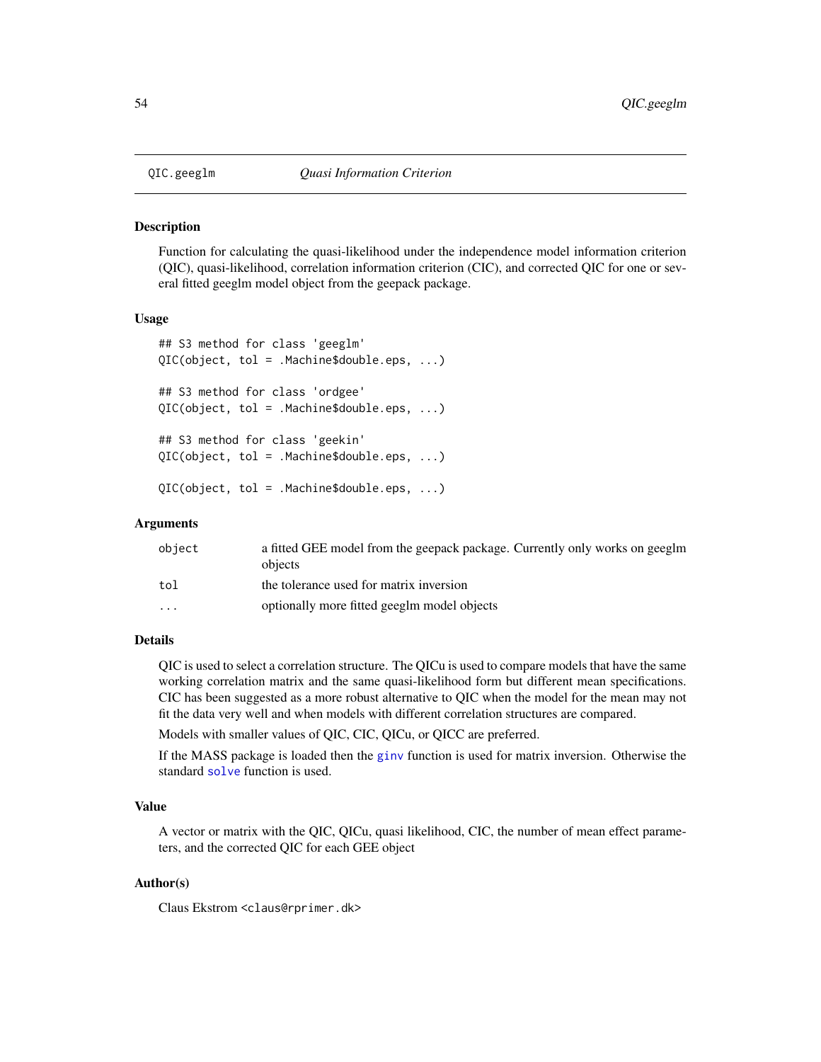# QIC.geeglm *Quasi Information Criterion*

## Description

Function for calculating the quasi-likelihood under the independence model information criterion (QIC), quasi-likelihood, correlation information criterion (CIC), and corrected QIC for one or several fitted geeglm model object from the geepack package.

## Usage

```
## S3 method for class 'geeglm'
QIC(object, tol = .Machine$double.eps, ...)

## S3 method for class 'ordgee'
QIC(object, tol = .Machine$double.eps, ...)

## S3 method for class 'geekin'
QIC(object, tol = .Machine$double.eps, ...)

QIC(object, tol = .Machine$double.eps, ...)
```

## Arguments

| | |
|---|---|
| `object` | a fitted GEE model from the geepack package. Currently only works on geeglm objects |
| `tol` | the tolerance used for matrix inversion |
| `...` | optionally more fitted geeglm model objects |

## Details

QIC is used to select a correlation structure. The QICu is used to compare models that have the same working correlation matrix and the same quasi-likelihood form but different mean specifications. CIC has been suggested as a more robust alternative to QIC when the model for the mean may not fit the data very well and when models with different correlation structures are compared.

Models with smaller values of QIC, CIC, QICu, or QICC are preferred.

If the MASS package is loaded then the `ginv` function is used for matrix inversion. Otherwise the standard `solve` function is used.

## Value

A vector or matrix with the QIC, QICu, quasi likelihood, CIC, the number of mean effect parameters, and the corrected QIC for each GEE object

## Author(s)

Claus Ekstrom <claus@rprimer.dk>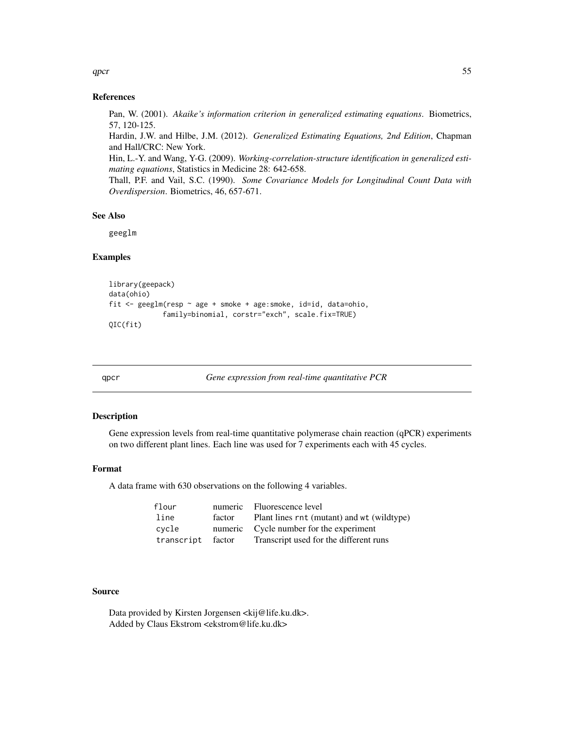## References

Pan, W. (2001). *Akaike's information criterion in generalized estimating equations*. Biometrics, 57, 120-125.
Hardin, J.W. and Hilbe, J.M. (2012). *Generalized Estimating Equations, 2nd Edition*, Chapman and Hall/CRC: New York.
Hin, L.-Y. and Wang, Y-G. (2009). *Working-correlation-structure identification in generalized estimating equations*, Statistics in Medicine 28: 642-658.
Thall, P.F. and Vail, S.C. (1990). *Some Covariance Models for Longitudinal Count Data with Overdispersion*. Biometrics, 46, 657-671.

## See Also

geeglm

## Examples

```
library(geepack)
data(ohio)
fit <- geeglm(resp ~ age + smoke + age:smoke, id=id, data=ohio,
            family=binomial, corstr="exch", scale.fix=TRUE)
QIC(fit)
```

---

# qpcr — *Gene expression from real-time quantitative PCR*

## Description

Gene expression levels from real-time quantitative polymerase chain reaction (qPCR) experiments on two different plant lines. Each line was used for 7 experiments each with 45 cycles.

## Format

A data frame with 630 observations on the following 4 variables.

| | | |
|---|---|---|
| flour | numeric | Fluorescence level |
| line | factor | Plant lines rnt (mutant) and wt (wildtype) |
| cycle | numeric | Cycle number for the experiment |
| transcript | factor | Transcript used for the different runs |

## Source

Data provided by Kirsten Jorgensen <kij@life.ku.dk>.
Added by Claus Ekstrom <ekstrom@life.ku.dk>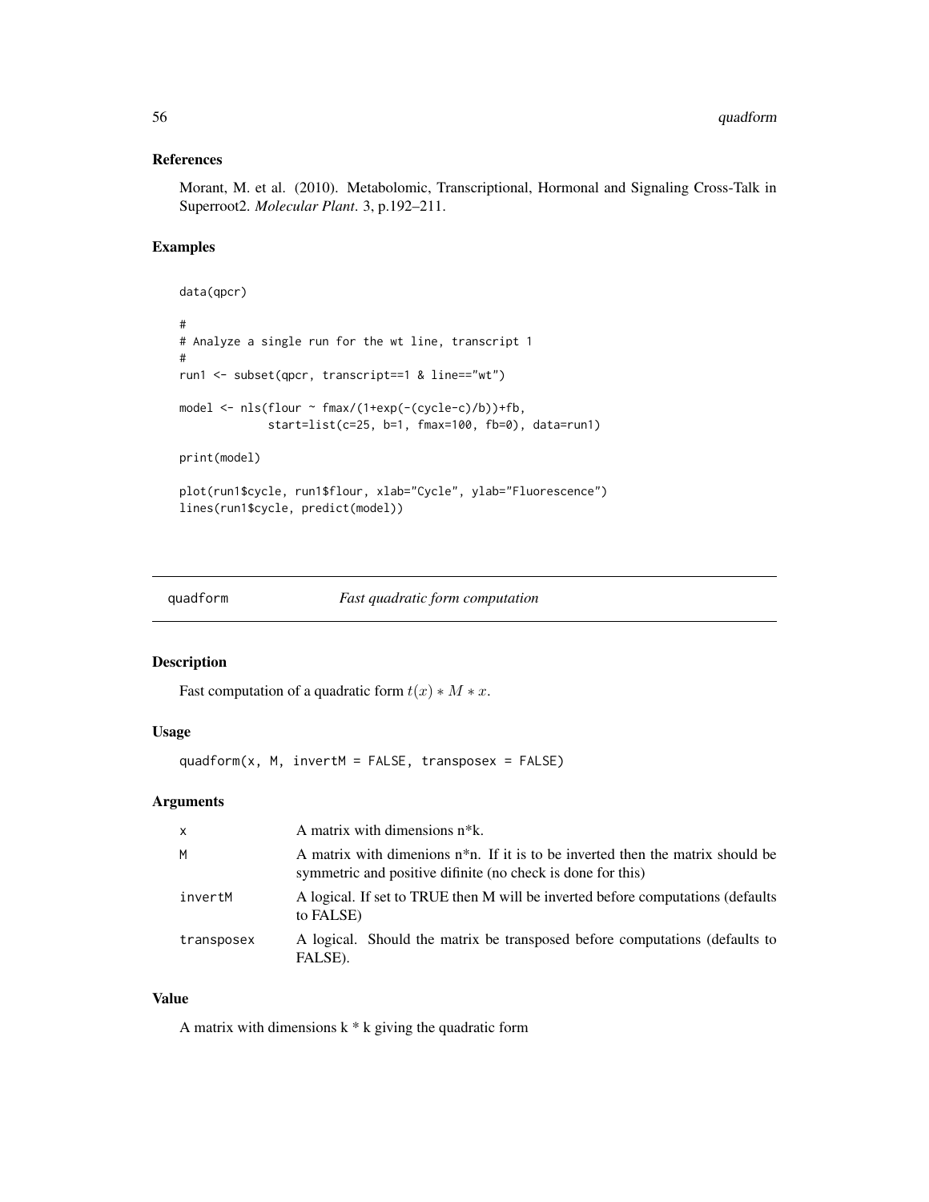### References

Morant, M. et al. (2010). Metabolomic, Transcriptional, Hormonal and Signaling Cross-Talk in Superroot2. *Molecular Plant*. 3, p.192–211.

### Examples

```
data(qpcr)

#
# Analyze a single run for the wt line, transcript 1
#
run1 <- subset(qpcr, transcript==1 & line=="wt")

model <- nls(flour ~ fmax/(1+exp(-(cycle-c)/b))+fb,
             start=list(c=25, b=1, fmax=100, fb=0), data=run1)

print(model)

plot(run1$cycle, run1$flour, xlab="Cycle", ylab="Fluorescence")
lines(run1$cycle, predict(model))
```

---

## quadform — *Fast quadratic form computation*

### Description

Fast computation of a quadratic form $t(x) * M * x$.

### Usage

```
quadform(x, M, invertM = FALSE, transposex = FALSE)
```

### Arguments

| | |
|---|---|
| x | A matrix with dimensions n*k. |
| M | A matrix with dimenions n*n. If it is to be inverted then the matrix should be symmetric and positive difinite (no check is done for this) |
| invertM | A logical. If set to TRUE then M will be inverted before computations (defaults to FALSE) |
| transposex | A logical. Should the matrix be transposed before computations (defaults to FALSE). |

### Value

A matrix with dimensions k * k giving the quadratic form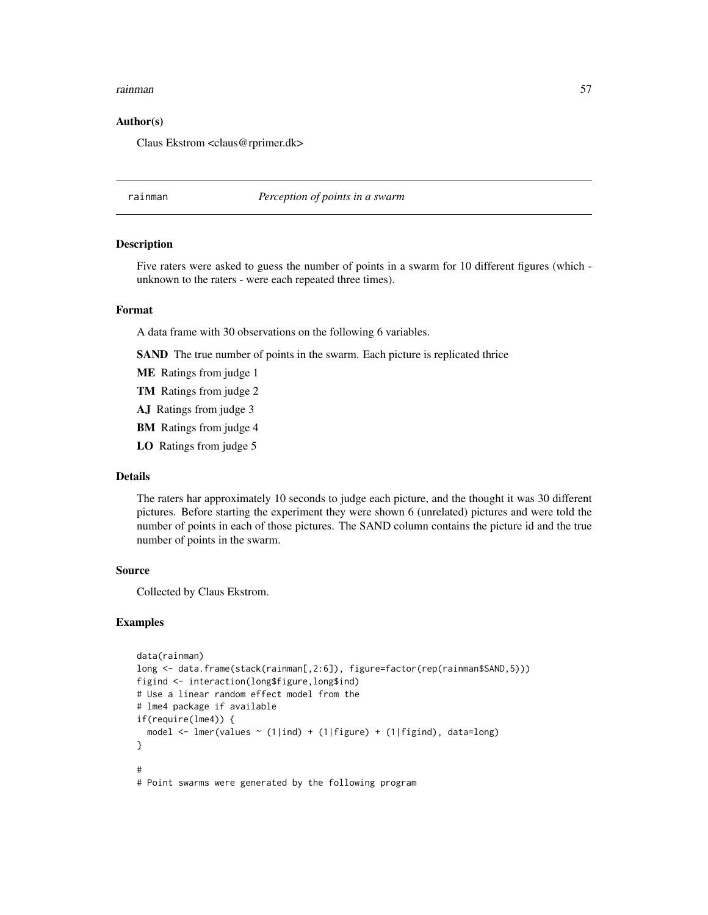### Author(s)

Claus Ekstrom <claus@rprimer.dk>

---

## rainman — *Perception of points in a swarm*

---

### Description

Five raters were asked to guess the number of points in a swarm for 10 different figures (which - unknown to the raters - were each repeated three times).

### Format

A data frame with 30 observations on the following 6 variables.

**SAND** The true number of points in the swarm. Each picture is replicated thrice

**ME** Ratings from judge 1

**TM** Ratings from judge 2

**AJ** Ratings from judge 3

**BM** Ratings from judge 4

**LO** Ratings from judge 5

### Details

The raters har approximately 10 seconds to judge each picture, and the thought it was 30 different pictures. Before starting the experiment they were shown 6 (unrelated) pictures and were told the number of points in each of those pictures. The SAND column contains the picture id and the true number of points in the swarm.

### Source

Collected by Claus Ekstrom.

### Examples

```
data(rainman)
long <- data.frame(stack(rainman[,2:6]), figure=factor(rep(rainman$SAND,5)))
figind <- interaction(long$figure,long$ind)
# Use a linear random effect model from the
# lme4 package if available
if(require(lme4)) {
  model <- lmer(values ~ (1|ind) + (1|figure) + (1|figind), data=long)
}

#
# Point swarms were generated by the following program
```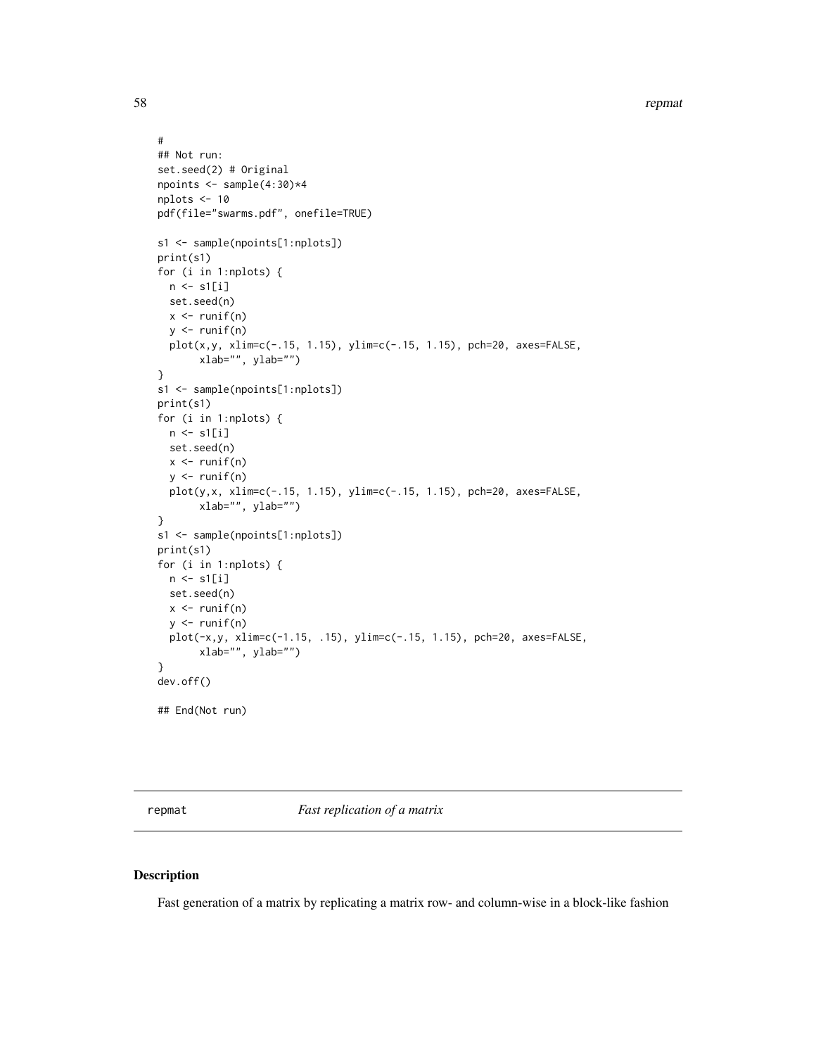```
#
## Not run:
set.seed(2) # Original
npoints <- sample(4:30)*4
nplots <- 10
pdf(file="swarms.pdf", onefile=TRUE)

s1 <- sample(npoints[1:nplots])
print(s1)
for (i in 1:nplots) {
  n <- s1[i]
  set.seed(n)
  x <- runif(n)
  y <- runif(n)
  plot(x,y, xlim=c(-.15, 1.15), ylim=c(-.15, 1.15), pch=20, axes=FALSE,
       xlab="", ylab="")
}
s1 <- sample(npoints[1:nplots])
print(s1)
for (i in 1:nplots) {
  n <- s1[i]
  set.seed(n)
  x <- runif(n)
  y <- runif(n)
  plot(y,x, xlim=c(-.15, 1.15), ylim=c(-.15, 1.15), pch=20, axes=FALSE,
       xlab="", ylab="")
}
s1 <- sample(npoints[1:nplots])
print(s1)
for (i in 1:nplots) {
  n <- s1[i]
  set.seed(n)
  x <- runif(n)
  y <- runif(n)
  plot(-x,y, xlim=c(-1.15, .15), ylim=c(-.15, 1.15), pch=20, axes=FALSE,
       xlab="", ylab="")
}
dev.off()

## End(Not run)
```

---

## repmat *Fast replication of a matrix*

### Description

Fast generation of a matrix by replicating a matrix row- and column-wise in a block-like fashion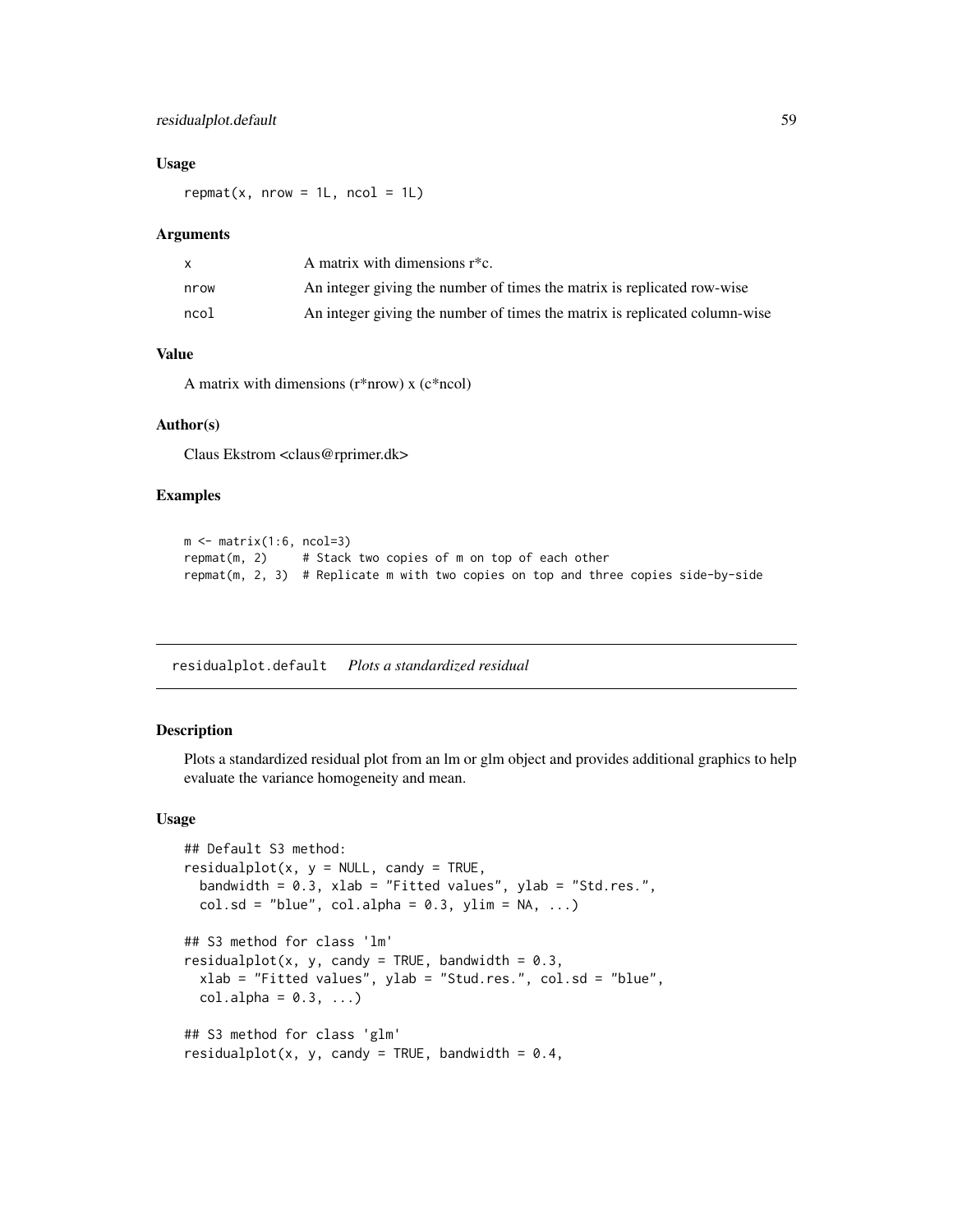### Usage

```
repmat(x, nrow = 1L, ncol = 1L)
```

### Arguments

| | |
|---|---|
| x | A matrix with dimensions r*c. |
| nrow | An integer giving the number of times the matrix is replicated row-wise |
| ncol | An integer giving the number of times the matrix is replicated column-wise |

### Value

A matrix with dimensions (r*nrow) x (c*ncol)

### Author(s)

Claus Ekstrom <claus@rprimer.dk>

### Examples

```
m <- matrix(1:6, ncol=3)
repmat(m, 2)     # Stack two copies of m on top of each other
repmat(m, 2, 3)  # Replicate m with two copies on top and three copies side-by-side
```

---

## residualplot.default    *Plots a standardized residual*

### Description

Plots a standardized residual plot from an lm or glm object and provides additional graphics to help evaluate the variance homogeneity and mean.

### Usage

```
## Default S3 method:
residualplot(x, y = NULL, candy = TRUE,
  bandwidth = 0.3, xlab = "Fitted values", ylab = "Std.res.",
  col.sd = "blue", col.alpha = 0.3, ylim = NA, ...)

## S3 method for class 'lm'
residualplot(x, y, candy = TRUE, bandwidth = 0.3,
  xlab = "Fitted values", ylab = "Stud.res.", col.sd = "blue",
  col.alpha = 0.3, ...)

## S3 method for class 'glm'
residualplot(x, y, candy = TRUE, bandwidth = 0.4,
```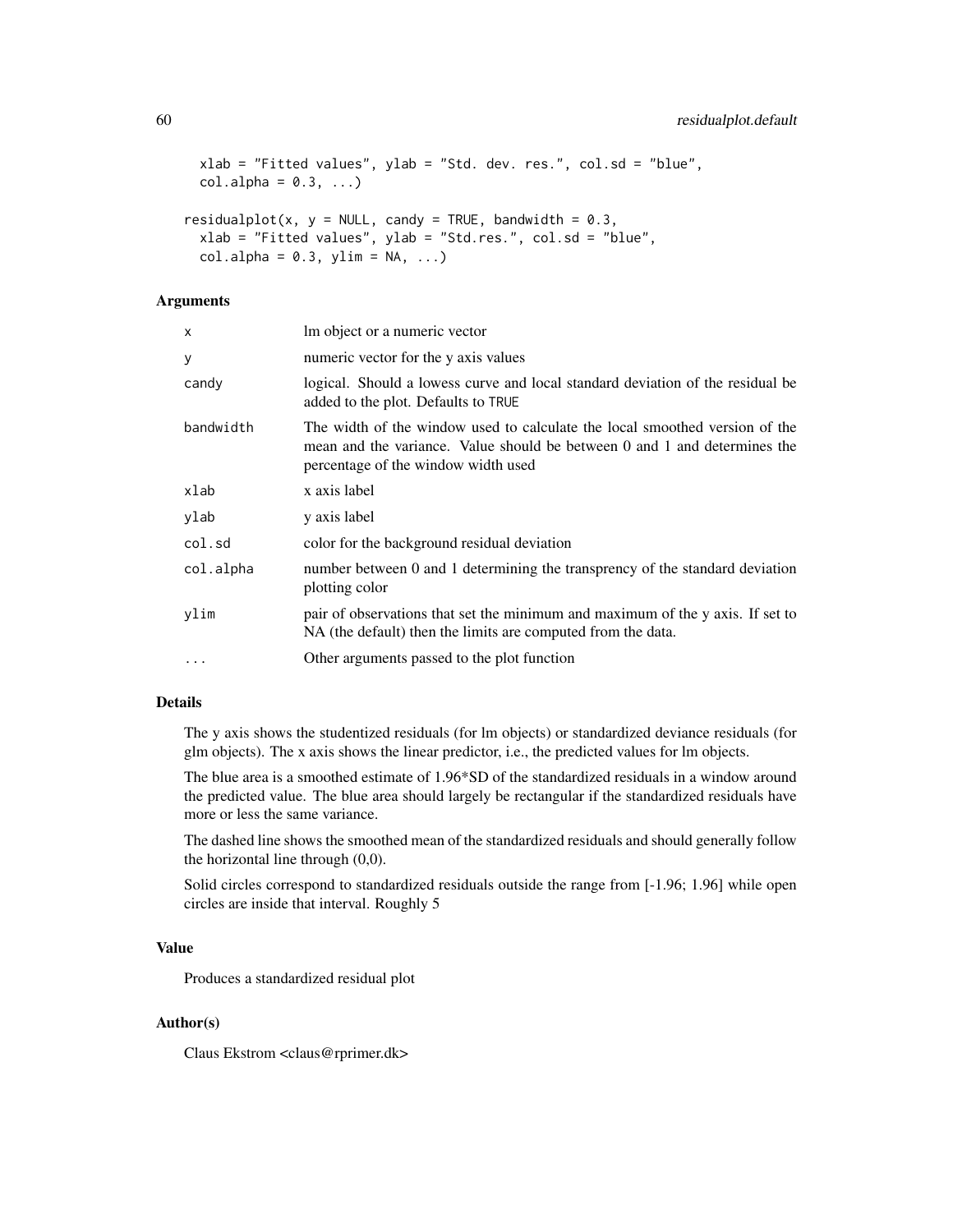```
  xlab = "Fitted values", ylab = "Std. dev. res.", col.sd = "blue",
  col.alpha = 0.3, ...)

residualplot(x, y = NULL, candy = TRUE, bandwidth = 0.3,
  xlab = "Fitted values", ylab = "Std.res.", col.sd = "blue",
  col.alpha = 0.3, ylim = NA, ...)
```

### Arguments

| | |
|---|---|
| `x` | lm object or a numeric vector |
| `y` | numeric vector for the y axis values |
| `candy` | logical. Should a lowess curve and local standard deviation of the residual be added to the plot. Defaults to `TRUE` |
| `bandwidth` | The width of the window used to calculate the local smoothed version of the mean and the variance. Value should be between 0 and 1 and determines the percentage of the window width used |
| `xlab` | x axis label |
| `ylab` | y axis label |
| `col.sd` | color for the background residual deviation |
| `col.alpha` | number between 0 and 1 determining the transprency of the standard deviation plotting color |
| `ylim` | pair of observations that set the minimum and maximum of the y axis. If set to NA (the default) then the limits are computed from the data. |
| `...` | Other arguments passed to the plot function |

### Details

The y axis shows the studentized residuals (for lm objects) or standardized deviance residuals (for glm objects). The x axis shows the linear predictor, i.e., the predicted values for lm objects.

The blue area is a smoothed estimate of 1.96*SD of the standardized residuals in a window around the predicted value. The blue area should largely be rectangular if the standardized residuals have more or less the same variance.

The dashed line shows the smoothed mean of the standardized residuals and should generally follow the horizontal line through (0,0).

Solid circles correspond to standardized residuals outside the range from [-1.96; 1.96] while open circles are inside that interval. Roughly 5

### Value

Produces a standardized residual plot

### Author(s)

Claus Ekstrom <claus@rprimer.dk>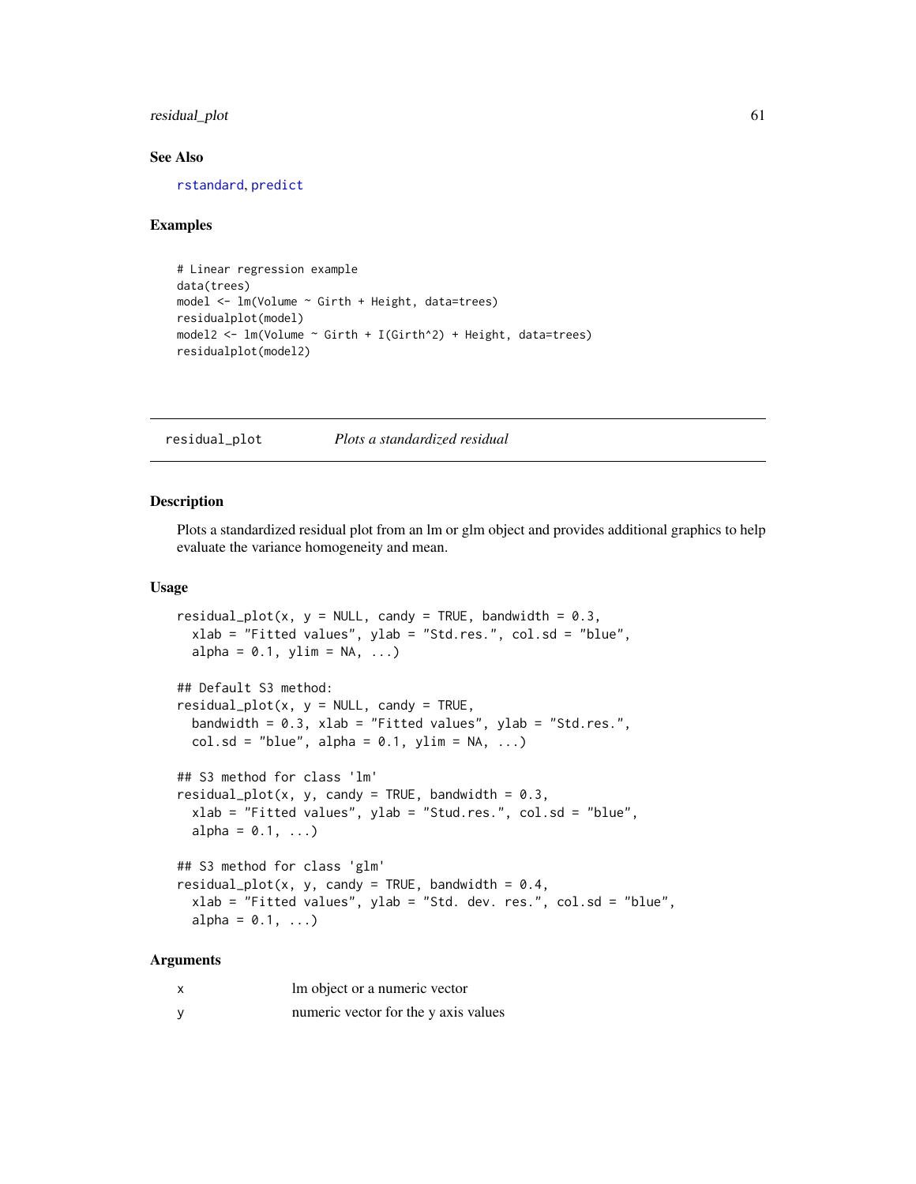## See Also

rstandard, predict

## Examples

```
# Linear regression example
data(trees)
model <- lm(Volume ~ Girth + Height, data=trees)
residualplot(model)
model2 <- lm(Volume ~ Girth + I(Girth^2) + Height, data=trees)
residualplot(model2)
```

---

# residual_plot *Plots a standardized residual*

## Description

Plots a standardized residual plot from an lm or glm object and provides additional graphics to help evaluate the variance homogeneity and mean.

## Usage

```
residual_plot(x, y = NULL, candy = TRUE, bandwidth = 0.3,
  xlab = "Fitted values", ylab = "Std.res.", col.sd = "blue",
  alpha = 0.1, ylim = NA, ...)

## Default S3 method:
residual_plot(x, y = NULL, candy = TRUE,
  bandwidth = 0.3, xlab = "Fitted values", ylab = "Std.res.",
  col.sd = "blue", alpha = 0.1, ylim = NA, ...)

## S3 method for class 'lm'
residual_plot(x, y, candy = TRUE, bandwidth = 0.3,
  xlab = "Fitted values", ylab = "Stud.res.", col.sd = "blue",
  alpha = 0.1, ...)

## S3 method for class 'glm'
residual_plot(x, y, candy = TRUE, bandwidth = 0.4,
  xlab = "Fitted values", ylab = "Std. dev. res.", col.sd = "blue",
  alpha = 0.1, ...)
```

## Arguments

| | |
|---|---|
| x | lm object or a numeric vector |
| y | numeric vector for the y axis values |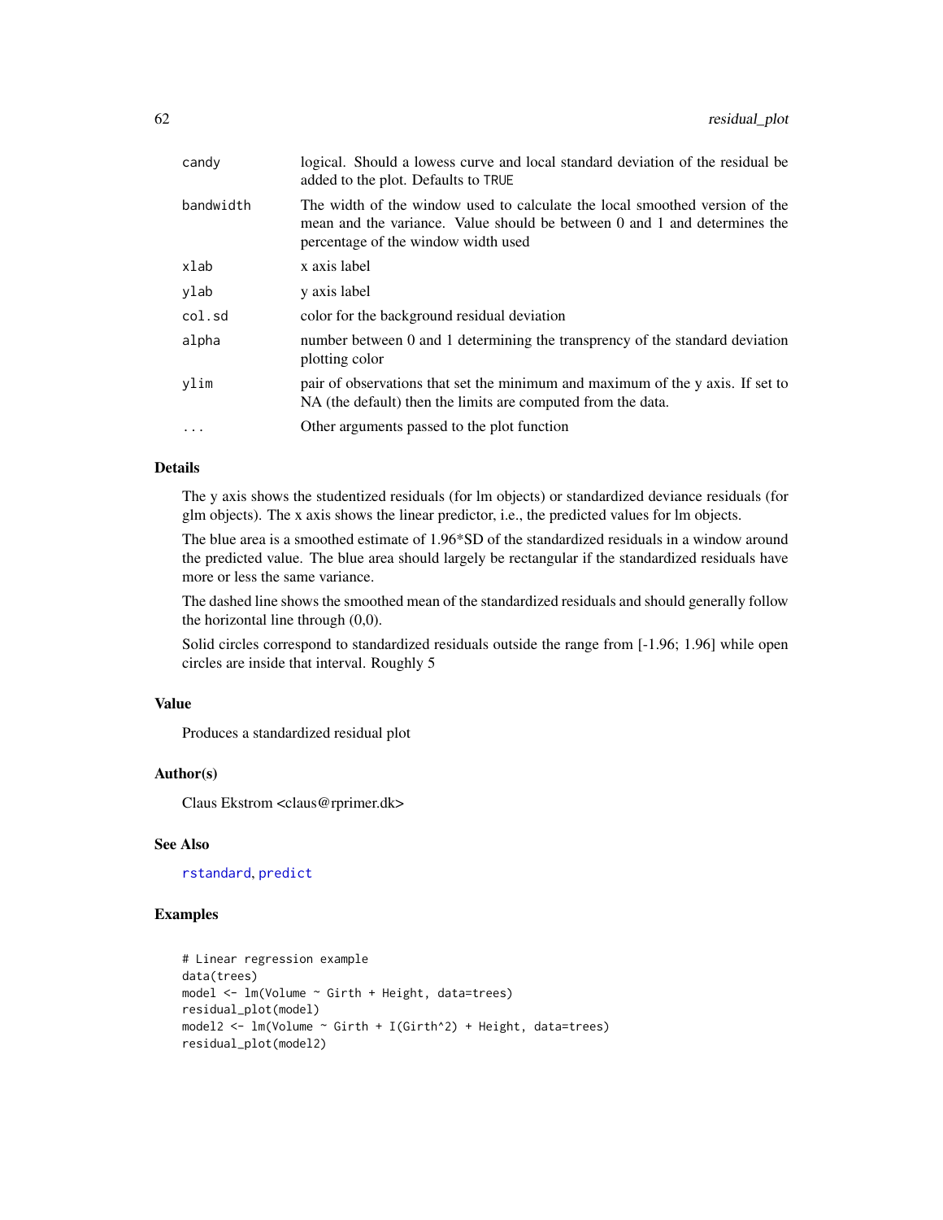| | |
|---|---|
| candy | logical. Should a lowess curve and local standard deviation of the residual be added to the plot. Defaults to TRUE |
| bandwidth | The width of the window used to calculate the local smoothed version of the mean and the variance. Value should be between 0 and 1 and determines the percentage of the window width used |
| xlab | x axis label |
| ylab | y axis label |
| col.sd | color for the background residual deviation |
| alpha | number between 0 and 1 determining the transprency of the standard deviation plotting color |
| ylim | pair of observations that set the minimum and maximum of the y axis. If set to NA (the default) then the limits are computed from the data. |
| ... | Other arguments passed to the plot function |

## Details

The y axis shows the studentized residuals (for lm objects) or standardized deviance residuals (for glm objects). The x axis shows the linear predictor, i.e., the predicted values for lm objects.

The blue area is a smoothed estimate of 1.96*SD of the standardized residuals in a window around the predicted value. The blue area should largely be rectangular if the standardized residuals have more or less the same variance.

The dashed line shows the smoothed mean of the standardized residuals and should generally follow the horizontal line through (0,0).

Solid circles correspond to standardized residuals outside the range from [-1.96; 1.96] while open circles are inside that interval. Roughly 5

## Value

Produces a standardized residual plot

## Author(s)

Claus Ekstrom <claus@rprimer.dk>

## See Also

rstandard, predict

## Examples

```
# Linear regression example
data(trees)
model <- lm(Volume ~ Girth + Height, data=trees)
residual_plot(model)
model2 <- lm(Volume ~ Girth + I(Girth^2) + Height, data=trees)
residual_plot(model2)
```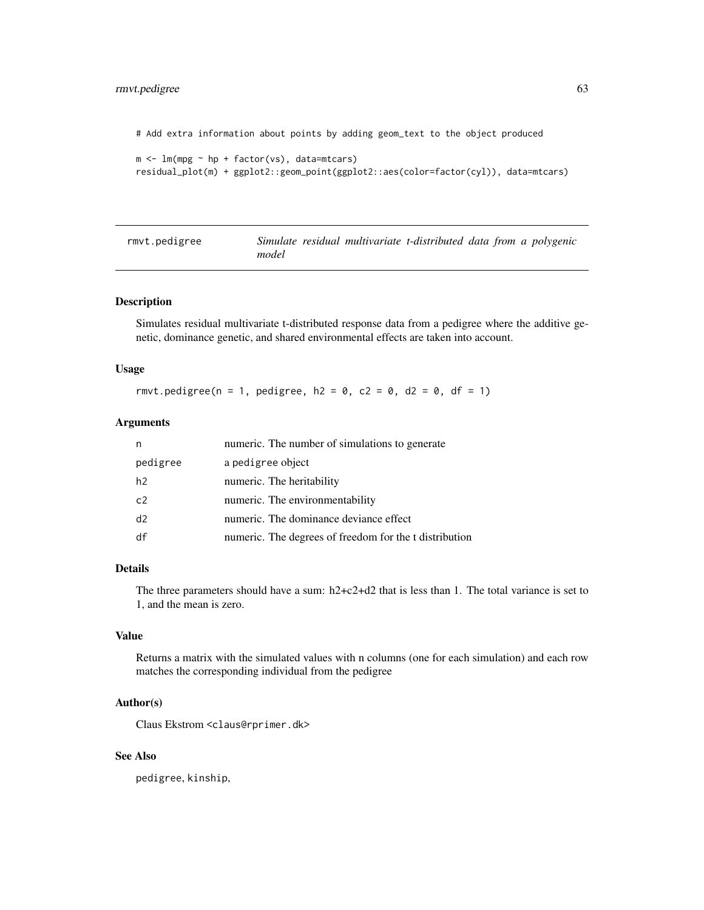```
# Add extra information about points by adding geom_text to the object produced

m <- lm(mpg ~ hp + factor(vs), data=mtcars)
residual_plot(m) + ggplot2::geom_point(ggplot2::aes(color=factor(cyl)), data=mtcars)
```

---

## rmvt.pedigree — *Simulate residual multivariate t-distributed data from a polygenic model*

---

### Description

Simulates residual multivariate t-distributed response data from a pedigree where the additive genetic, dominance genetic, and shared environmental effects are taken into account.

### Usage

```
rmvt.pedigree(n = 1, pedigree, h2 = 0, c2 = 0, d2 = 0, df = 1)
```

### Arguments

| | |
|---|---|
| `n` | numeric. The number of simulations to generate |
| `pedigree` | a `pedigree` object |
| `h2` | numeric. The heritability |
| `c2` | numeric. The environmentability |
| `d2` | numeric. The dominance deviance effect |
| `df` | numeric. The degrees of freedom for the t distribution |

### Details

The three parameters should have a sum: h2+c2+d2 that is less than 1. The total variance is set to 1, and the mean is zero.

### Value

Returns a matrix with the simulated values with n columns (one for each simulation) and each row matches the corresponding individual from the pedigree

### Author(s)

Claus Ekstrom `<claus@rprimer.dk>`

### See Also

`pedigree`, `kinship`,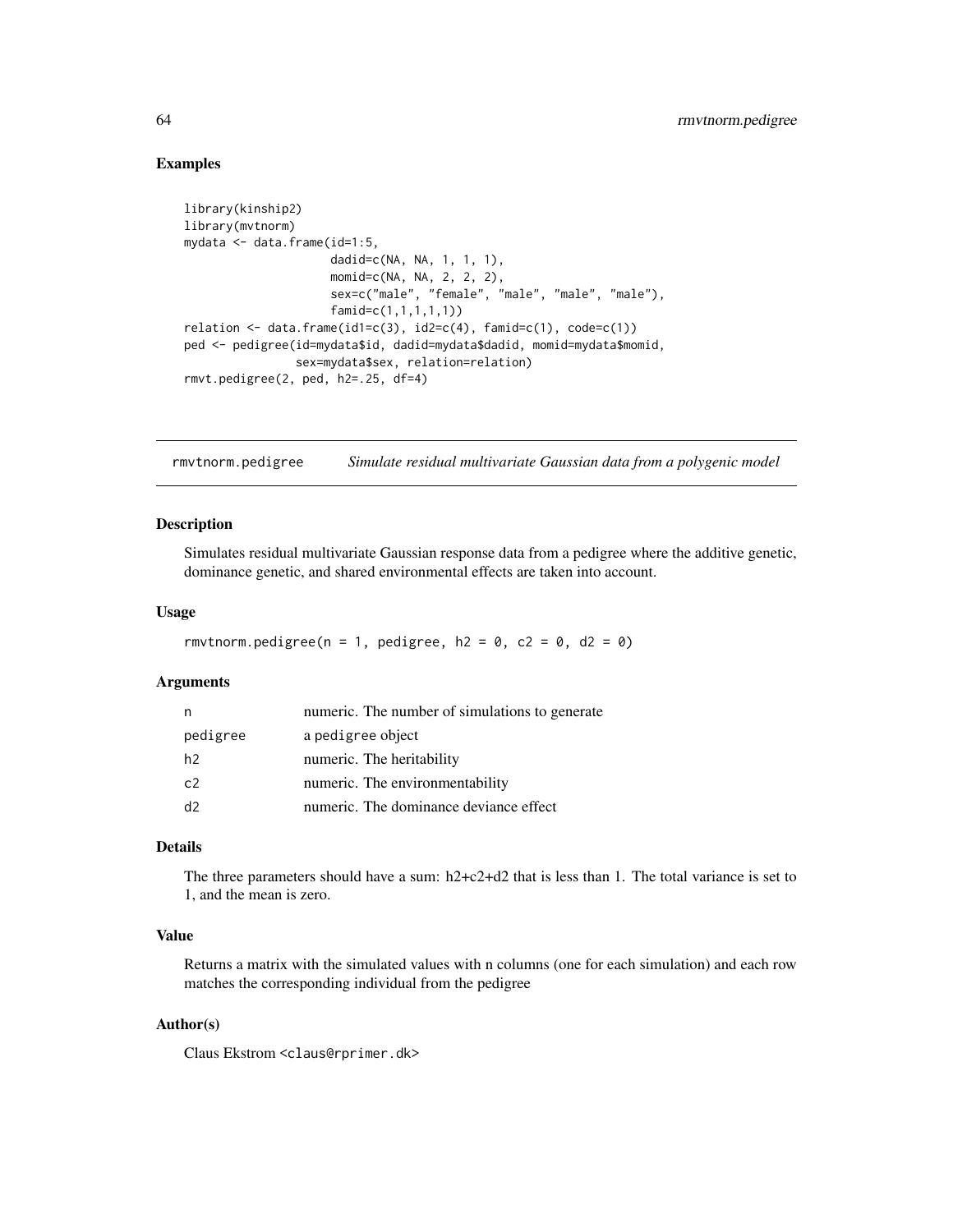## Examples

```
library(kinship2)
library(mvtnorm)
mydata <- data.frame(id=1:5,
                     dadid=c(NA, NA, 1, 1, 1),
                     momid=c(NA, NA, 2, 2, 2),
                     sex=c("male", "female", "male", "male", "male"),
                     famid=c(1,1,1,1,1))
relation <- data.frame(id1=c(3), id2=c(4), famid=c(1), code=c(1))
ped <- pedigree(id=mydata$id, dadid=mydata$dadid, momid=mydata$momid,
                sex=mydata$sex, relation=relation)
rmvt.pedigree(2, ped, h2=.25, df=4)
```

---

# rmvtnorm.pedigree    *Simulate residual multivariate Gaussian data from a polygenic model*

## Description

Simulates residual multivariate Gaussian response data from a pedigree where the additive genetic, dominance genetic, and shared environmental effects are taken into account.

## Usage

```
rmvtnorm.pedigree(n = 1, pedigree, h2 = 0, c2 = 0, d2 = 0)
```

## Arguments

| | |
|---|---|
| `n` | numeric. The number of simulations to generate |
| `pedigree` | a `pedigree` object |
| `h2` | numeric. The heritability |
| `c2` | numeric. The environmentability |
| `d2` | numeric. The dominance deviance effect |

## Details

The three parameters should have a sum: h2+c2+d2 that is less than 1. The total variance is set to 1, and the mean is zero.

## Value

Returns a matrix with the simulated values with n columns (one for each simulation) and each row matches the corresponding individual from the pedigree

## Author(s)

Claus Ekstrom <claus@rprimer.dk>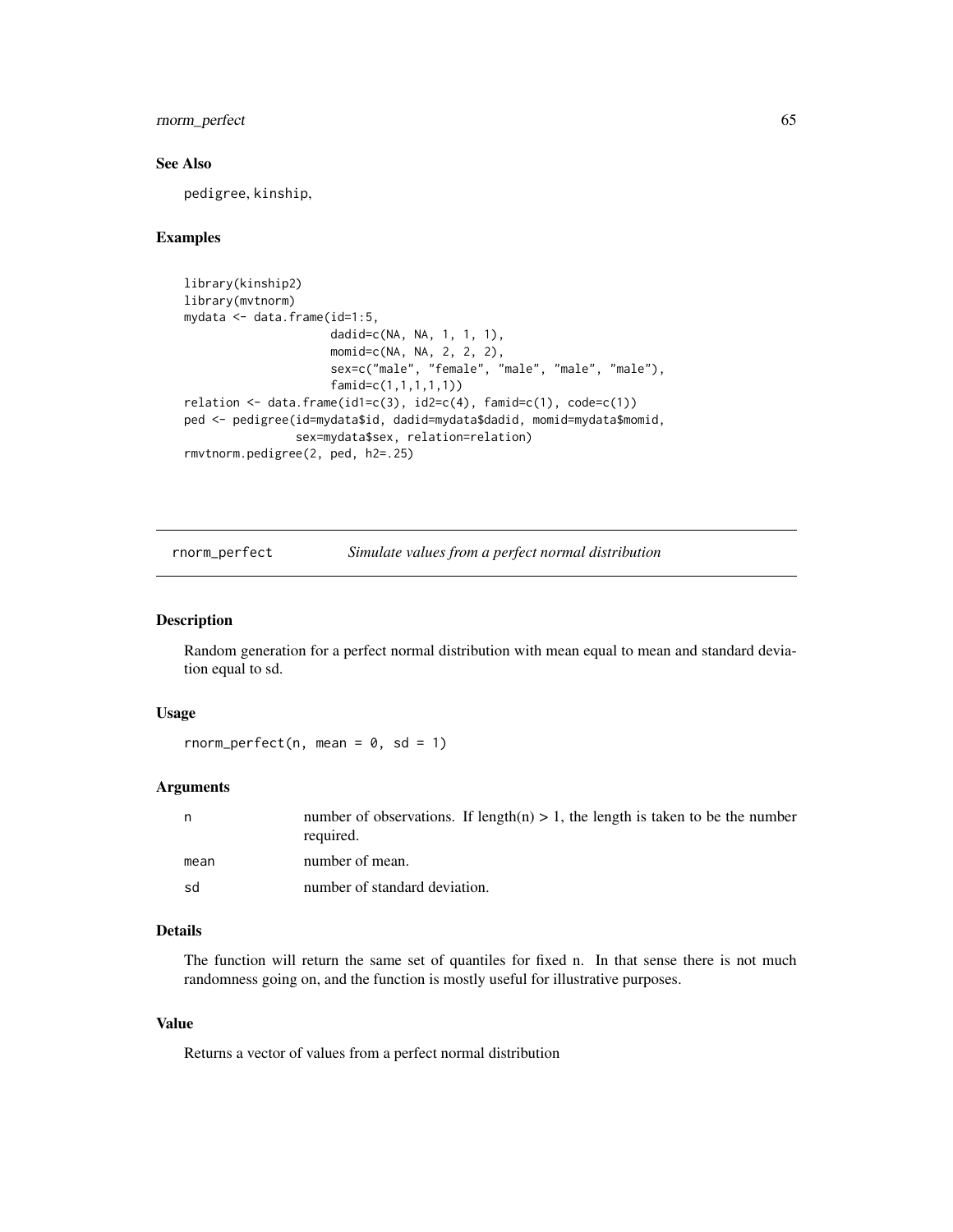## See Also

pedigree, kinship,

## Examples

```
library(kinship2)
library(mvtnorm)
mydata <- data.frame(id=1:5,
                     dadid=c(NA, NA, 1, 1, 1),
                     momid=c(NA, NA, 2, 2, 2),
                     sex=c("male", "female", "male", "male", "male"),
                     famid=c(1,1,1,1,1))
relation <- data.frame(id1=c(3), id2=c(4), famid=c(1), code=c(1))
ped <- pedigree(id=mydata$id, dadid=mydata$dadid, momid=mydata$momid,
               sex=mydata$sex, relation=relation)
rmvtnorm.pedigree(2, ped, h2=.25)
```

---

# rnorm_perfect — *Simulate values from a perfect normal distribution*

## Description

Random generation for a perfect normal distribution with mean equal to mean and standard deviation equal to sd.

## Usage

```
rnorm_perfect(n, mean = 0, sd = 1)
```

## Arguments

| | |
|---|---|
| n | number of observations. If length(n) > 1, the length is taken to be the number required. |
| mean | number of mean. |
| sd | number of standard deviation. |

## Details

The function will return the same set of quantiles for fixed n. In that sense there is not much randomness going on, and the function is mostly useful for illustrative purposes.

## Value

Returns a vector of values from a perfect normal distribution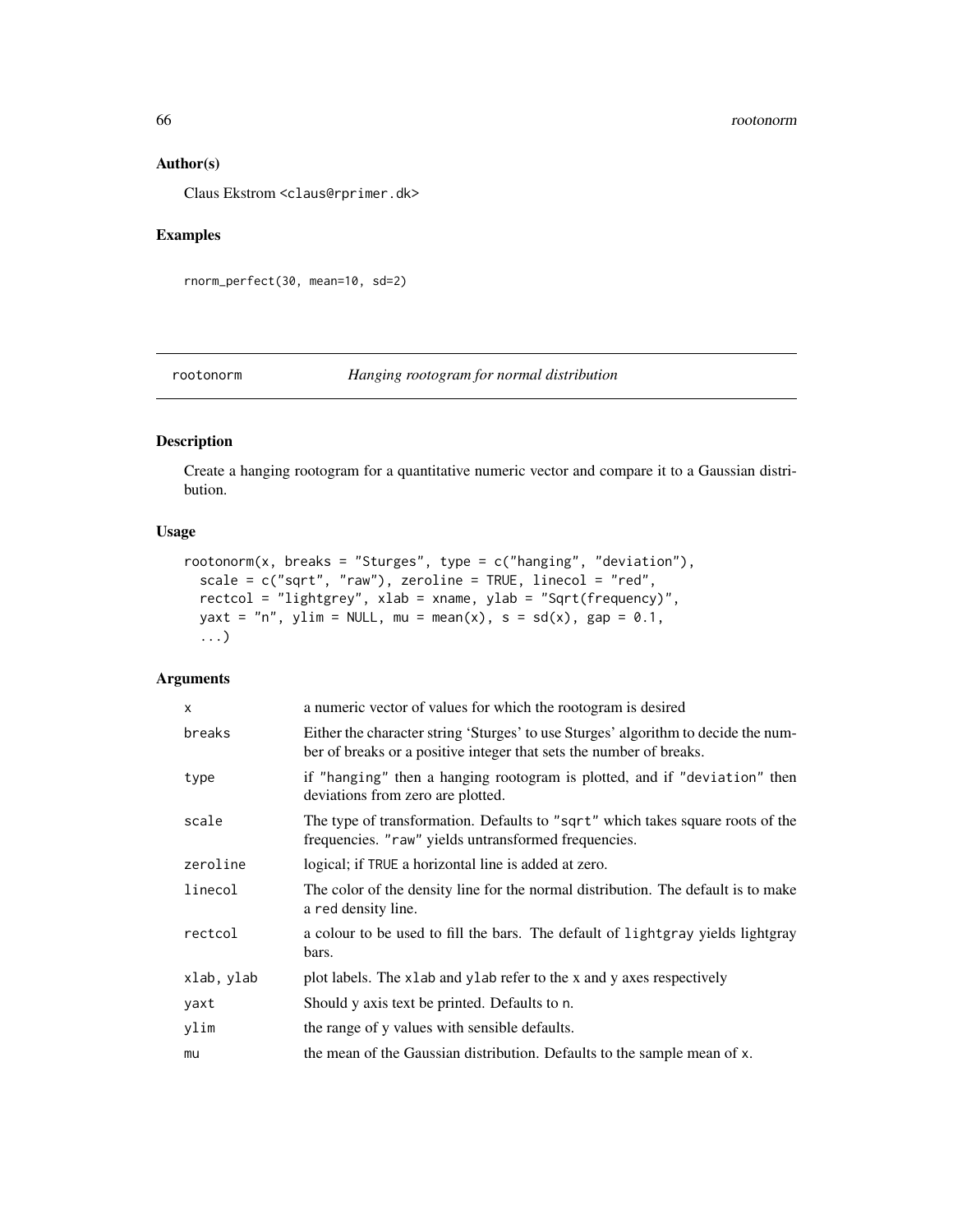## Author(s)

Claus Ekstrom <claus@rprimer.dk>

## Examples

```
rnorm_perfect(30, mean=10, sd=2)
```

---

# rootonorm — *Hanging rootogram for normal distribution*

## Description

Create a hanging rootogram for a quantitative numeric vector and compare it to a Gaussian distribution.

## Usage

```
rootonorm(x, breaks = "Sturges", type = c("hanging", "deviation"),
  scale = c("sqrt", "raw"), zeroline = TRUE, linecol = "red",
  rectcol = "lightgrey", xlab = xname, ylab = "Sqrt(frequency)",
  yaxt = "n", ylim = NULL, mu = mean(x), s = sd(x), gap = 0.1,
  ...)
```

## Arguments

| | |
|---|---|
| x | a numeric vector of values for which the rootogram is desired |
| breaks | Either the character string 'Sturges' to use Sturges' algorithm to decide the number of breaks or a positive integer that sets the number of breaks. |
| type | if "hanging" then a hanging rootogram is plotted, and if "deviation" then deviations from zero are plotted. |
| scale | The type of transformation. Defaults to "sqrt" which takes square roots of the frequencies. "raw" yields untransformed frequencies. |
| zeroline | logical; if TRUE a horizontal line is added at zero. |
| linecol | The color of the density line for the normal distribution. The default is to make a red density line. |
| rectcol | a colour to be used to fill the bars. The default of lightgray yields lightgray bars. |
| xlab, ylab | plot labels. The xlab and ylab refer to the x and y axes respectively |
| yaxt | Should y axis text be printed. Defaults to n. |
| ylim | the range of y values with sensible defaults. |
| mu | the mean of the Gaussian distribution. Defaults to the sample mean of x. |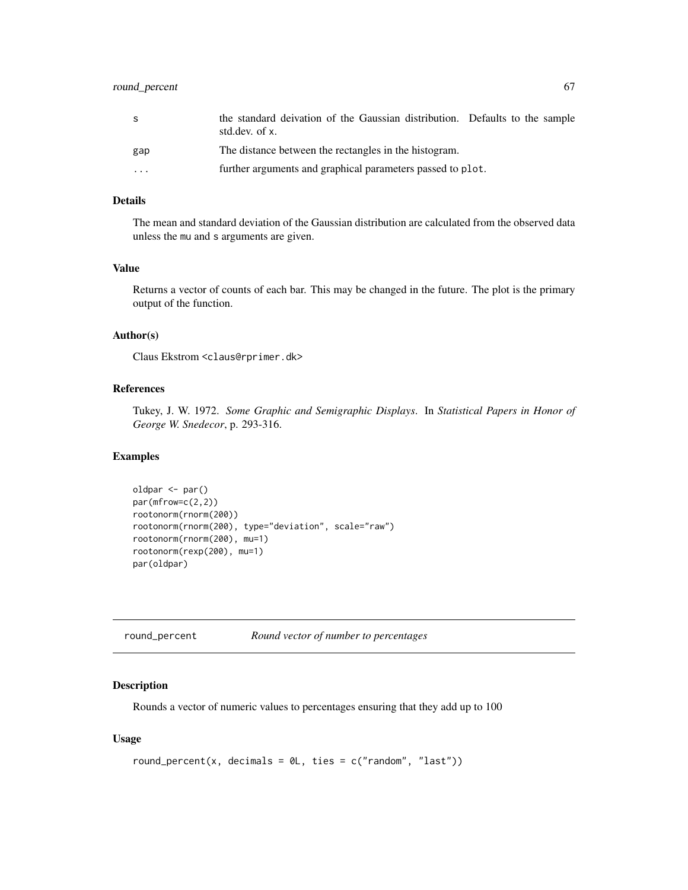| | |
|---|---|
| s | the standard deivation of the Gaussian distribution. Defaults to the sample std.dev. of x. |
| gap | The distance between the rectangles in the histogram. |
| ... | further arguments and graphical parameters passed to plot. |

### Details

The mean and standard deviation of the Gaussian distribution are calculated from the observed data unless the mu and s arguments are given.

### Value

Returns a vector of counts of each bar. This may be changed in the future. The plot is the primary output of the function.

### Author(s)

Claus Ekstrom <claus@rprimer.dk>

### References

Tukey, J. W. 1972. *Some Graphic and Semigraphic Displays*. In *Statistical Papers in Honor of George W. Snedecor*, p. 293-316.

### Examples

```
oldpar <- par()
par(mfrow=c(2,2))
rootonorm(rnorm(200))
rootonorm(rnorm(200), type="deviation", scale="raw")
rootonorm(rnorm(200), mu=1)
rootonorm(rexp(200), mu=1)
par(oldpar)
```

---

## round_percent &nbsp;&nbsp;&nbsp; *Round vector of number to percentages*

---

### Description

Rounds a vector of numeric values to percentages ensuring that they add up to 100

### Usage

```
round_percent(x, decimals = 0L, ties = c("random", "last"))
```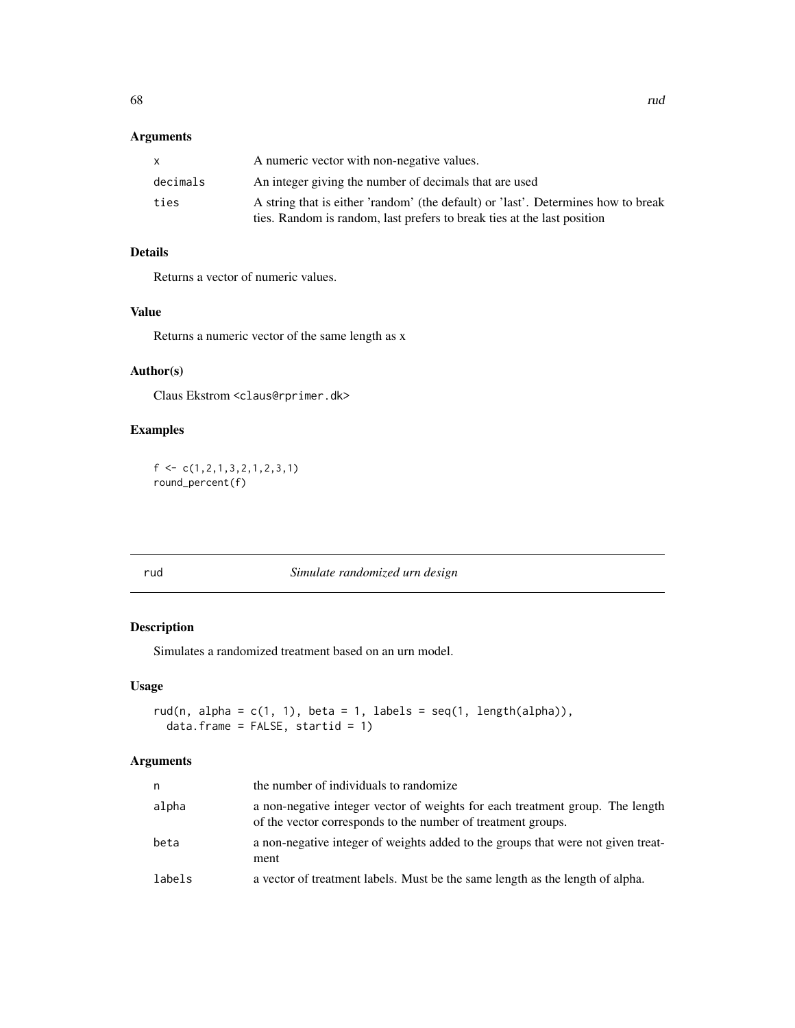## Arguments

| | |
|---|---|
| x | A numeric vector with non-negative values. |
| decimals | An integer giving the number of decimals that are used |
| ties | A string that is either 'random' (the default) or 'last'. Determines how to break ties. Random is random, last prefers to break ties at the last position |

## Details

Returns a vector of numeric values.

## Value

Returns a numeric vector of the same length as x

## Author(s)

Claus Ekstrom <claus@rprimer.dk>

## Examples

```
f <- c(1,2,1,3,2,1,2,3,1)
round_percent(f)
```

---

# rud *Simulate randomized urn design*

---

## Description

Simulates a randomized treatment based on an urn model.

## Usage

```
rud(n, alpha = c(1, 1), beta = 1, labels = seq(1, length(alpha)),
  data.frame = FALSE, startid = 1)
```

## Arguments

| | |
|---|---|
| n | the number of individuals to randomize |
| alpha | a non-negative integer vector of weights for each treatment group. The length of the vector corresponds to the number of treatment groups. |
| beta | a non-negative integer of weights added to the groups that were not given treatment |
| labels | a vector of treatment labels. Must be the same length as the length of alpha. |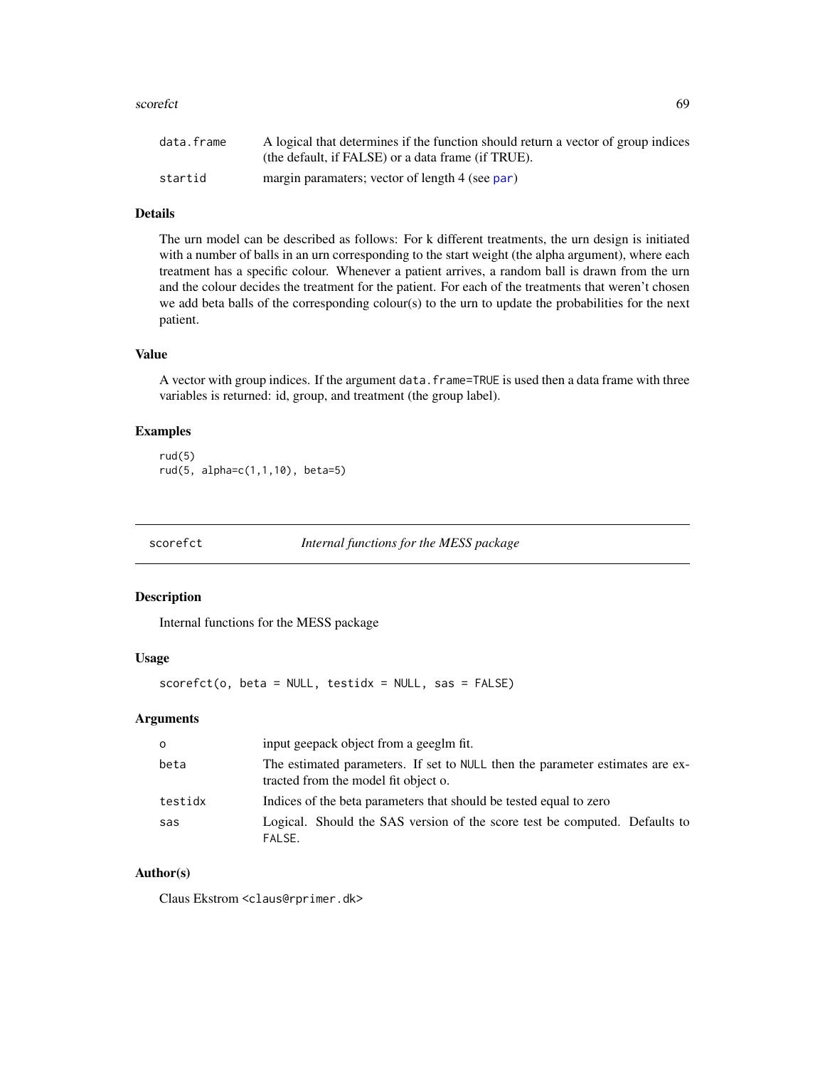| | |
|---|---|
| data.frame | A logical that determines if the function should return a vector of group indices (the default, if FALSE) or a data frame (if TRUE). |
| startid | margin paramaters; vector of length 4 (see par) |

### Details

The urn model can be described as follows: For k different treatments, the urn design is initiated with a number of balls in an urn corresponding to the start weight (the alpha argument), where each treatment has a specific colour. Whenever a patient arrives, a random ball is drawn from the urn and the colour decides the treatment for the patient. For each of the treatments that weren't chosen we add beta balls of the corresponding colour(s) to the urn to update the probabilities for the next patient.

### Value

A vector with group indices. If the argument `data.frame=TRUE` is used then a data frame with three variables is returned: id, group, and treatment (the group label).

### Examples

```
rud(5)
rud(5, alpha=c(1,1,10), beta=5)
```

---

## scorefct — *Internal functions for the MESS package*

---

### Description

Internal functions for the MESS package

### Usage

```
scorefct(o, beta = NULL, testidx = NULL, sas = FALSE)
```

### Arguments

| | |
|---|---|
| o | input geepack object from a geeglm fit. |
| beta | The estimated parameters. If set to `NULL` then the parameter estimates are extracted from the model fit object o. |
| testidx | Indices of the beta parameters that should be tested equal to zero |
| sas | Logical. Should the SAS version of the score test be computed. Defaults to `FALSE`. |

### Author(s)

Claus Ekstrom <claus@rprimer.dk>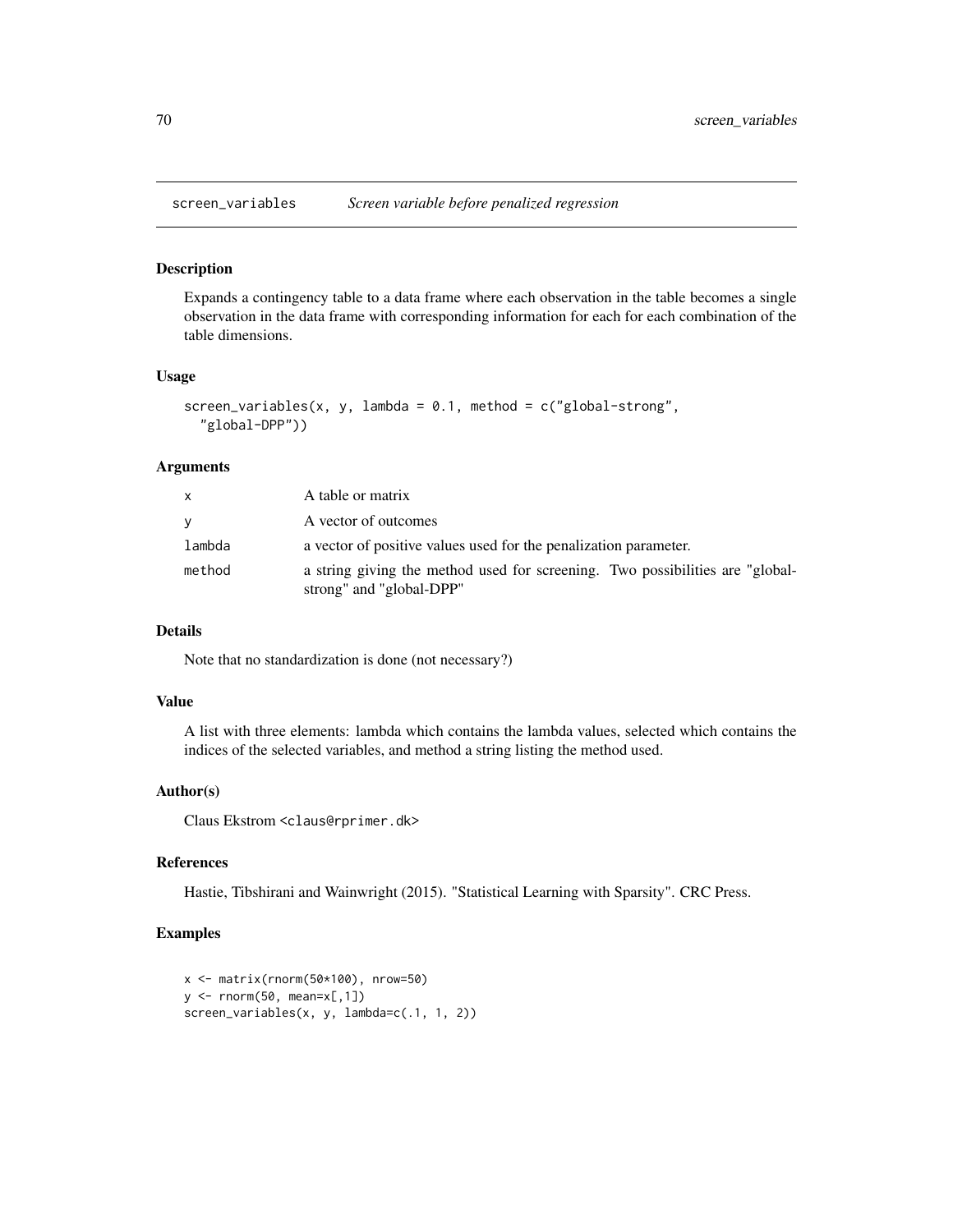## screen_variables *Screen variable before penalized regression*

### Description

Expands a contingency table to a data frame where each observation in the table becomes a single observation in the data frame with corresponding information for each for each combination of the table dimensions.

### Usage

```
screen_variables(x, y, lambda = 0.1, method = c("global-strong",
  "global-DPP"))
```

### Arguments

| | |
|---|---|
| x | A table or matrix |
| y | A vector of outcomes |
| lambda | a vector of positive values used for the penalization parameter. |
| method | a string giving the method used for screening. Two possibilities are "global-strong" and "global-DPP" |

### Details

Note that no standardization is done (not necessary?)

### Value

A list with three elements: lambda which contains the lambda values, selected which contains the indices of the selected variables, and method a string listing the method used.

### Author(s)

Claus Ekstrom <claus@rprimer.dk>

### References

Hastie, Tibshirani and Wainwright (2015). "Statistical Learning with Sparsity". CRC Press.

### Examples

```
x <- matrix(rnorm(50*100), nrow=50)
y <- rnorm(50, mean=x[,1])
screen_variables(x, y, lambda=c(.1, 1, 2))
```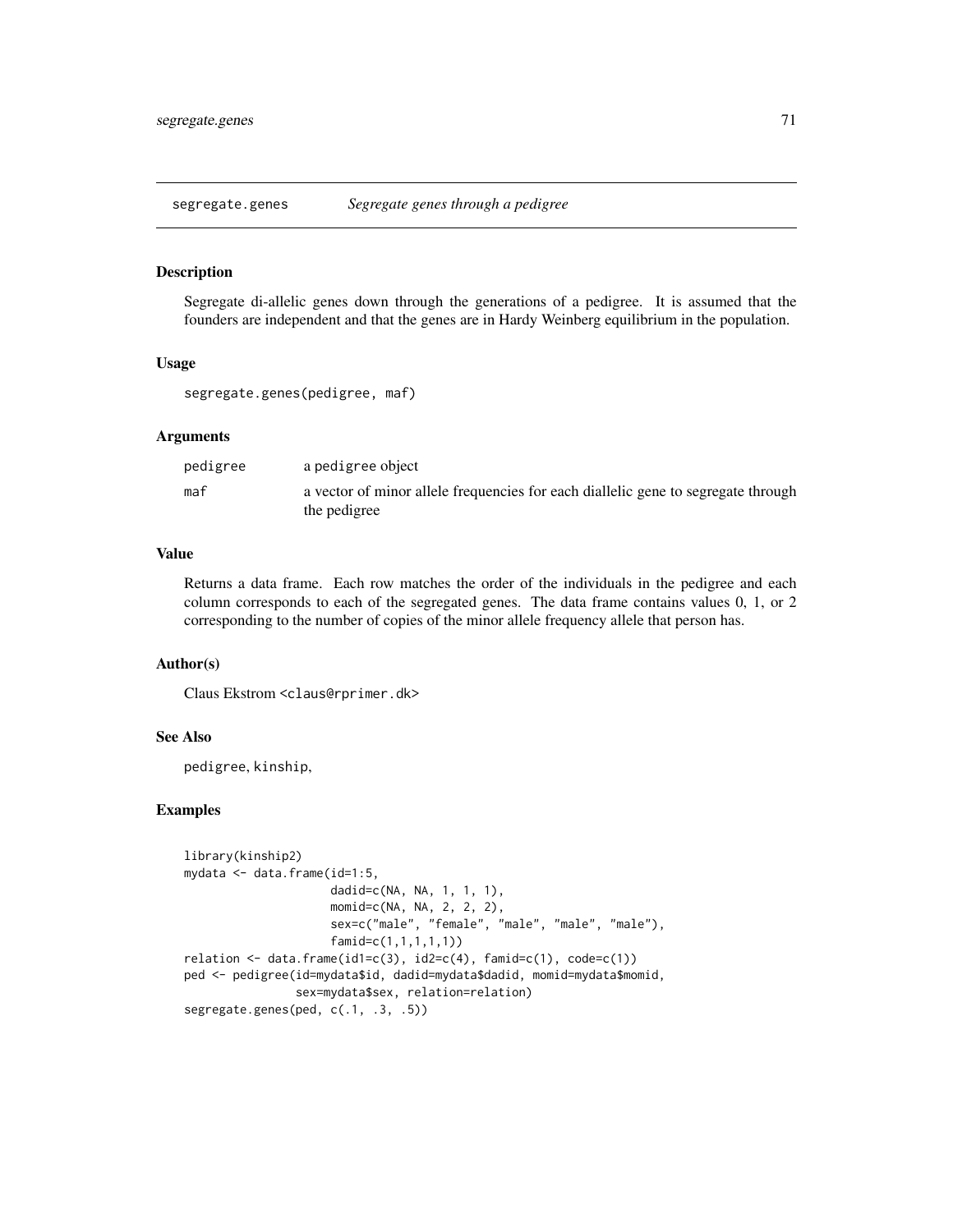# segregate.genes *Segregate genes through a pedigree*

## Description

Segregate di-allelic genes down through the generations of a pedigree. It is assumed that the founders are independent and that the genes are in Hardy Weinberg equilibrium in the population.

## Usage

```
segregate.genes(pedigree, maf)
```

## Arguments

| | |
|---|---|
| pedigree | a pedigree object |
| maf | a vector of minor allele frequencies for each diallelic gene to segregate through the pedigree |

## Value

Returns a data frame. Each row matches the order of the individuals in the pedigree and each column corresponds to each of the segregated genes. The data frame contains values 0, 1, or 2 corresponding to the number of copies of the minor allele frequency allele that person has.

## Author(s)

Claus Ekstrom <claus@rprimer.dk>

## See Also

pedigree, kinship,

## Examples

```
library(kinship2)
mydata <- data.frame(id=1:5,
                     dadid=c(NA, NA, 1, 1, 1),
                     momid=c(NA, NA, 2, 2, 2),
                     sex=c("male", "female", "male", "male", "male"),
                     famid=c(1,1,1,1,1))
relation <- data.frame(id1=c(3), id2=c(4), famid=c(1), code=c(1))
ped <- pedigree(id=mydata$id, dadid=mydata$dadid, momid=mydata$momid,
                sex=mydata$sex, relation=relation)
segregate.genes(ped, c(.1, .3, .5))
```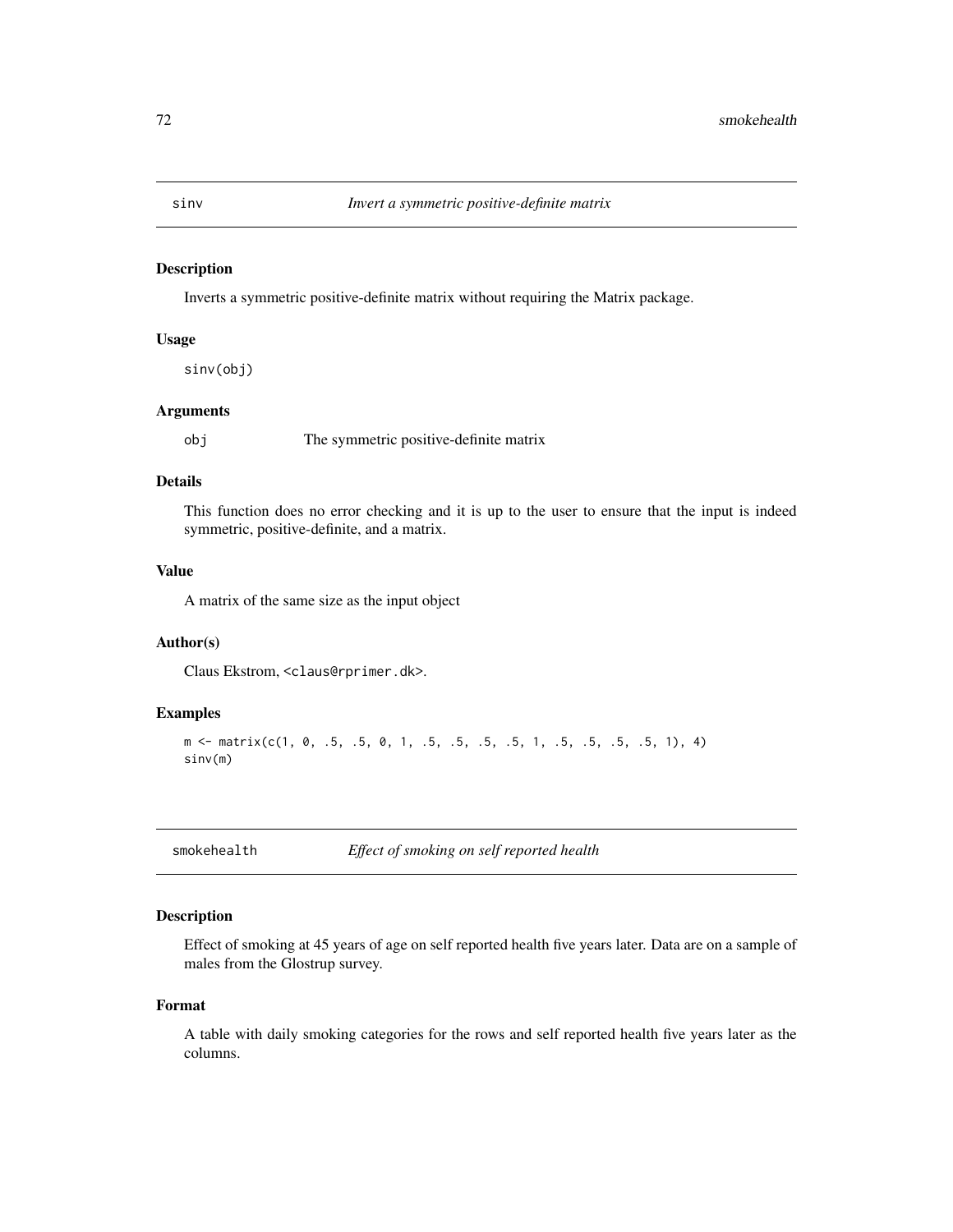## sinv — *Invert a symmetric positive-definite matrix*

### Description

Inverts a symmetric positive-definite matrix without requiring the Matrix package.

### Usage

```
sinv(obj)
```

### Arguments

| | |
|---|---|
| `obj` | The symmetric positive-definite matrix |

### Details

This function does no error checking and it is up to the user to ensure that the input is indeed symmetric, positive-definite, and a matrix.

### Value

A matrix of the same size as the input object

### Author(s)

Claus Ekstrom, <claus@rprimer.dk>.

### Examples

```
m <- matrix(c(1, 0, .5, .5, 0, 1, .5, .5, .5, .5, 1, .5, .5, .5, .5, 1), 4)
sinv(m)
```

## smokehealth — *Effect of smoking on self reported health*

### Description

Effect of smoking at 45 years of age on self reported health five years later. Data are on a sample of males from the Glostrup survey.

### Format

A table with daily smoking categories for the rows and self reported health five years later as the columns.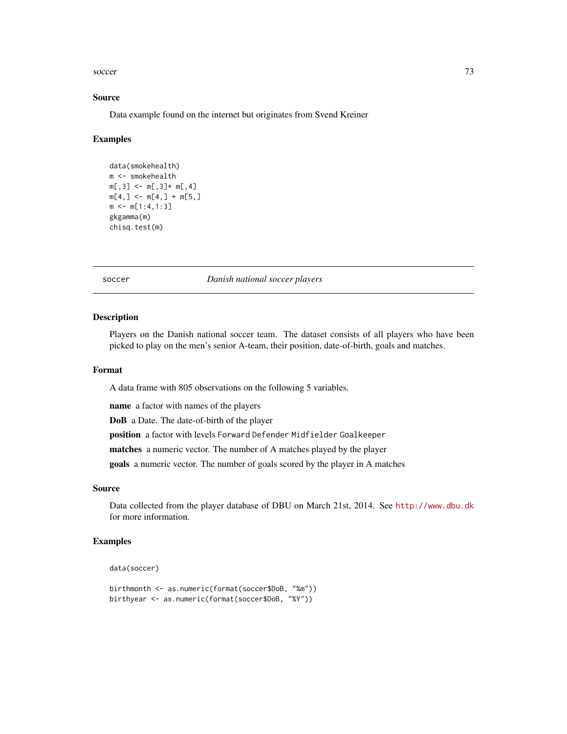## Source

Data example found on the internet but originates from Svend Kreiner

## Examples

```
data(smokehealth)
m <- smokehealth
m[,3] <- m[,3]+ m[,4]
m[4,] <- m[4,] + m[5,]
m <- m[1:4,1:3]
gkgamma(m)
chisq.test(m)
```

---

# soccer — *Danish national soccer players*

## Description

Players on the Danish national soccer team. The dataset consists of all players who have been picked to play on the men's senior A-team, their position, date-of-birth, goals and matches.

## Format

A data frame with 805 observations on the following 5 variables.

**name** a factor with names of the players

**DoB** a Date. The date-of-birth of the player

**position** a factor with levels `Forward` `Defender` `Midfielder` `Goalkeeper`

**matches** a numeric vector. The number of A matches played by the player

**goals** a numeric vector. The number of goals scored by the player in A matches

## Source

Data collected from the player database of DBU on March 21st, 2014. See http://www.dbu.dk for more information.

## Examples

```
data(soccer)

birthmonth <- as.numeric(format(soccer$DoB, "%m"))
birthyear <- as.numeric(format(soccer$DoB, "%Y"))
```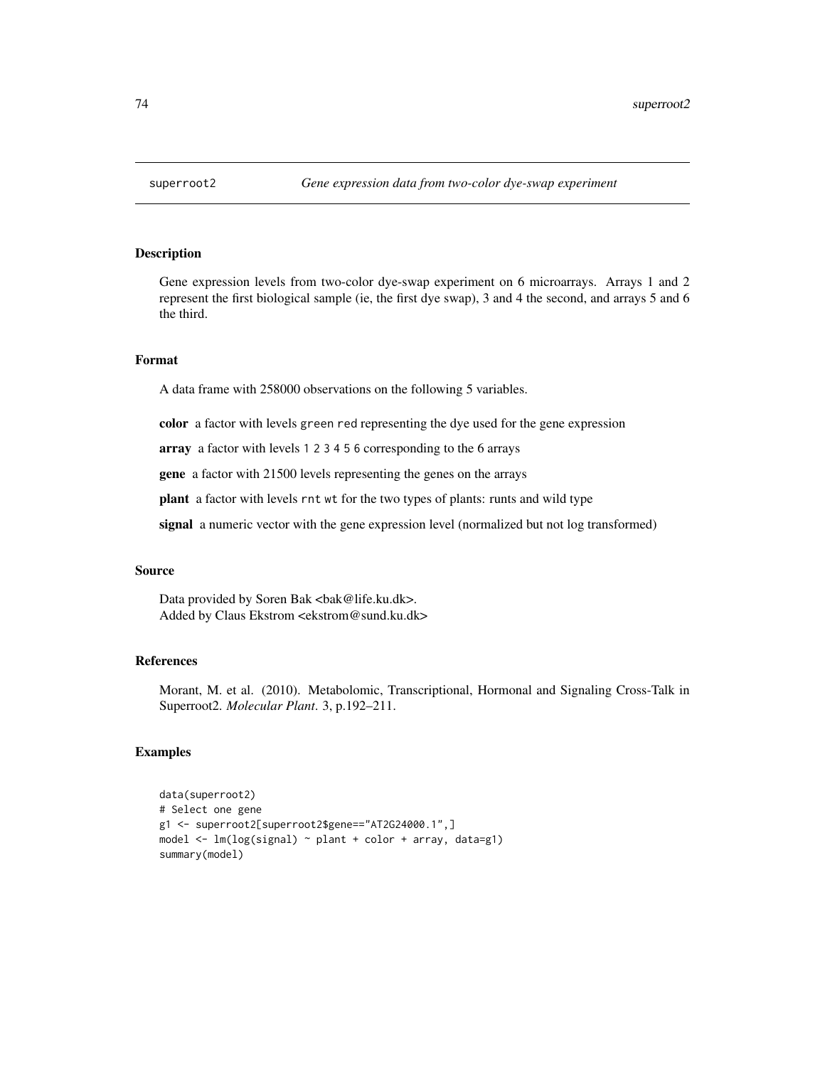superroot2 *Gene expression data from two-color dye-swap experiment*

## Description

Gene expression levels from two-color dye-swap experiment on 6 microarrays. Arrays 1 and 2 represent the first biological sample (ie, the first dye swap), 3 and 4 the second, and arrays 5 and 6 the third.

## Format

A data frame with 258000 observations on the following 5 variables.

**color** a factor with levels `green` `red` representing the dye used for the gene expression

**array** a factor with levels `1` `2` `3` `4` `5` `6` corresponding to the 6 arrays

**gene** a factor with 21500 levels representing the genes on the arrays

**plant** a factor with levels `rnt` `wt` for the two types of plants: runts and wild type

**signal** a numeric vector with the gene expression level (normalized but not log transformed)

## Source

Data provided by Soren Bak <bak@life.ku.dk>.
Added by Claus Ekstrom <ekstrom@sund.ku.dk>

## References

Morant, M. et al. (2010). Metabolomic, Transcriptional, Hormonal and Signaling Cross-Talk in Superroot2. *Molecular Plant*. 3, p.192–211.

## Examples

```
data(superroot2)
# Select one gene
g1 <- superroot2[superroot2$gene=="AT2G24000.1",]
model <- lm(log(signal) ~ plant + color + array, data=g1)
summary(model)
```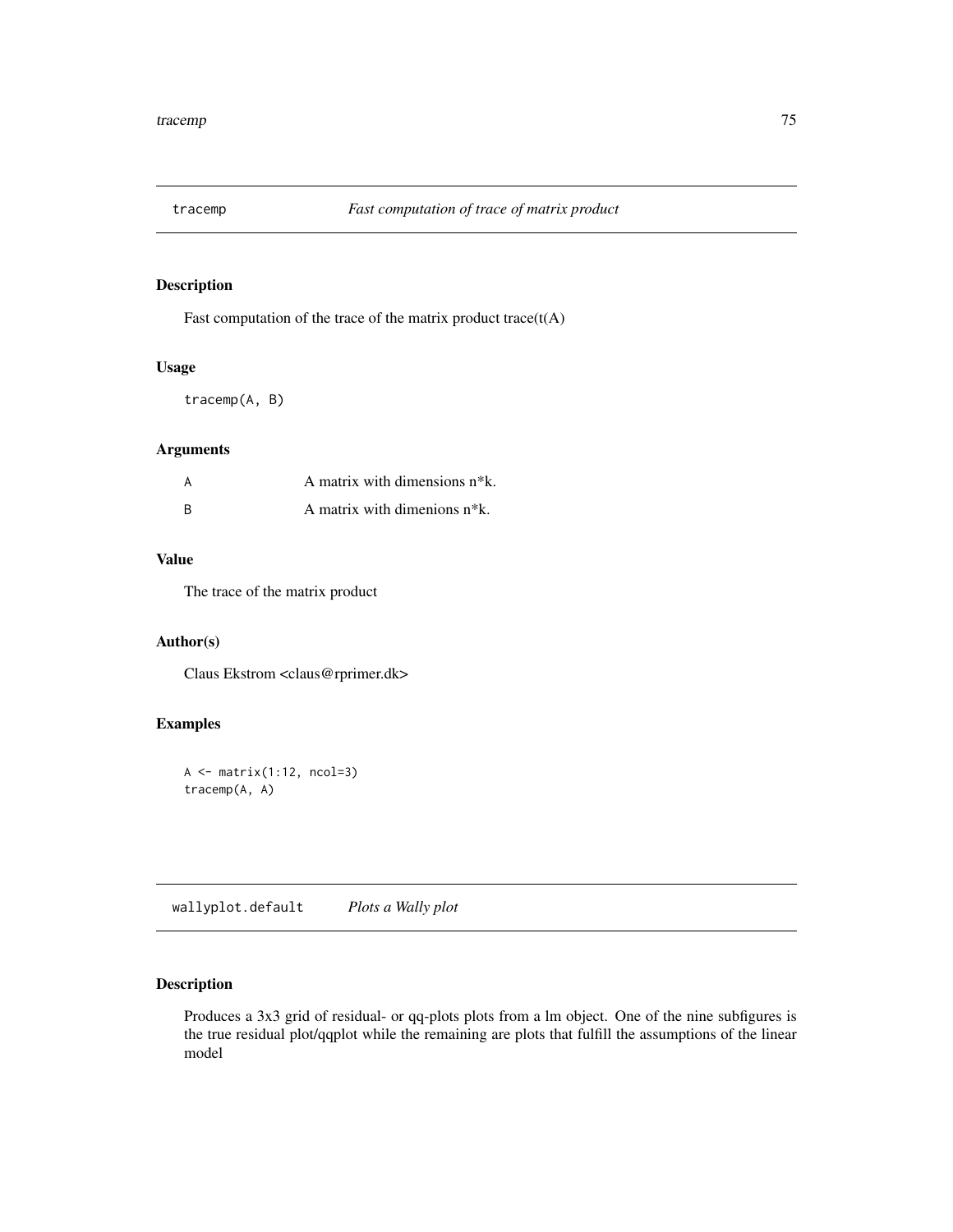## tracemp *Fast computation of trace of matrix product*

### Description

Fast computation of the trace of the matrix product trace(t(A)

### Usage

```
tracemp(A, B)
```

### Arguments

| | |
|---|---|
| A | A matrix with dimensions n*k. |
| B | A matrix with dimenions n*k. |

### Value

The trace of the matrix product

### Author(s)

Claus Ekstrom <claus@rprimer.dk>

### Examples

```
A <- matrix(1:12, ncol=3)
tracemp(A, A)
```

## wallyplot.default *Plots a Wally plot*

### Description

Produces a 3x3 grid of residual- or qq-plots plots from a lm object. One of the nine subfigures is the true residual plot/qqplot while the remaining are plots that fulfill the assumptions of the linear model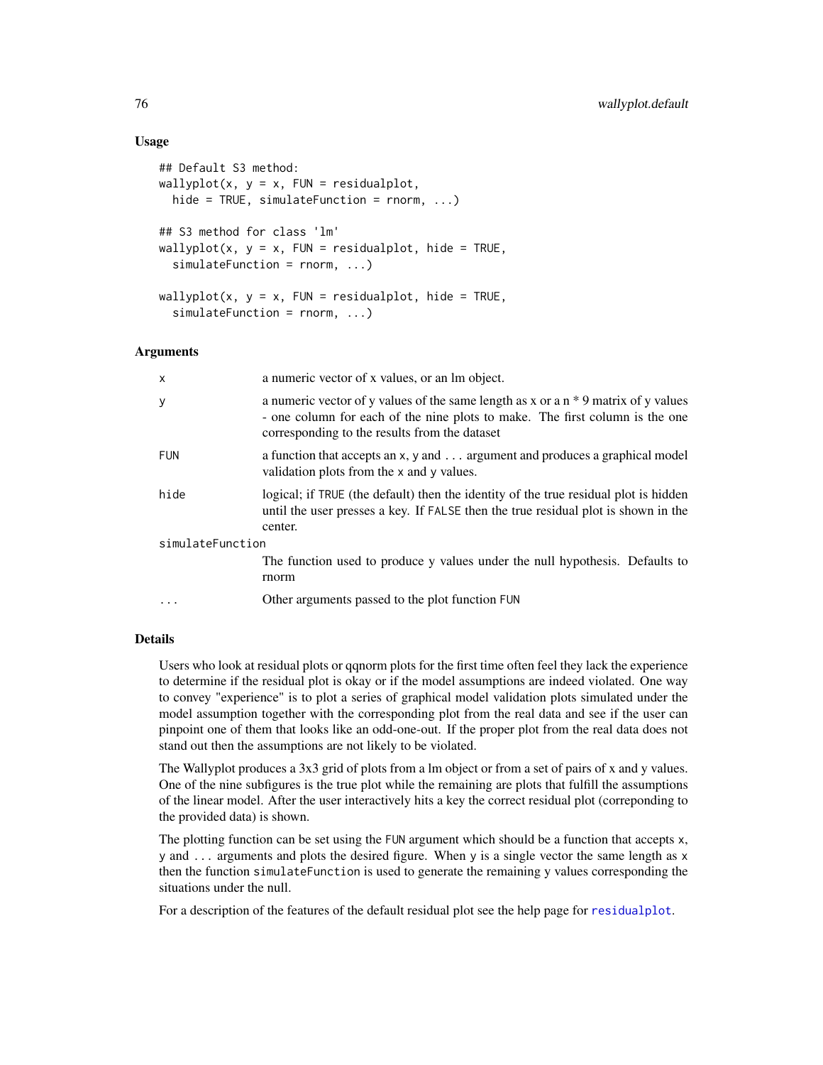## Usage

```
## Default S3 method:
wallyplot(x, y = x, FUN = residualplot,
  hide = TRUE, simulateFunction = rnorm, ...)

## S3 method for class 'lm'
wallyplot(x, y = x, FUN = residualplot, hide = TRUE,
  simulateFunction = rnorm, ...)

wallyplot(x, y = x, FUN = residualplot, hide = TRUE,
  simulateFunction = rnorm, ...)
```

## Arguments

| | |
|---|---|
| x | a numeric vector of x values, or an lm object. |
| y | a numeric vector of y values of the same length as x or a n * 9 matrix of y values - one column for each of the nine plots to make. The first column is the one corresponding to the results from the dataset |
| FUN | a function that accepts an x, y and ... argument and produces a graphical model validation plots from the x and y values. |
| hide | logical; if TRUE (the default) then the identity of the true residual plot is hidden until the user presses a key. If FALSE then the true residual plot is shown in the center. |
| simulateFunction | The function used to produce y values under the null hypothesis. Defaults to rnorm |
| ... | Other arguments passed to the plot function FUN |

## Details

Users who look at residual plots or qqnorm plots for the first time often feel they lack the experience to determine if the residual plot is okay or if the model assumptions are indeed violated. One way to convey "experience" is to plot a series of graphical model validation plots simulated under the model assumption together with the corresponding plot from the real data and see if the user can pinpoint one of them that looks like an odd-one-out. If the proper plot from the real data does not stand out then the assumptions are not likely to be violated.

The Wallyplot produces a 3x3 grid of plots from a lm object or from a set of pairs of x and y values. One of the nine subfigures is the true plot while the remaining are plots that fulfill the assumptions of the linear model. After the user interactively hits a key the correct residual plot (correponding to the provided data) is shown.

The plotting function can be set using the FUN argument which should be a function that accepts x, y and ... arguments and plots the desired figure. When y is a single vector the same length as x then the function simulateFunction is used to generate the remaining y values corresponding the situations under the null.

For a description of the features of the default residual plot see the help page for residualplot.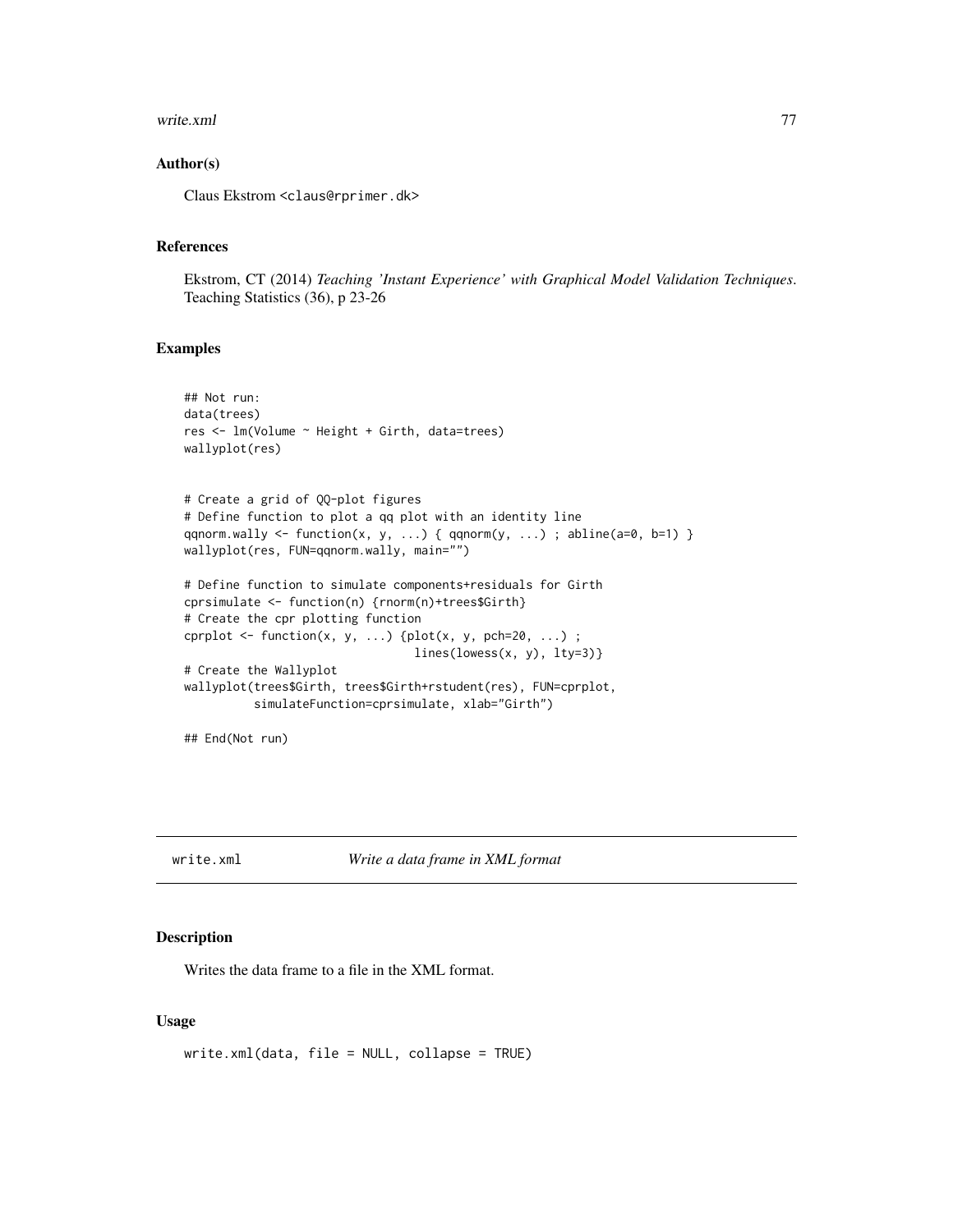### Author(s)

Claus Ekstrom <claus@rprimer.dk>

### References

Ekstrom, CT (2014) *Teaching 'Instant Experience' with Graphical Model Validation Techniques*. Teaching Statistics (36), p 23-26

### Examples

```
## Not run:
data(trees)
res <- lm(Volume ~ Height + Girth, data=trees)
wallyplot(res)


# Create a grid of QQ-plot figures
# Define function to plot a qq plot with an identity line
qqnorm.wally <- function(x, y, ...) { qqnorm(y, ...) ; abline(a=0, b=1) }
wallyplot(res, FUN=qqnorm.wally, main="")

# Define function to simulate components+residuals for Girth
cprsimulate <- function(n) {rnorm(n)+trees$Girth}
# Create the cpr plotting function
cprplot <- function(x, y, ...) {plot(x, y, pch=20, ...) ;
                                 lines(lowess(x, y), lty=3)}
# Create the Wallyplot
wallyplot(trees$Girth, trees$Girth+rstudent(res), FUN=cprplot,
          simulateFunction=cprsimulate, xlab="Girth")

## End(Not run)
```

---

## write.xml *Write a data frame in XML format*

### Description

Writes the data frame to a file in the XML format.

### Usage

```
write.xml(data, file = NULL, collapse = TRUE)
```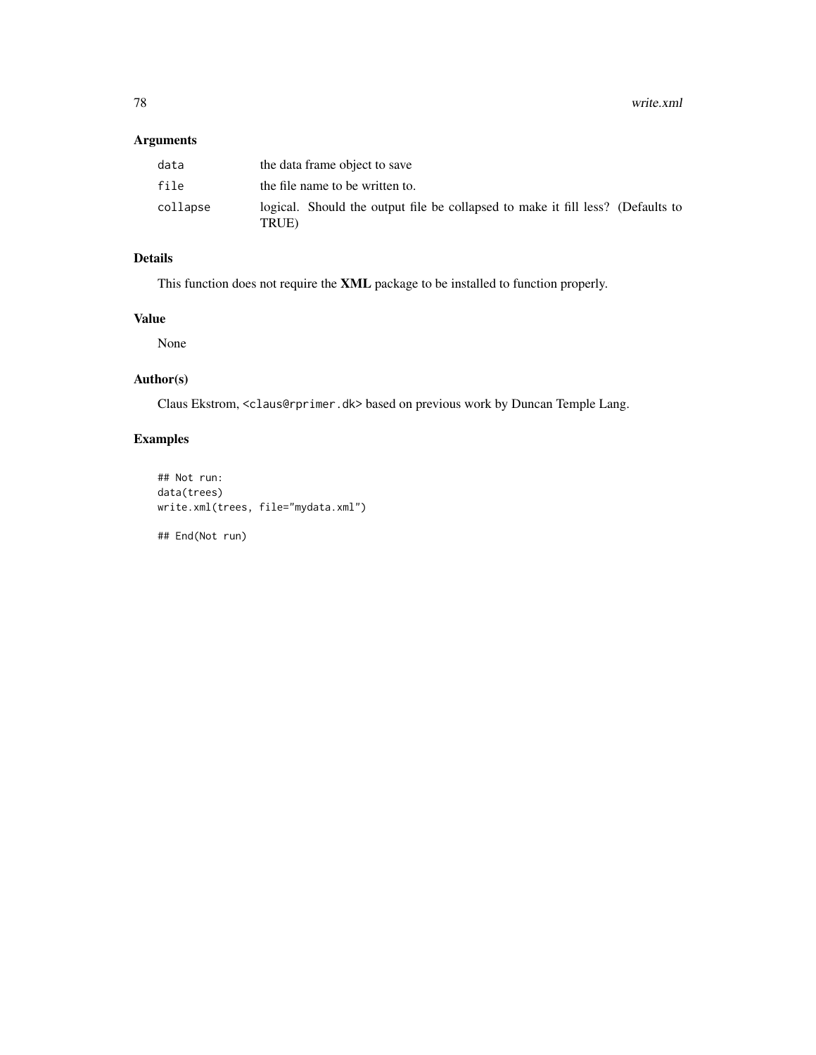## Arguments

| | |
|---|---|
| `data` | the data frame object to save |
| `file` | the file name to be written to. |
| `collapse` | logical. Should the output file be collapsed to make it fill less? (Defaults to TRUE) |

## Details

This function does not require the **XML** package to be installed to function properly.

## Value

None

## Author(s)

Claus Ekstrom, `<claus@rprimer.dk>` based on previous work by Duncan Temple Lang.

## Examples

```
## Not run:
data(trees)
write.xml(trees, file="mydata.xml")

## End(Not run)
```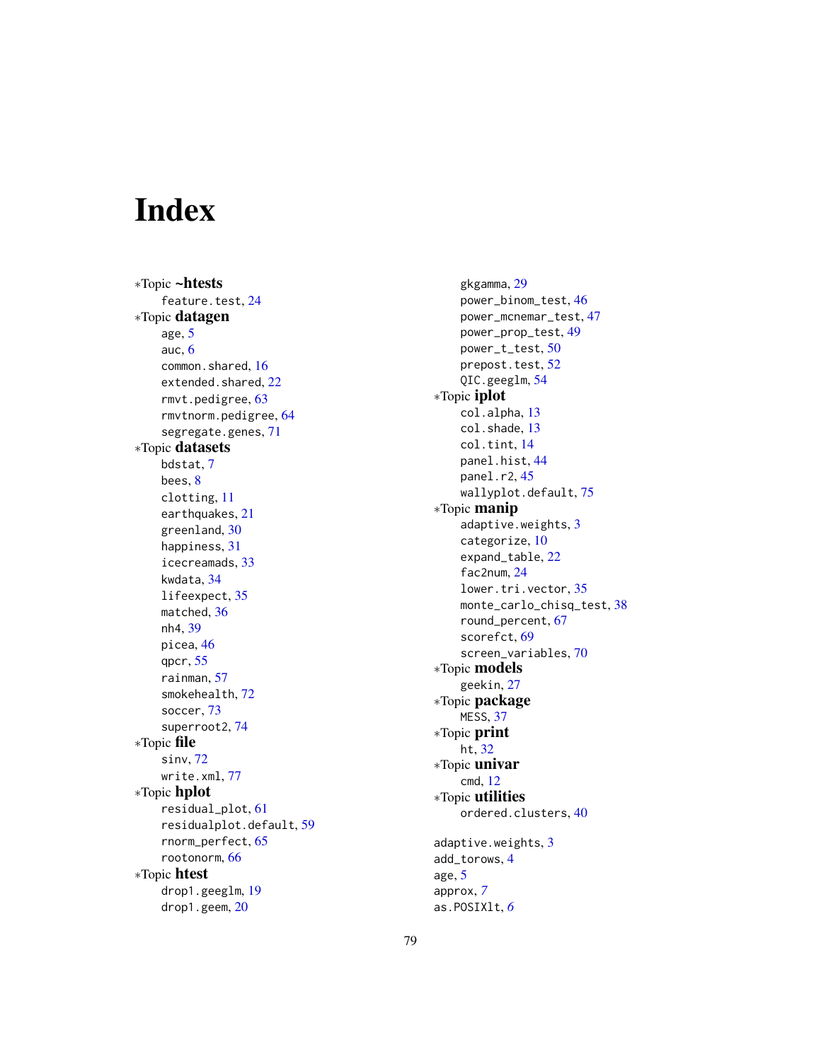# Index

*Topic **~htests**
  feature.test, 24
*Topic **datagen**
  age, 5
  auc, 6
  common.shared, 16
  extended.shared, 22
  rmvt.pedigree, 63
  rmvtnorm.pedigree, 64
  segregate.genes, 71
*Topic **datasets**
  bdstat, 7
  bees, 8
  clotting, 11
  earthquakes, 21
  greenland, 30
  happiness, 31
  icecreamads, 33
  kwdata, 34
  lifeexpect, 35
  matched, 36
  nh4, 39
  picea, 46
  qpcr, 55
  rainman, 57
  smokehealth, 72
  soccer, 73
  superroot2, 74
*Topic **file**
  sinv, 72
  write.xml, 77
*Topic **hplot**
  residual_plot, 61
  residualplot.default, 59
  rnorm_perfect, 65
  rootonorm, 66
*Topic **htest**
  drop1.geeglm, 19
  drop1.geem, 20
  gkgamma, 29
  power_binom_test, 46
  power_mcnemar_test, 47
  power_prop_test, 49
  power_t_test, 50
  prepost.test, 52
  QIC.geeglm, 54
*Topic **iplot**
  col.alpha, 13
  col.shade, 13
  col.tint, 14
  panel.hist, 44
  panel.r2, 45
  wallyplot.default, 75
*Topic **manip**
  adaptive.weights, 3
  categorize, 10
  expand_table, 22
  fac2num, 24
  lower.tri.vector, 35
  monte_carlo_chisq_test, 38
  round_percent, 67
  scorefct, 69
  screen_variables, 70
*Topic **models**
  geekin, 27
*Topic **package**
  MESS, 37
*Topic **print**
  ht, 32
*Topic **univar**
  cmd, 12
*Topic **utilities**
  ordered.clusters, 40

adaptive.weights, 3
add_torows, 4
age, 5
approx, *7*
as.POSIXlt, *6*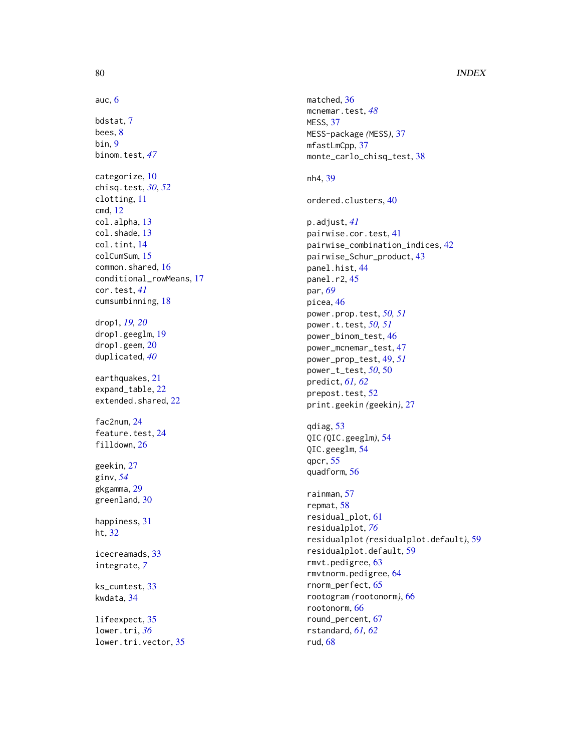auc, 6

bdstat, 7
bees, 8
bin, 9
binom.test, *47*

categorize, 10
chisq.test, *30*, *52*
clotting, 11
cmd, 12
col.alpha, 13
col.shade, 13
col.tint, 14
colCumSum, 15
common.shared, 16
conditional_rowMeans, 17
cor.test, *41*
cumsumbinning, 18

drop1, *19*, *20*
drop1.geeglm, 19
drop1.geem, 20
duplicated, *40*

earthquakes, 21
expand_table, 22
extended.shared, 22

fac2num, 24
feature.test, 24
filldown, 26

geekin, 27
ginv, *54*
gkgamma, 29
greenland, 30

happiness, 31
ht, 32

icecreamads, 33
integrate, *7*

ks_cumtest, 33
kwdata, 34

lifeexpect, 35
lower.tri, *36*
lower.tri.vector, 35

matched, 36
mcnemar.test, *48*
MESS, 37
MESS-package *(*MESS*)*, 37
mfastLmCpp, 37
monte_carlo_chisq_test, 38

nh4, 39

ordered.clusters, 40

p.adjust, *41*
pairwise.cor.test, 41
pairwise_combination_indices, 42
pairwise_Schur_product, 43
panel.hist, 44
panel.r2, 45
par, *69*
picea, 46
power.prop.test, *50*, *51*
power.t.test, *50*, *51*
power_binom_test, 46
power_mcnemar_test, 47
power_prop_test, 49, *51*
power_t_test, *50*, 50
predict, *61*, *62*
prepost.test, 52
print.geekin *(*geekin*)*, 27

qdiag, 53
QIC *(*QIC.geeglm*)*, 54
QIC.geeglm, 54
qpcr, 55
quadform, 56

rainman, 57
repmat, 58
residual_plot, 61
residualplot, *76*
residualplot *(*residualplot.default*)*, 59
residualplot.default, 59
rmvt.pedigree, 63
rmvtnorm.pedigree, 64
rnorm_perfect, 65
rootogram *(*rootonorm*)*, 66
rootonorm, 66
round_percent, 67
rstandard, *61*, *62*
rud, 68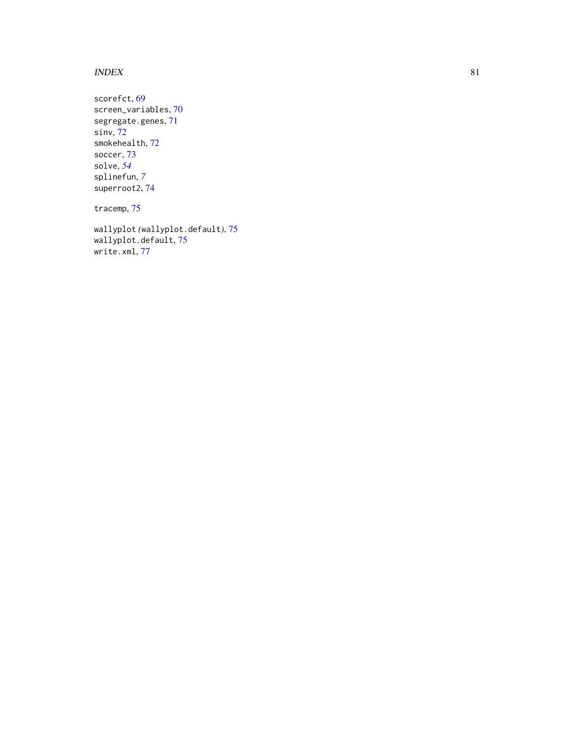scorefct, 69
screen_variables, 70
segregate.genes, 71
sinv, 72
smokehealth, 72
soccer, 73
solve, *54*
splinefun, *7*
superroot2, 74

tracemp, 75

wallyplot *(*wallyplot.default*)*, 75
wallyplot.default, 75
write.xml, 77